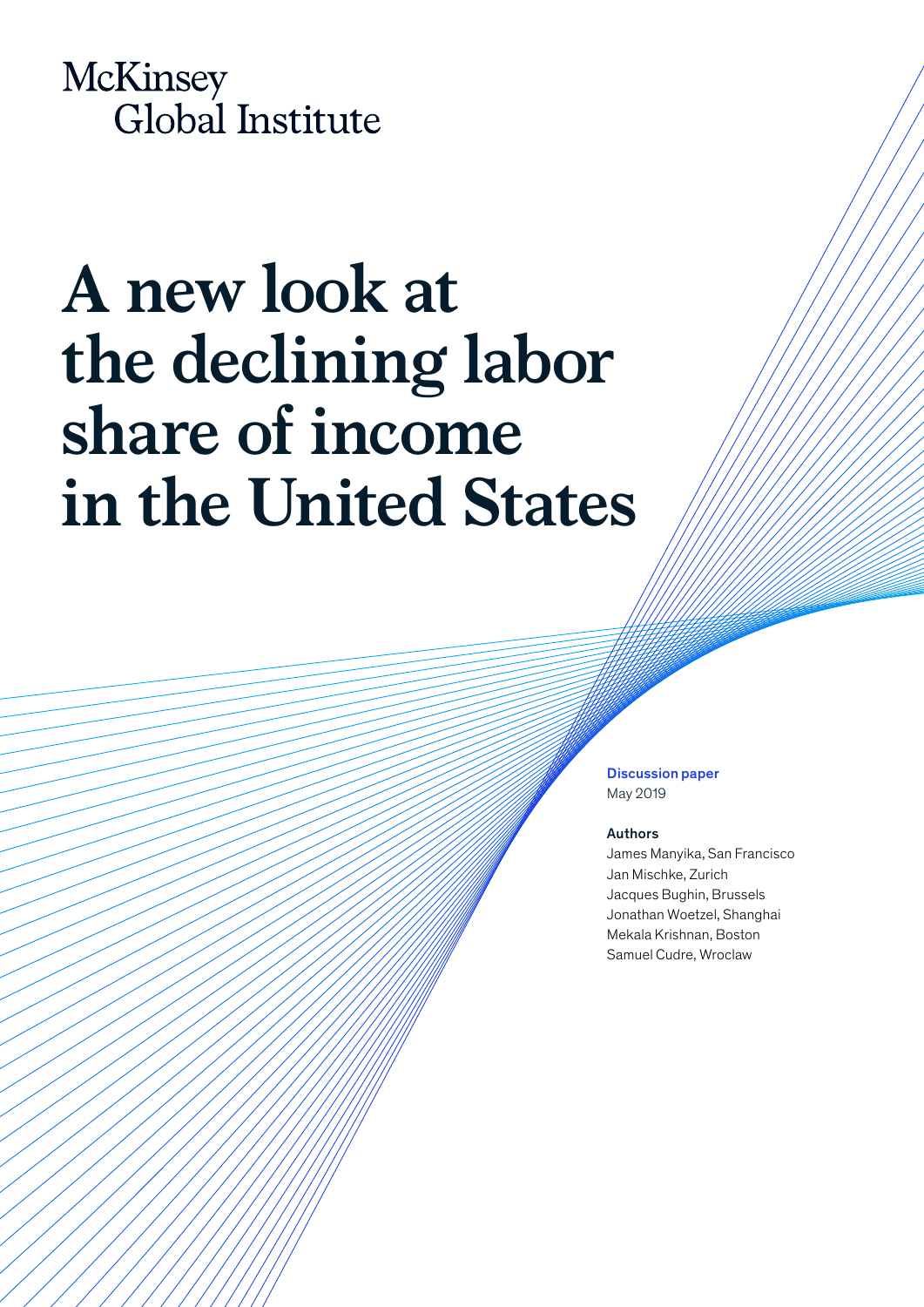McKinsey Global Institute

# A new look at the declining labor share of income in the United States

**Discussion paper**
May 2019

**Authors**
James Manyika, San Francisco
Jan Mischke, Zurich
Jacques Bughin, Brussels
Jonathan Woetzel, Shanghai
Mekala Krishnan, Boston
Samuel Cudre, Wroclaw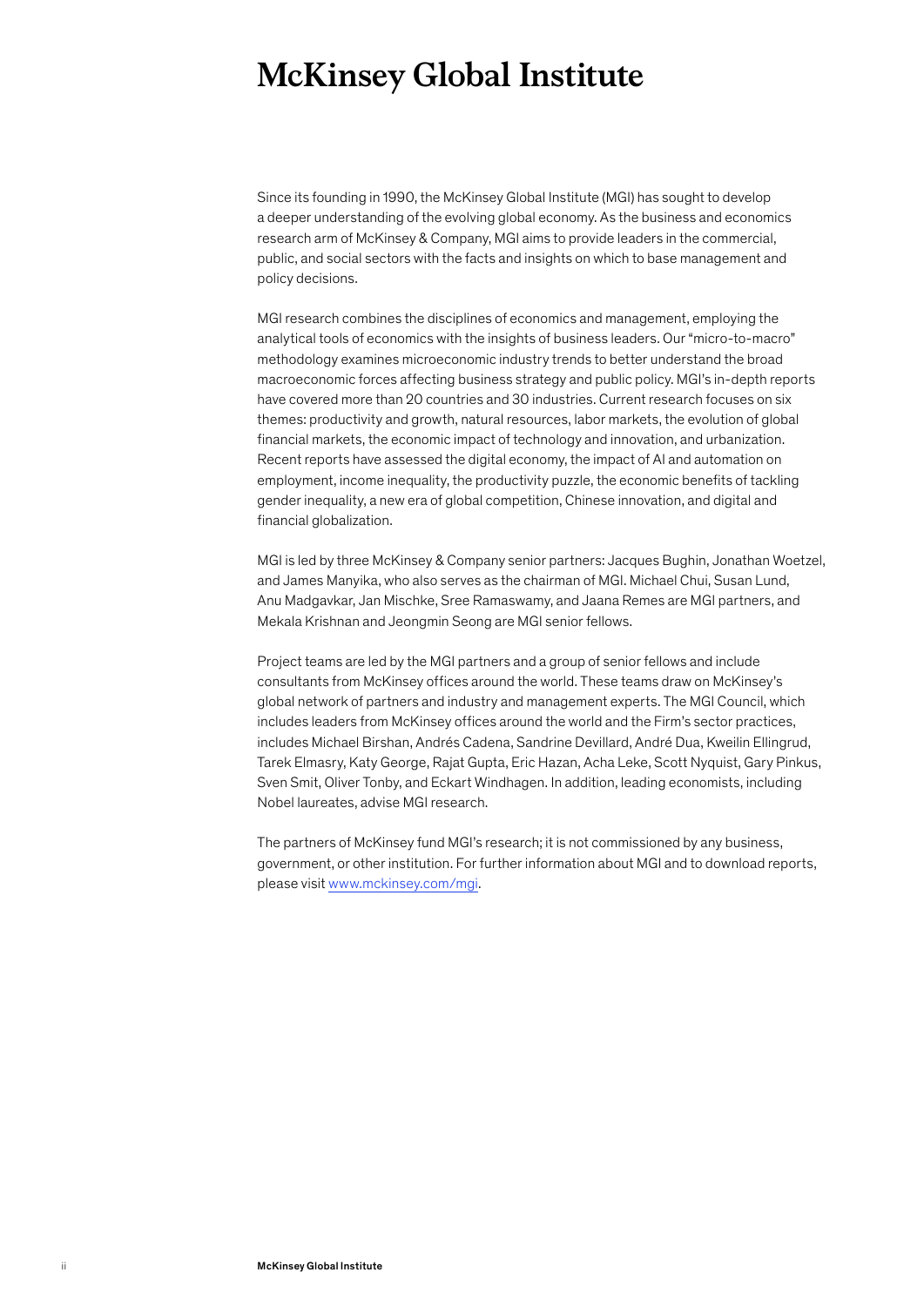# McKinsey Global Institute

Since its founding in 1990, the McKinsey Global Institute (MGI) has sought to develop a deeper understanding of the evolving global economy. As the business and economics research arm of McKinsey & Company, MGI aims to provide leaders in the commercial, public, and social sectors with the facts and insights on which to base management and policy decisions.

MGI research combines the disciplines of economics and management, employing the analytical tools of economics with the insights of business leaders. Our "micro-to-macro" methodology examines microeconomic industry trends to better understand the broad macroeconomic forces affecting business strategy and public policy. MGI's in-depth reports have covered more than 20 countries and 30 industries. Current research focuses on six themes: productivity and growth, natural resources, labor markets, the evolution of global financial markets, the economic impact of technology and innovation, and urbanization. Recent reports have assessed the digital economy, the impact of AI and automation on employment, income inequality, the productivity puzzle, the economic benefits of tackling gender inequality, a new era of global competition, Chinese innovation, and digital and financial globalization.

MGI is led by three McKinsey & Company senior partners: Jacques Bughin, Jonathan Woetzel, and James Manyika, who also serves as the chairman of MGI. Michael Chui, Susan Lund, Anu Madgavkar, Jan Mischke, Sree Ramaswamy, and Jaana Remes are MGI partners, and Mekala Krishnan and Jeongmin Seong are MGI senior fellows.

Project teams are led by the MGI partners and a group of senior fellows and include consultants from McKinsey offices around the world. These teams draw on McKinsey's global network of partners and industry and management experts. The MGI Council, which includes leaders from McKinsey offices around the world and the Firm's sector practices, includes Michael Birshan, Andrés Cadena, Sandrine Devillard, André Dua, Kweilin Ellingrud, Tarek Elmasry, Katy George, Rajat Gupta, Eric Hazan, Acha Leke, Scott Nyquist, Gary Pinkus, Sven Smit, Oliver Tonby, and Eckart Windhagen. In addition, leading economists, including Nobel laureates, advise MGI research.

The partners of McKinsey fund MGI's research; it is not commissioned by any business, government, or other institution. For further information about MGI and to download reports, please visit www.mckinsey.com/mgi.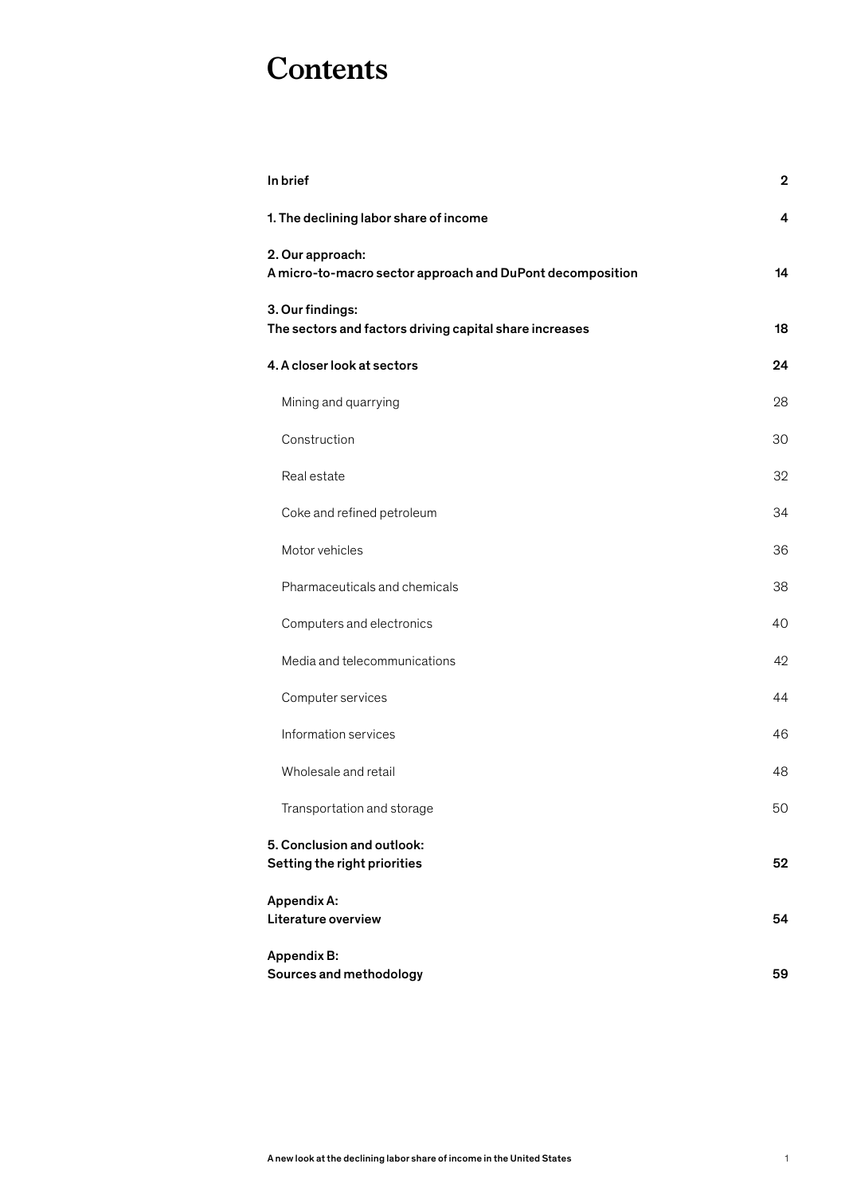# Contents

| | |
|---|---|
| **In brief** | **2** |
| **1. The declining labor share of income** | **4** |
| **2. Our approach: A micro-to-macro sector approach and DuPont decomposition** | **14** |
| **3. Our findings: The sectors and factors driving capital share increases** | **18** |
| **4. A closer look at sectors** | **24** |
| Mining and quarrying | 28 |
| Construction | 30 |
| Real estate | 32 |
| Coke and refined petroleum | 34 |
| Motor vehicles | 36 |
| Pharmaceuticals and chemicals | 38 |
| Computers and electronics | 40 |
| Media and telecommunications | 42 |
| Computer services | 44 |
| Information services | 46 |
| Wholesale and retail | 48 |
| Transportation and storage | 50 |
| **5. Conclusion and outlook: Setting the right priorities** | **52** |
| **Appendix A: Literature overview** | **54** |
| **Appendix B: Sources and methodology** | **59** |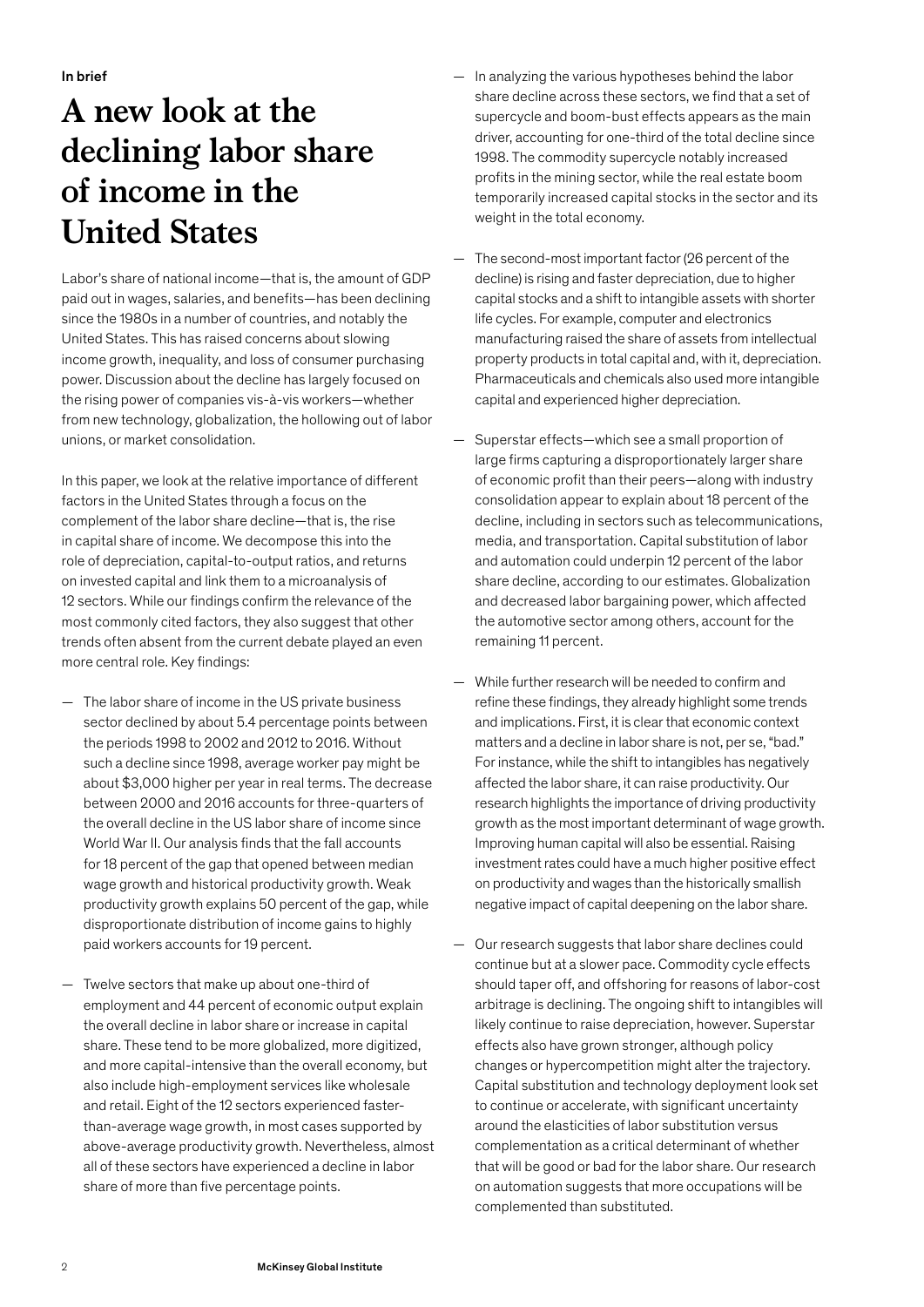**In brief**

# A new look at the declining labor share of income in the United States

Labor's share of national income—that is, the amount of GDP paid out in wages, salaries, and benefits—has been declining since the 1980s in a number of countries, and notably the United States. This has raised concerns about slowing income growth, inequality, and loss of consumer purchasing power. Discussion about the decline has largely focused on the rising power of companies vis-à-vis workers—whether from new technology, globalization, the hollowing out of labor unions, or market consolidation.

In this paper, we look at the relative importance of different factors in the United States through a focus on the complement of the labor share decline—that is, the rise in capital share of income. We decompose this into the role of depreciation, capital-to-output ratios, and returns on invested capital and link them to a microanalysis of 12 sectors. While our findings confirm the relevance of the most commonly cited factors, they also suggest that other trends often absent from the current debate played an even more central role. Key findings:

— The labor share of income in the US private business sector declined by about 5.4 percentage points between the periods 1998 to 2002 and 2012 to 2016. Without such a decline since 1998, average worker pay might be about $3,000 higher per year in real terms. The decrease between 2000 and 2016 accounts for three-quarters of the overall decline in the US labor share of income since World War II. Our analysis finds that the fall accounts for 18 percent of the gap that opened between median wage growth and historical productivity growth. Weak productivity growth explains 50 percent of the gap, while disproportionate distribution of income gains to highly paid workers accounts for 19 percent.

— Twelve sectors that make up about one-third of employment and 44 percent of economic output explain the overall decline in labor share or increase in capital share. These tend to be more globalized, more digitized, and more capital-intensive than the overall economy, but also include high-employment services like wholesale and retail. Eight of the 12 sectors experienced faster-than-average wage growth, in most cases supported by above-average productivity growth. Nevertheless, almost all of these sectors have experienced a decline in labor share of more than five percentage points.

— In analyzing the various hypotheses behind the labor share decline across these sectors, we find that a set of supercycle and boom-bust effects appears as the main driver, accounting for one-third of the total decline since 1998. The commodity supercycle notably increased profits in the mining sector, while the real estate boom temporarily increased capital stocks in the sector and its weight in the total economy.

— The second-most important factor (26 percent of the decline) is rising and faster depreciation, due to higher capital stocks and a shift to intangible assets with shorter life cycles. For example, computer and electronics manufacturing raised the share of assets from intellectual property products in total capital and, with it, depreciation. Pharmaceuticals and chemicals also used more intangible capital and experienced higher depreciation.

— Superstar effects—which see a small proportion of large firms capturing a disproportionately larger share of economic profit than their peers—along with industry consolidation appear to explain about 18 percent of the decline, including in sectors such as telecommunications, media, and transportation. Capital substitution of labor and automation could underpin 12 percent of the labor share decline, according to our estimates. Globalization and decreased labor bargaining power, which affected the automotive sector among others, account for the remaining 11 percent.

— While further research will be needed to confirm and refine these findings, they already highlight some trends and implications. First, it is clear that economic context matters and a decline in labor share is not, per se, "bad." For instance, while the shift to intangibles has negatively affected the labor share, it can raise productivity. Our research highlights the importance of driving productivity growth as the most important determinant of wage growth. Improving human capital will also be essential. Raising investment rates could have a much higher positive effect on productivity and wages than the historically smallish negative impact of capital deepening on the labor share.

— Our research suggests that labor share declines could continue but at a slower pace. Commodity cycle effects should taper off, and offshoring for reasons of labor-cost arbitrage is declining. The ongoing shift to intangibles will likely continue to raise depreciation, however. Superstar effects also have grown stronger, although policy changes or hypercompetition might alter the trajectory. Capital substitution and technology deployment look set to continue or accelerate, with significant uncertainty around the elasticities of labor substitution versus complementation as a critical determinant of whether that will be good or bad for the labor share. Our research on automation suggests that more occupations will be complemented than substituted.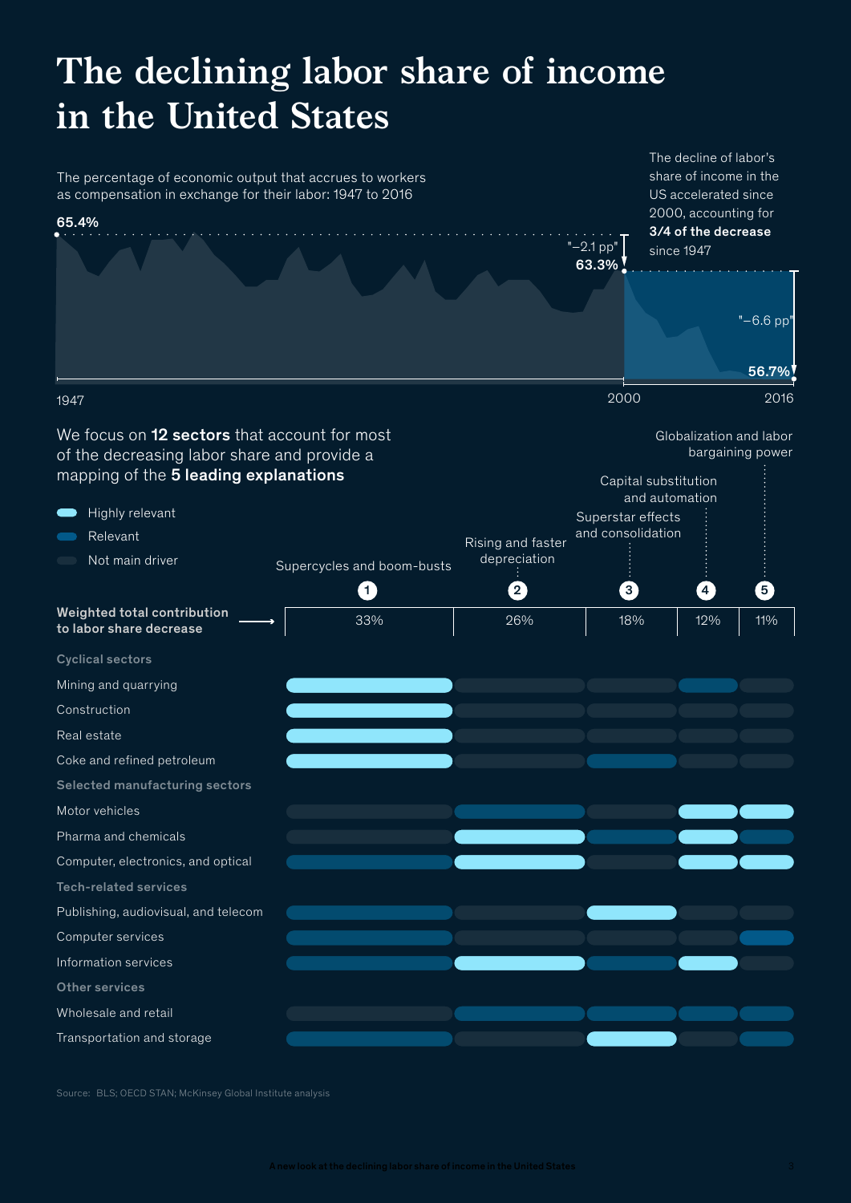# The declining labor share of income in the United States

The percentage of economic output that accrues to workers as compensation in exchange for their labor: 1947 to 2016

65.4%

"–2.1 pp"

63.3%

The decline of labor's share of income in the US accelerated since 2000, accounting for **3/4 of the decrease** since 1947

"–6.6 pp"

56.7%

1947 | 2000 | 2016

We focus on **12 sectors** that account for most of the decreasing labor share and provide a mapping of the **5 leading explanations**

- Highly relevant
- Relevant
- Not main driver

| | 1 Supercycles and boom-busts | 2 Rising and faster depreciation | 3 Superstar effects and consolidation | 4 Capital substitution and automation | 5 Globalization and labor bargaining power |
|---|---|---|---|---|---|
| **Weighted total contribution to labor share decrease** | 33% | 26% | 18% | 12% | 11% |
| **Cyclical sectors** | | | | | |
| Mining and quarrying | Highly relevant | Not main driver | Not main driver | Relevant | Not main driver |
| Construction | Highly relevant | Not main driver | Not main driver | Not main driver | Not main driver |
| Real estate | Highly relevant | Not main driver | Not main driver | Not main driver | Not main driver |
| Coke and refined petroleum | Highly relevant | Not main driver | Relevant | Not main driver | Not main driver |
| **Selected manufacturing sectors** | | | | | |
| Motor vehicles | Not main driver | Relevant | Not main driver | Highly relevant | Highly relevant |
| Pharma and chemicals | Not main driver | Highly relevant | Relevant | Highly relevant | Relevant |
| Computer, electronics, and optical | Relevant | Highly relevant | Not main driver | Highly relevant | Highly relevant |
| **Tech-related services** | | | | | |
| Publishing, audiovisual, and telecom | Relevant | Not main driver | Highly relevant | Not main driver | Not main driver |
| Computer services | Relevant | Not main driver | Not main driver | Not main driver | Relevant |
| Information services | Relevant | Highly relevant | Relevant | Highly relevant | Not main driver |
| **Other services** | | | | | |
| Wholesale and retail | Not main driver | Relevant | Relevant | Relevant | Relevant |
| Transportation and storage | Relevant | Not main driver | Highly relevant | Not main driver | Relevant |

Source: BLS; OECD STAN; McKinsey Global Institute analysis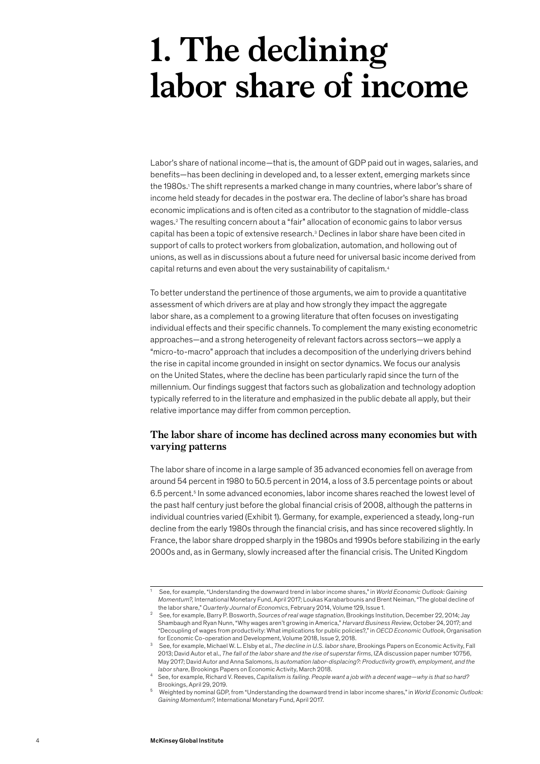# 1. The declining labor share of income

Labor's share of national income—that is, the amount of GDP paid out in wages, salaries, and benefits—has been declining in developed and, to a lesser extent, emerging markets since the 1980s.[1] The shift represents a marked change in many countries, where labor's share of income held steady for decades in the postwar era. The decline of labor's share has broad economic implications and is often cited as a contributor to the stagnation of middle-class wages.[2] The resulting concern about a "fair" allocation of economic gains to labor versus capital has been a topic of extensive research.[3] Declines in labor share have been cited in support of calls to protect workers from globalization, automation, and hollowing out of unions, as well as in discussions about a future need for universal basic income derived from capital returns and even about the very sustainability of capitalism.[4]

To better understand the pertinence of those arguments, we aim to provide a quantitative assessment of which drivers are at play and how strongly they impact the aggregate labor share, as a complement to a growing literature that often focuses on investigating individual effects and their specific channels. To complement the many existing econometric approaches—and a strong heterogeneity of relevant factors across sectors—we apply a "micro-to-macro" approach that includes a decomposition of the underlying drivers behind the rise in capital income grounded in insight on sector dynamics. We focus our analysis on the United States, where the decline has been particularly rapid since the turn of the millennium. Our findings suggest that factors such as globalization and technology adoption typically referred to in the literature and emphasized in the public debate all apply, but their relative importance may differ from common perception.

## The labor share of income has declined across many economies but with varying patterns

The labor share of income in a large sample of 35 advanced economies fell on average from around 54 percent in 1980 to 50.5 percent in 2014, a loss of 3.5 percentage points or about 6.5 percent.[5] In some advanced economies, labor income shares reached the lowest level of the past half century just before the global financial crisis of 2008, although the patterns in individual countries varied (Exhibit 1). Germany, for example, experienced a steady, long-run decline from the early 1980s through the financial crisis, and has since recovered slightly. In France, the labor share dropped sharply in the 1980s and 1990s before stabilizing in the early 2000s and, as in Germany, slowly increased after the financial crisis. The United Kingdom

---

[1] See, for example, "Understanding the downward trend in labor income shares," in *World Economic Outlook: Gaining Momentum?,* International Monetary Fund, April 2017; Loukas Karabarbounis and Brent Neiman, "The global decline of the labor share," *Quarterly Journal of Economics*, February 2014, Volume 129, Issue 1.

[2] See, for example, Barry P. Bosworth, *Sources of real wage stagnation*, Brookings Institution, December 22, 2014; Jay Shambaugh and Ryan Nunn, "Why wages aren't growing in America," *Harvard Business Review*, October 24, 2017; and "Decoupling of wages from productivity: What implications for public policies?," in *OECD Economic Outlook*, Organisation for Economic Co-operation and Development, Volume 2018, Issue 2, 2018.

[3] See, for example, Michael W. L. Elsby et al., *The decline in U.S. labor share*, Brookings Papers on Economic Activity, Fall 2013; David Autor et al., *The fall of the labor share and the rise of superstar firms*, IZA discussion paper number 10756, May 2017; David Autor and Anna Salomons, *Is automation labor-displacing?: Productivity growth, employment, and the labor share*, Brookings Papers on Economic Activity, March 2018.

[4] See, for example, Richard V. Reeves, *Capitalism is failing. People want a job with a decent wage—why is that so hard?* Brookings, April 29, 2019.

[5] Weighted by nominal GDP, from "Understanding the downward trend in labor income shares," in *World Economic Outlook: Gaining Momentum?,* International Monetary Fund, April 2017.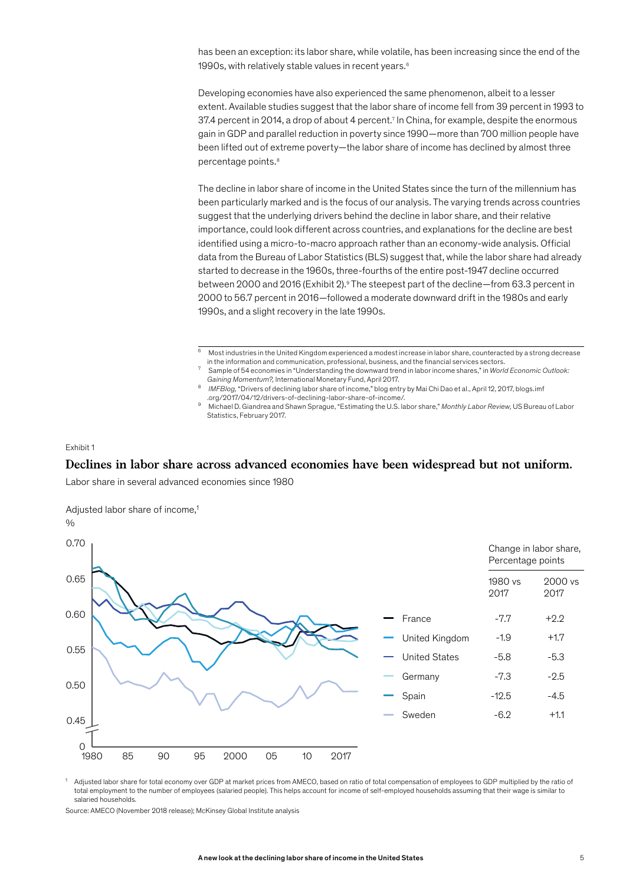has been an exception: its labor share, while volatile, has been increasing since the end of the 1990s, with relatively stable values in recent years.[6]

Developing economies have also experienced the same phenomenon, albeit to a lesser extent. Available studies suggest that the labor share of income fell from 39 percent in 1993 to 37.4 percent in 2014, a drop of about 4 percent.[7] In China, for example, despite the enormous gain in GDP and parallel reduction in poverty since 1990—more than 700 million people have been lifted out of extreme poverty—the labor share of income has declined by almost three percentage points.[8]

The decline in labor share of income in the United States since the turn of the millennium has been particularly marked and is the focus of our analysis. The varying trends across countries suggest that the underlying drivers behind the decline in labor share, and their relative importance, could look different across countries, and explanations for the decline are best identified using a micro-to-macro approach rather than an economy-wide analysis. Official data from the Bureau of Labor Statistics (BLS) suggest that, while the labor share had already started to decrease in the 1960s, three-fourths of the entire post-1947 decline occurred between 2000 and 2016 (Exhibit 2).[9] The steepest part of the decline—from 63.3 percent in 2000 to 56.7 percent in 2016—followed a moderate downward drift in the 1980s and early 1990s, and a slight recovery in the late 1990s.

[6] Most industries in the United Kingdom experienced a modest increase in labor share, counteracted by a strong decrease in the information and communication, professional, business, and the financial services sectors.

[7] Sample of 54 economies in "Understanding the downward trend in labor income shares," in *World Economic Outlook: Gaining Momentum?*, International Monetary Fund, April 2017.

[8] *IMFBlog*, "Drivers of declining labor share of income," blog entry by Mai Chi Dao et al., April 12, 2017, blogs.imf.org/2017/04/12/drivers-of-declining-labor-share-of-income/.

[9] Michael D. Giandrea and Shawn Sprague, "Estimating the U.S. labor share," *Monthly Labor Review*, US Bureau of Labor Statistics, February 2017.

Exhibit 1

## Declines in labor share across advanced economies have been widespread but not uniform.

Labor share in several advanced economies since 1980

Adjusted labor share of income,[1]
%

Change in labor share, Percentage points

| | 1980 vs 2017 | 2000 vs 2017 |
|---|---|---|
| France | -7.7 | +2.2 |
| United Kingdom | -1.9 | +1.7 |
| United States | -5.8 | -5.3 |
| Germany | -7.3 | -2.5 |
| Spain | -12.5 | -4.5 |
| Sweden | -6.2 | +1.1 |

[1] Adjusted labor share for total economy over GDP at market prices from AMECO, based on ratio of total compensation of employees to GDP multiplied by the ratio of total employment to the number of employees (salaried people). This helps account for income of self-employed households assuming that their wage is similar to salaried households.

Source: AMECO (November 2018 release); McKinsey Global Institute analysis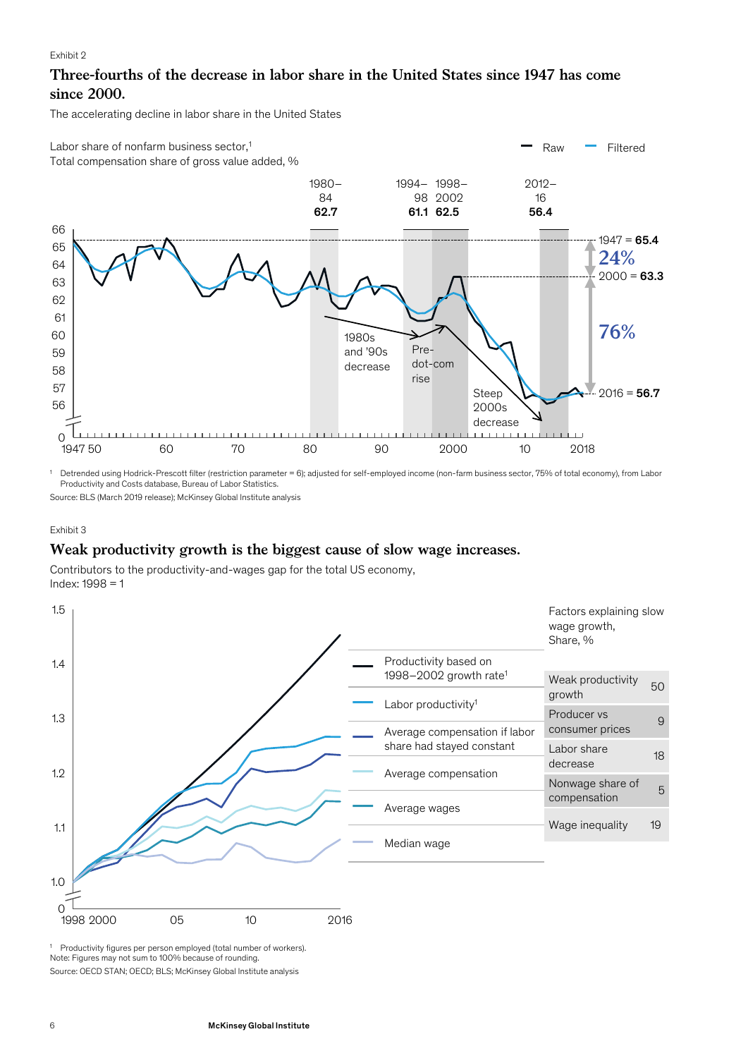Exhibit 2

## Three-fourths of the decrease in labor share in the United States since 1947 has come since 2000.

The accelerating decline in labor share in the United States

Labor share of nonfarm business sector,[1]
Total compensation share of gross value added, %

Raw | Filtered

| Period | Labor share |
|---|---|
| 1980–84 | 62.7 |
| 1994–98 | 61.1 |
| 1998–2002 | 62.5 |
| 2012–16 | 56.4 |

1947 = **65.4**

**24%**

2000 = **63.3**

**76%**

2016 = **56.7**

1980s and '90s decrease

Pre-dot-com rise

Steep 2000s decrease

[1] Detrended using Hodrick-Prescott filter (restriction parameter = 6); adjusted for self-employed income (non-farm business sector, 75% of total economy), from Labor Productivity and Costs database, Bureau of Labor Statistics.

Source: BLS (March 2019 release); McKinsey Global Institute analysis

Exhibit 3

## Weak productivity growth is the biggest cause of slow wage increases.

Contributors to the productivity-and-wages gap for the total US economy,
Index: 1998 = 1

- Productivity based on 1998–2002 growth rate[1]
- Labor productivity[1]
- Average compensation if labor share had stayed constant
- Average compensation
- Average wages
- Median wage

Factors explaining slow wage growth, Share, %

| Factor | Share, % |
|---|---|
| Weak productivity growth | 50 |
| Producer vs consumer prices | 9 |
| Labor share decrease | 18 |
| Nonwage share of compensation | 5 |
| Wage inequality | 19 |

[1] Productivity figures per person employed (total number of workers).
Note: Figures may not sum to 100% because of rounding.
Source: OECD STAN; OECD; BLS; McKinsey Global Institute analysis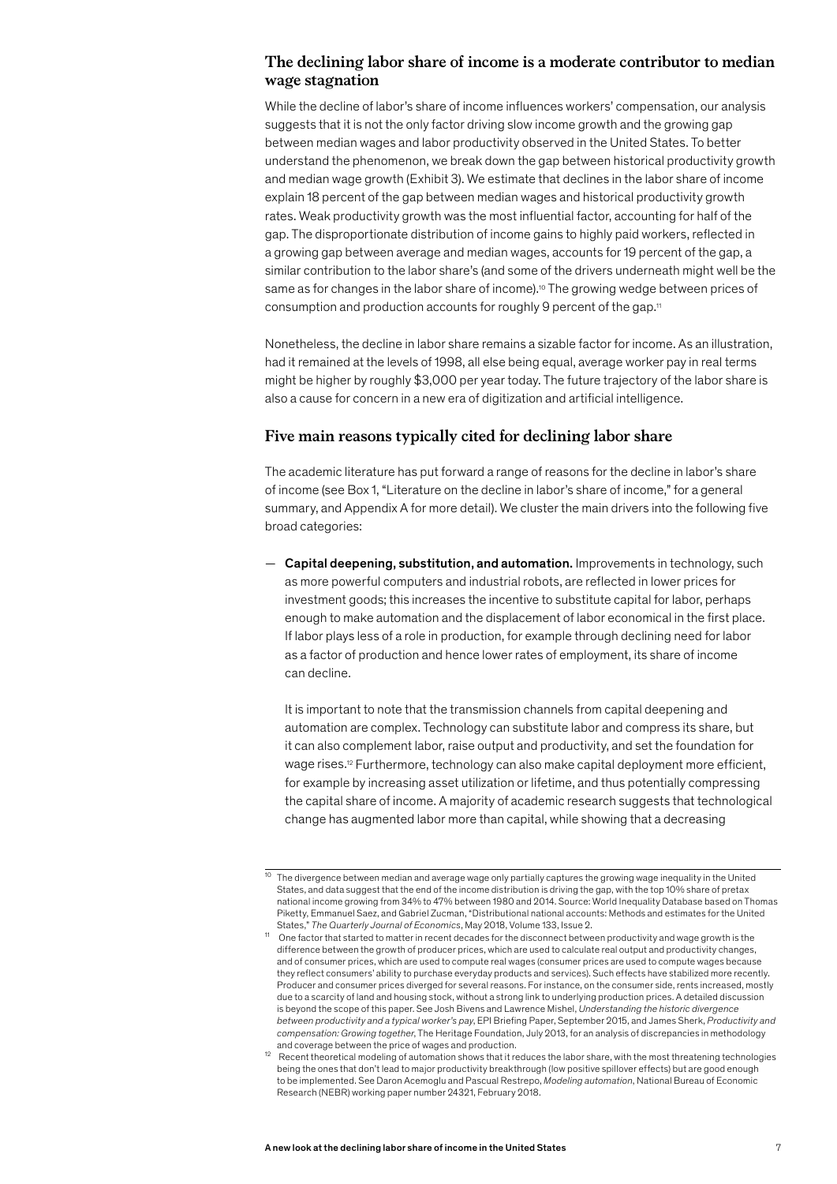### The declining labor share of income is a moderate contributor to median wage stagnation

While the decline of labor's share of income influences workers' compensation, our analysis suggests that it is not the only factor driving slow income growth and the growing gap between median wages and labor productivity observed in the United States. To better understand the phenomenon, we break down the gap between historical productivity growth and median wage growth (Exhibit 3). We estimate that declines in the labor share of income explain 18 percent of the gap between median wages and historical productivity growth rates. Weak productivity growth was the most influential factor, accounting for half of the gap. The disproportionate distribution of income gains to highly paid workers, reflected in a growing gap between average and median wages, accounts for 19 percent of the gap, a similar contribution to the labor share's (and some of the drivers underneath might well be the same as for changes in the labor share of income).[10] The growing wedge between prices of consumption and production accounts for roughly 9 percent of the gap.[11]

Nonetheless, the decline in labor share remains a sizable factor for income. As an illustration, had it remained at the levels of 1998, all else being equal, average worker pay in real terms might be higher by roughly $3,000 per year today. The future trajectory of the labor share is also a cause for concern in a new era of digitization and artificial intelligence.

### Five main reasons typically cited for declining labor share

The academic literature has put forward a range of reasons for the decline in labor's share of income (see Box 1, "Literature on the decline in labor's share of income," for a general summary, and Appendix A for more detail). We cluster the main drivers into the following five broad categories:

— **Capital deepening, substitution, and automation.** Improvements in technology, such as more powerful computers and industrial robots, are reflected in lower prices for investment goods; this increases the incentive to substitute capital for labor, perhaps enough to make automation and the displacement of labor economical in the first place. If labor plays less of a role in production, for example through declining need for labor as a factor of production and hence lower rates of employment, its share of income can decline.

It is important to note that the transmission channels from capital deepening and automation are complex. Technology can substitute labor and compress its share, but it can also complement labor, raise output and productivity, and set the foundation for wage rises.[12] Furthermore, technology can also make capital deployment more efficient, for example by increasing asset utilization or lifetime, and thus potentially compressing the capital share of income. A majority of academic research suggests that technological change has augmented labor more than capital, while showing that a decreasing

---

[10] The divergence between median and average wage only partially captures the growing wage inequality in the United States, and data suggest that the end of the income distribution is driving the gap, with the top 10% share of pretax national income growing from 34% to 47% between 1980 and 2014. Source: World Inequality Database based on Thomas Piketty, Emmanuel Saez, and Gabriel Zucman, "Distributional national accounts: Methods and estimates for the United States," *The Quarterly Journal of Economics*, May 2018, Volume 133, Issue 2.

[11] One factor that started to matter in recent decades for the disconnect between productivity and wage growth is the difference between the growth of producer prices, which are used to calculate real output and productivity changes, and of consumer prices, which are used to compute real wages (consumer prices are used to compute wages because they reflect consumers' ability to purchase everyday products and services). Such effects have stabilized more recently. Producer and consumer prices diverged for several reasons. For instance, on the consumer side, rents increased, mostly due to a scarcity of land and housing stock, without a strong link to underlying production prices. A detailed discussion is beyond the scope of this paper. See Josh Bivens and Lawrence Mishel, *Understanding the historic divergence between productivity and a typical worker's pay*, EPI Briefing Paper, September 2015, and James Sherk, *Productivity and compensation: Growing together*, The Heritage Foundation, July 2013, for an analysis of discrepancies in methodology and coverage between the price of wages and production.

[12] Recent theoretical modeling of automation shows that it reduces the labor share, with the most threatening technologies being the ones that don't lead to major productivity breakthrough (low positive spillover effects) but are good enough to be implemented. See Daron Acemoglu and Pascual Restrepo, *Modeling automation*, National Bureau of Economic Research (NEBR) working paper number 24321, February 2018.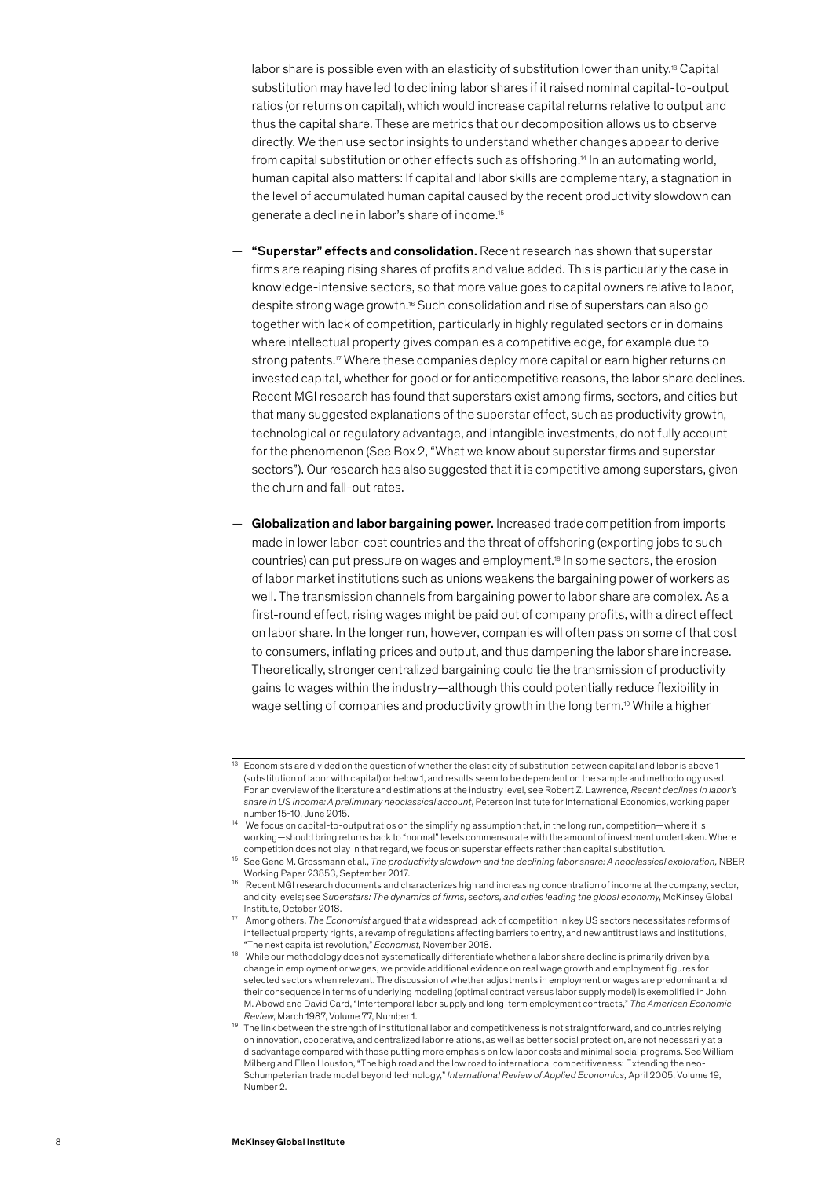labor share is possible even with an elasticity of substitution lower than unity.[13] Capital substitution may have led to declining labor shares if it raised nominal capital-to-output ratios (or returns on capital), which would increase capital returns relative to output and thus the capital share. These are metrics that our decomposition allows us to observe directly. We then use sector insights to understand whether changes appear to derive from capital substitution or other effects such as offshoring.[14] In an automating world, human capital also matters: If capital and labor skills are complementary, a stagnation in the level of accumulated human capital caused by the recent productivity slowdown can generate a decline in labor's share of income.[15]

— **"Superstar" effects and consolidation.** Recent research has shown that superstar firms are reaping rising shares of profits and value added. This is particularly the case in knowledge-intensive sectors, so that more value goes to capital owners relative to labor, despite strong wage growth.[16] Such consolidation and rise of superstars can also go together with lack of competition, particularly in highly regulated sectors or in domains where intellectual property gives companies a competitive edge, for example due to strong patents.[17] Where these companies deploy more capital or earn higher returns on invested capital, whether for good or for anticompetitive reasons, the labor share declines. Recent MGI research has found that superstars exist among firms, sectors, and cities but that many suggested explanations of the superstar effect, such as productivity growth, technological or regulatory advantage, and intangible investments, do not fully account for the phenomenon (See Box 2, "What we know about superstar firms and superstar sectors"). Our research has also suggested that it is competitive among superstars, given the churn and fall-out rates.

— **Globalization and labor bargaining power.** Increased trade competition from imports made in lower labor-cost countries and the threat of offshoring (exporting jobs to such countries) can put pressure on wages and employment.[18] In some sectors, the erosion of labor market institutions such as unions weakens the bargaining power of workers as well. The transmission channels from bargaining power to labor share are complex. As a first-round effect, rising wages might be paid out of company profits, with a direct effect on labor share. In the longer run, however, companies will often pass on some of that cost to consumers, inflating prices and output, and thus dampening the labor share increase. Theoretically, stronger centralized bargaining could tie the transmission of productivity gains to wages within the industry—although this could potentially reduce flexibility in wage setting of companies and productivity growth in the long term.[19] While a higher

---

[13] Economists are divided on the question of whether the elasticity of substitution between capital and labor is above 1 (substitution of labor with capital) or below 1, and results seem to be dependent on the sample and methodology used. For an overview of the literature and estimations at the industry level, see Robert Z. Lawrence, *Recent declines in labor's share in US income: A preliminary neoclassical account*, Peterson Institute for International Economics, working paper number 15-10, June 2015.

[14] We focus on capital-to-output ratios on the simplifying assumption that, in the long run, competition—where it is working—should bring returns back to "normal" levels commensurate with the amount of investment undertaken. Where competition does not play in that regard, we focus on superstar effects rather than capital substitution.

[15] See Gene M. Grossmann et al., *The productivity slowdown and the declining labor share: A neoclassical exploration*, NBER Working Paper 23853, September 2017.

[16] Recent MGI research documents and characterizes high and increasing concentration of income at the company, sector, and city levels; see *Superstars: The dynamics of firms, sectors, and cities leading the global economy*, McKinsey Global Institute, October 2018.

[17] Among others, *The Economist* argued that a widespread lack of competition in key US sectors necessitates reforms of intellectual property rights, a revamp of regulations affecting barriers to entry, and new antitrust laws and institutions, "The next capitalist revolution," *Economist*, November 2018.

[18] While our methodology does not systematically differentiate whether a labor share decline is primarily driven by a change in employment or wages, we provide additional evidence on real wage growth and employment figures for selected sectors when relevant. The discussion of whether adjustments in employment or wages are predominant and their consequence in terms of underlying modeling (optimal contract versus labor supply model) is exemplified in John M. Abowd and David Card, "Intertemporal labor supply and long-term employment contracts," *The American Economic Review*, March 1987, Volume 77, Number 1.

[19] The link between the strength of institutional labor and competitiveness is not straightforward, and countries relying on innovation, cooperative, and centralized labor relations, as well as better social protection, are not necessarily at a disadvantage compared with those putting more emphasis on low labor costs and minimal social programs. See William Milberg and Ellen Houston, "The high road and the low road to international competitiveness: Extending the neo-Schumpeterian trade model beyond technology," *International Review of Applied Economics*, April 2005, Volume 19, Number 2.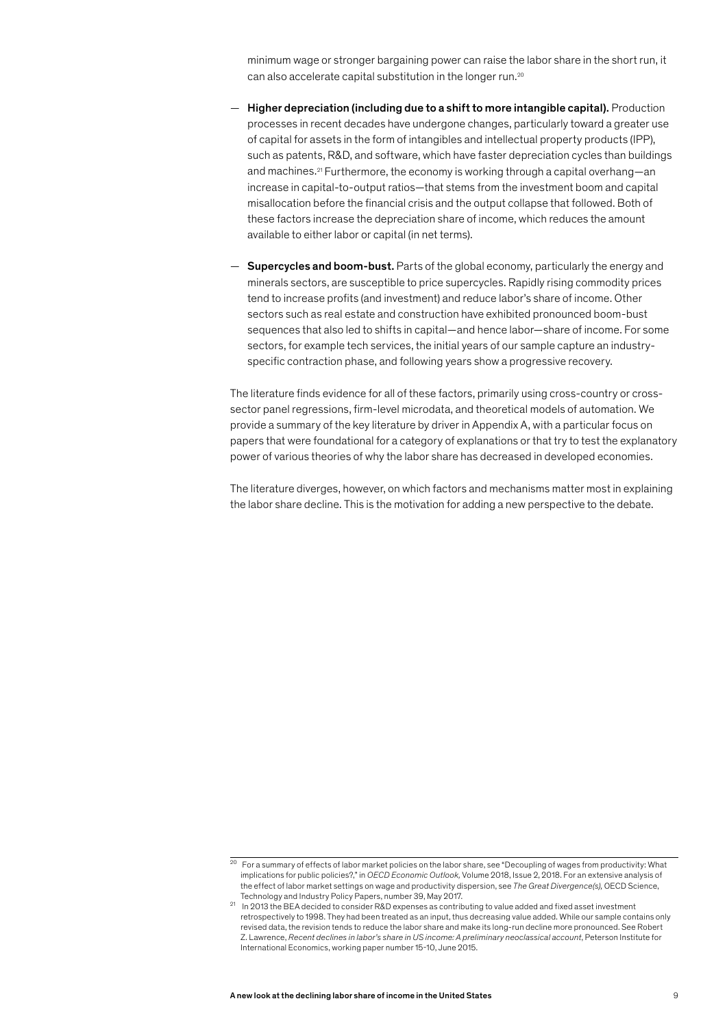minimum wage or stronger bargaining power can raise the labor share in the short run, it can also accelerate capital substitution in the longer run.[20]

— **Higher depreciation (including due to a shift to more intangible capital).** Production processes in recent decades have undergone changes, particularly toward a greater use of capital for assets in the form of intangibles and intellectual property products (IPP), such as patents, R&D, and software, which have faster depreciation cycles than buildings and machines.[21] Furthermore, the economy is working through a capital overhang—an increase in capital-to-output ratios—that stems from the investment boom and capital misallocation before the financial crisis and the output collapse that followed. Both of these factors increase the depreciation share of income, which reduces the amount available to either labor or capital (in net terms).

— **Supercycles and boom-bust.** Parts of the global economy, particularly the energy and minerals sectors, are susceptible to price supercycles. Rapidly rising commodity prices tend to increase profits (and investment) and reduce labor's share of income. Other sectors such as real estate and construction have exhibited pronounced boom-bust sequences that also led to shifts in capital—and hence labor—share of income. For some sectors, for example tech services, the initial years of our sample capture an industry-specific contraction phase, and following years show a progressive recovery.

The literature finds evidence for all of these factors, primarily using cross-country or cross-sector panel regressions, firm-level microdata, and theoretical models of automation. We provide a summary of the key literature by driver in Appendix A, with a particular focus on papers that were foundational for a category of explanations or that try to test the explanatory power of various theories of why the labor share has decreased in developed economies.

The literature diverges, however, on which factors and mechanisms matter most in explaining the labor share decline. This is the motivation for adding a new perspective to the debate.

---

[20] For a summary of effects of labor market policies on the labor share, see "Decoupling of wages from productivity: What implications for public policies?," in *OECD Economic Outlook,* Volume 2018, Issue 2, 2018. For an extensive analysis of the effect of labor market settings on wage and productivity dispersion, see *The Great Divergence(s),* OECD Science, Technology and Industry Policy Papers, number 39, May 2017.

[21] In 2013 the BEA decided to consider R&D expenses as contributing to value added and fixed asset investment retrospectively to 1998. They had been treated as an input, thus decreasing value added. While our sample contains only revised data, the revision tends to reduce the labor share and make its long-run decline more pronounced. See Robert Z. Lawrence, *Recent declines in labor's share in US income: A preliminary neoclassical account*, Peterson Institute for International Economics, working paper number 15-10, June 2015.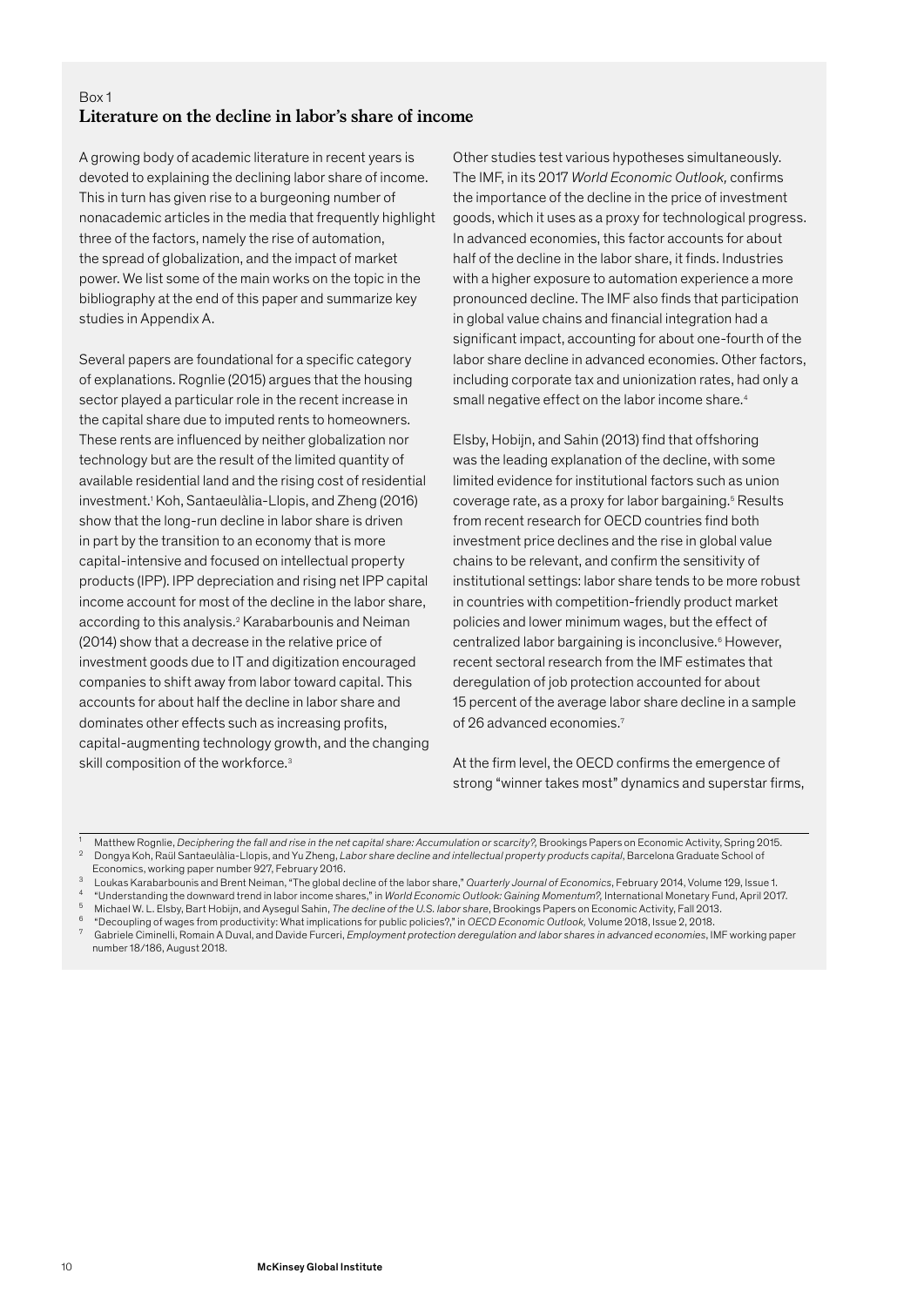Box 1

## Literature on the decline in labor's share of income

A growing body of academic literature in recent years is devoted to explaining the declining labor share of income. This in turn has given rise to a burgeoning number of nonacademic articles in the media that frequently highlight three of the factors, namely the rise of automation, the spread of globalization, and the impact of market power. We list some of the main works on the topic in the bibliography at the end of this paper and summarize key studies in Appendix A.

Several papers are foundational for a specific category of explanations. Rognlie (2015) argues that the housing sector played a particular role in the recent increase in the capital share due to imputed rents to homeowners. These rents are influenced by neither globalization nor technology but are the result of the limited quantity of available residential land and the rising cost of residential investment.[1] Koh, Santaeulàlia-Llopis, and Zheng (2016) show that the long-run decline in labor share is driven in part by the transition to an economy that is more capital-intensive and focused on intellectual property products (IPP). IPP depreciation and rising net IPP capital income account for most of the decline in the labor share, according to this analysis.[2] Karabarbounis and Neiman (2014) show that a decrease in the relative price of investment goods due to IT and digitization encouraged companies to shift away from labor toward capital. This accounts for about half the decline in labor share and dominates other effects such as increasing profits, capital-augmenting technology growth, and the changing skill composition of the workforce.[3]

Other studies test various hypotheses simultaneously. The IMF, in its 2017 *World Economic Outlook,* confirms the importance of the decline in the price of investment goods, which it uses as a proxy for technological progress. In advanced economies, this factor accounts for about half of the decline in the labor share, it finds. Industries with a higher exposure to automation experience a more pronounced decline. The IMF also finds that participation in global value chains and financial integration had a significant impact, accounting for about one-fourth of the labor share decline in advanced economies. Other factors, including corporate tax and unionization rates, had only a small negative effect on the labor income share.[4]

Elsby, Hobijn, and Sahin (2013) find that offshoring was the leading explanation of the decline, with some limited evidence for institutional factors such as union coverage rate, as a proxy for labor bargaining.[5] Results from recent research for OECD countries find both investment price declines and the rise in global value chains to be relevant, and confirm the sensitivity of institutional settings: labor share tends to be more robust in countries with competition-friendly product market policies and lower minimum wages, but the effect of centralized labor bargaining is inconclusive.[6] However, recent sectoral research from the IMF estimates that deregulation of job protection accounted for about 15 percent of the average labor share decline in a sample of 26 advanced economies.[7]

At the firm level, the OECD confirms the emergence of strong "winner takes most" dynamics and superstar firms,

---

[1] Matthew Rognlie, *Deciphering the fall and rise in the net capital share: Accumulation or scarcity?,* Brookings Papers on Economic Activity, Spring 2015.

[2] Dongya Koh, Raül Santaeulàlia-Llopis, and Yu Zheng, *Labor share decline and intellectual property products capital*, Barcelona Graduate School of Economics, working paper number 927, February 2016.

[3] Loukas Karabarbounis and Brent Neiman, "The global decline of the labor share," *Quarterly Journal of Economics*, February 2014, Volume 129, Issue 1.

[4] "Understanding the downward trend in labor income shares," in *World Economic Outlook: Gaining Momentum?,* International Monetary Fund, April 2017.

[5] Michael W. L. Elsby, Bart Hobijn, and Aysegul Sahin, *The decline of the U.S. labor share*, Brookings Papers on Economic Activity, Fall 2013.

[6] "Decoupling of wages from productivity: What implications for public policies?," in *OECD Economic Outlook,* Volume 2018, Issue 2, 2018.

[7] Gabriele Ciminelli, Romain A Duval, and Davide Furceri, *Employment protection deregulation and labor shares in advanced economies*, IMF working paper number 18/186, August 2018.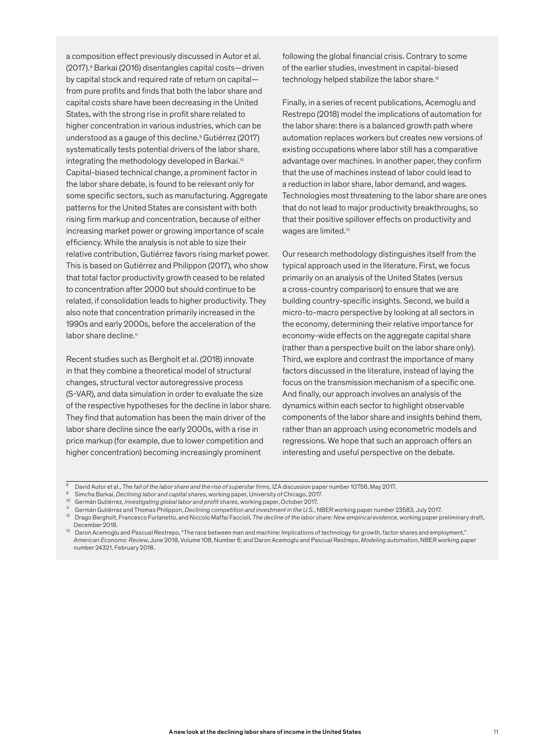a composition effect previously discussed in Autor et al. (2017).[8] Barkai (2016) disentangles capital costs—driven by capital stock and required rate of return on capital—from pure profits and finds that both the labor share and capital costs share have been decreasing in the United States, with the strong rise in profit share related to higher concentration in various industries, which can be understood as a gauge of this decline.[9] Gutiérrez (2017) systematically tests potential drivers of the labor share, integrating the methodology developed in Barkai.[10] Capital-biased technical change, a prominent factor in the labor share debate, is found to be relevant only for some specific sectors, such as manufacturing. Aggregate patterns for the United States are consistent with both rising firm markup and concentration, because of either increasing market power or growing importance of scale efficiency. While the analysis is not able to size their relative contribution, Gutiérrez favors rising market power. This is based on Gutiérrez and Philippon (2017), who show that total factor productivity growth ceased to be related to concentration after 2000 but should continue to be related, if consolidation leads to higher productivity. They also note that concentration primarily increased in the 1990s and early 2000s, before the acceleration of the labor share decline.[11]

Recent studies such as Bergholt et al. (2018) innovate in that they combine a theoretical model of structural changes, structural vector autoregressive process (S-VAR), and data simulation in order to evaluate the size of the respective hypotheses for the decline in labor share. They find that automation has been the main driver of the labor share decline since the early 2000s, with a rise in price markup (for example, due to lower competition and higher concentration) becoming increasingly prominent following the global financial crisis. Contrary to some of the earlier studies, investment in capital-biased technology helped stabilize the labor share.[12]

Finally, in a series of recent publications, Acemoglu and Restrepo (2018) model the implications of automation for the labor share: there is a balanced growth path where automation replaces workers but creates new versions of existing occupations where labor still has a comparative advantage over machines. In another paper, they confirm that the use of machines instead of labor could lead to a reduction in labor share, labor demand, and wages. Technologies most threatening to the labor share are ones that do not lead to major productivity breakthroughs, so that their positive spillover effects on productivity and wages are limited.[13]

Our research methodology distinguishes itself from the typical approach used in the literature. First, we focus primarily on an analysis of the United States (versus a cross-country comparison) to ensure that we are building country-specific insights. Second, we build a micro-to-macro perspective by looking at all sectors in the economy, determining their relative importance for economy-wide effects on the aggregate capital share (rather than a perspective built on the labor share only). Third, we explore and contrast the importance of many factors discussed in the literature, instead of laying the focus on the transmission mechanism of a specific one. And finally, our approach involves an analysis of the dynamics within each sector to highlight observable components of the labor share and insights behind them, rather than an approach using econometric models and regressions. We hope that such an approach offers an interesting and useful perspective on the debate.

---

[8] David Autor et al., *The fall of the labor share and the rise of superstar firms*, IZA discussion paper number 10756, May 2017.

[9] Simcha Barkai, *Declining labor and capital shares*, working paper, University of Chicago, 2017.

[10] Germán Gutiérrez, *Investigating global labor and profit shares*, working paper, October 2017.

[11] Germán Gutiérrez and Thomas Philippon, *Declining competition and investment in the U.S.*, NBER working paper number 23583, July 2017.

[12] Drago Bergholt, Francesco Furlanetto, and Niccolo Maffai Faccioli, *The decline of the labor share: New empirical evidence*, working paper preliminary draft, December 2018.

[13] Daron Acemoglu and Pascual Restrepo, "The race between man and machine: Implications of technology for growth, factor shares and employment," *American Economic Review*, June 2018, Volume 108, Number 6; and Daron Acemoglu and Pascual Restrepo, *Modeling automation*, NBER working paper number 24321, February 2018.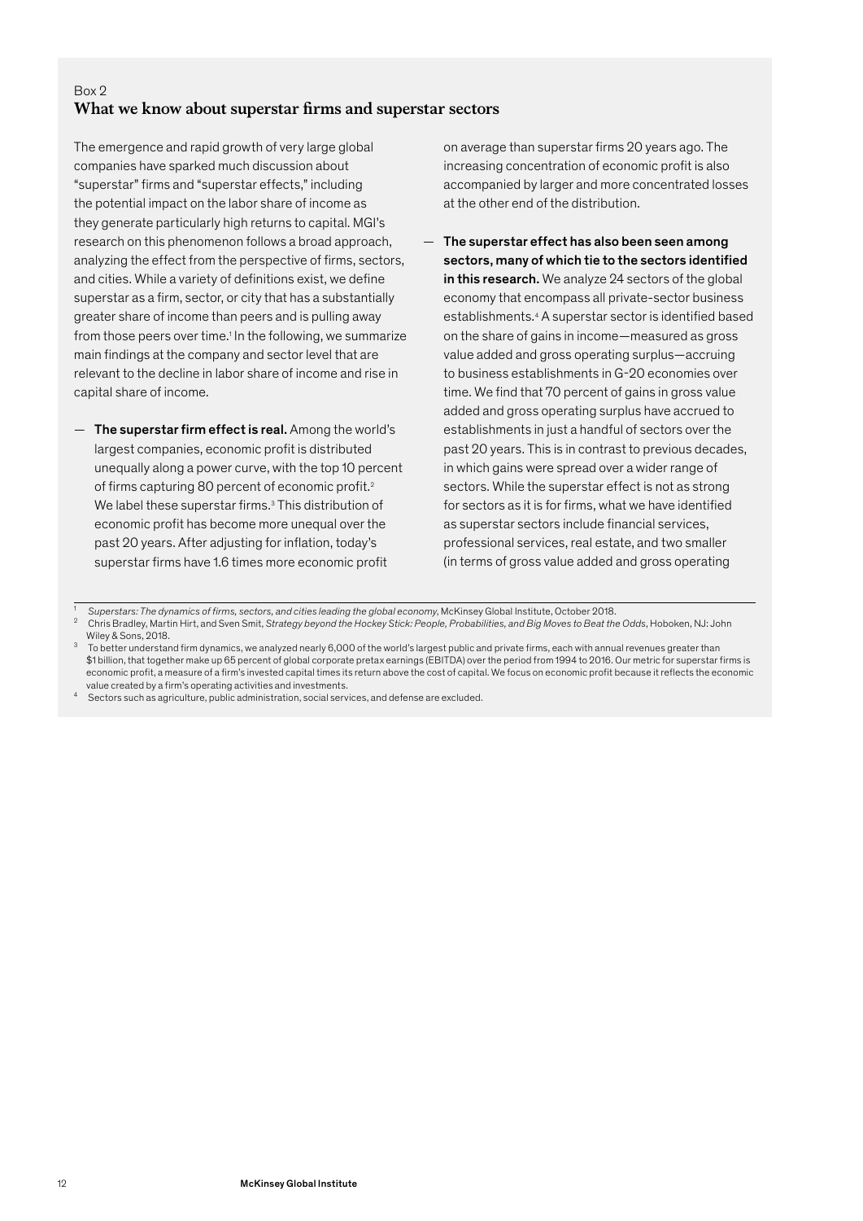Box 2

### What we know about superstar firms and superstar sectors

The emergence and rapid growth of very large global companies have sparked much discussion about "superstar" firms and "superstar effects," including the potential impact on the labor share of income as they generate particularly high returns to capital. MGI's research on this phenomenon follows a broad approach, analyzing the effect from the perspective of firms, sectors, and cities. While a variety of definitions exist, we define superstar as a firm, sector, or city that has a substantially greater share of income than peers and is pulling away from those peers over time.[1] In the following, we summarize main findings at the company and sector level that are relevant to the decline in labor share of income and rise in capital share of income.

— **The superstar firm effect is real.** Among the world's largest companies, economic profit is distributed unequally along a power curve, with the top 10 percent of firms capturing 80 percent of economic profit.[2] We label these superstar firms.[3] This distribution of economic profit has become more unequal over the past 20 years. After adjusting for inflation, today's superstar firms have 1.6 times more economic profit on average than superstar firms 20 years ago. The increasing concentration of economic profit is also accompanied by larger and more concentrated losses at the other end of the distribution.

— **The superstar effect has also been seen among sectors, many of which tie to the sectors identified in this research.** We analyze 24 sectors of the global economy that encompass all private-sector business establishments.[4] A superstar sector is identified based on the share of gains in income—measured as gross value added and gross operating surplus—accruing to business establishments in G-20 economies over time. We find that 70 percent of gains in gross value added and gross operating surplus have accrued to establishments in just a handful of sectors over the past 20 years. This is in contrast to previous decades, in which gains were spread over a wider range of sectors. While the superstar effect is not as strong for sectors as it is for firms, what we have identified as superstar sectors include financial services, professional services, real estate, and two smaller (in terms of gross value added and gross operating

---

[1] *Superstars: The dynamics of firms, sectors, and cities leading the global economy*, McKinsey Global Institute, October 2018.

[2] Chris Bradley, Martin Hirt, and Sven Smit, *Strategy beyond the Hockey Stick: People, Probabilities, and Big Moves to Beat the Odds*, Hoboken, NJ: John Wiley & Sons, 2018.

[3] To better understand firm dynamics, we analyzed nearly 6,000 of the world's largest public and private firms, each with annual revenues greater than $1 billion, that together make up 65 percent of global corporate pretax earnings (EBITDA) over the period from 1994 to 2016. Our metric for superstar firms is economic profit, a measure of a firm's invested capital times its return above the cost of capital. We focus on economic profit because it reflects the economic value created by a firm's operating activities and investments.

[4] Sectors such as agriculture, public administration, social services, and defense are excluded.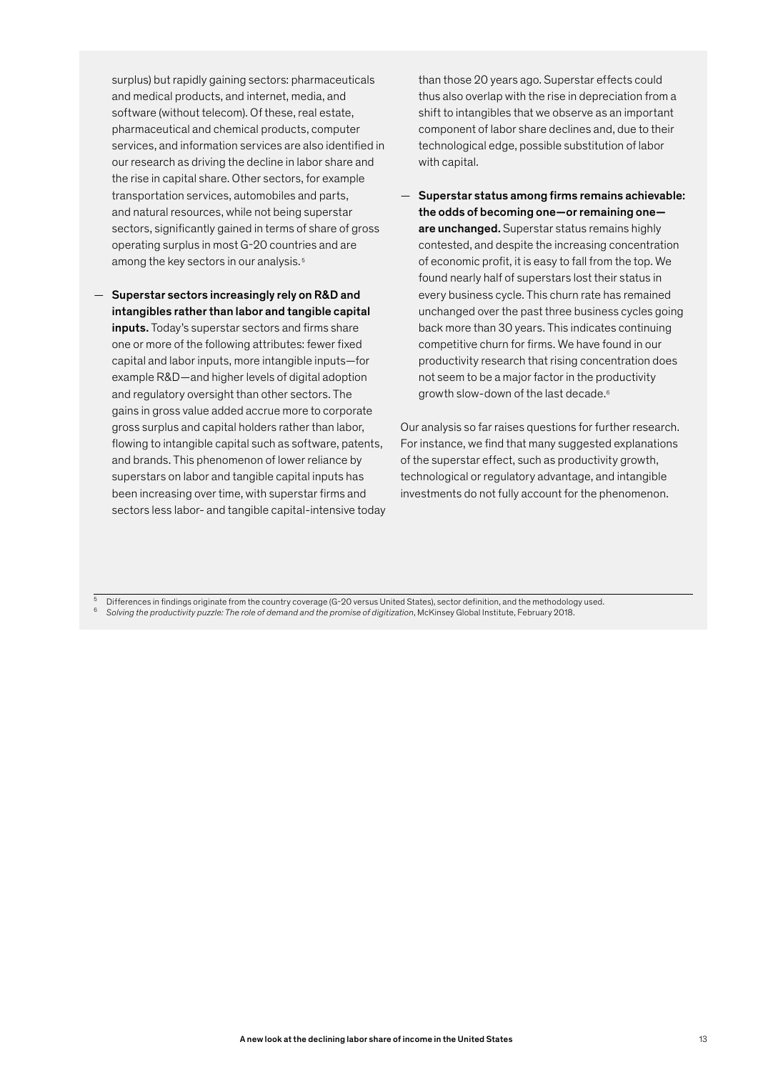surplus) but rapidly gaining sectors: pharmaceuticals and medical products, and internet, media, and software (without telecom). Of these, real estate, pharmaceutical and chemical products, computer services, and information services are also identified in our research as driving the decline in labor share and the rise in capital share. Other sectors, for example transportation services, automobiles and parts, and natural resources, while not being superstar sectors, significantly gained in terms of share of gross operating surplus in most G-20 countries and are among the key sectors in our analysis.[5]

— **Superstar sectors increasingly rely on R&D and intangibles rather than labor and tangible capital inputs.** Today's superstar sectors and firms share one or more of the following attributes: fewer fixed capital and labor inputs, more intangible inputs—for example R&D—and higher levels of digital adoption and regulatory oversight than other sectors. The gains in gross value added accrue more to corporate gross surplus and capital holders rather than labor, flowing to intangible capital such as software, patents, and brands. This phenomenon of lower reliance by superstars on labor and tangible capital inputs has been increasing over time, with superstar firms and sectors less labor- and tangible capital-intensive today than those 20 years ago. Superstar effects could thus also overlap with the rise in depreciation from a shift to intangibles that we observe as an important component of labor share declines and, due to their technological edge, possible substitution of labor with capital.

— **Superstar status among firms remains achievable: the odds of becoming one—or remaining one—are unchanged.** Superstar status remains highly contested, and despite the increasing concentration of economic profit, it is easy to fall from the top. We found nearly half of superstars lost their status in every business cycle. This churn rate has remained unchanged over the past three business cycles going back more than 30 years. This indicates continuing competitive churn for firms. We have found in our productivity research that rising concentration does not seem to be a major factor in the productivity growth slow-down of the last decade.[6]

Our analysis so far raises questions for further research. For instance, we find that many suggested explanations of the superstar effect, such as productivity growth, technological or regulatory advantage, and intangible investments do not fully account for the phenomenon.

---

[5] Differences in findings originate from the country coverage (G-20 versus United States), sector definition, and the methodology used.

[6] *Solving the productivity puzzle: The role of demand and the promise of digitization*, McKinsey Global Institute, February 2018.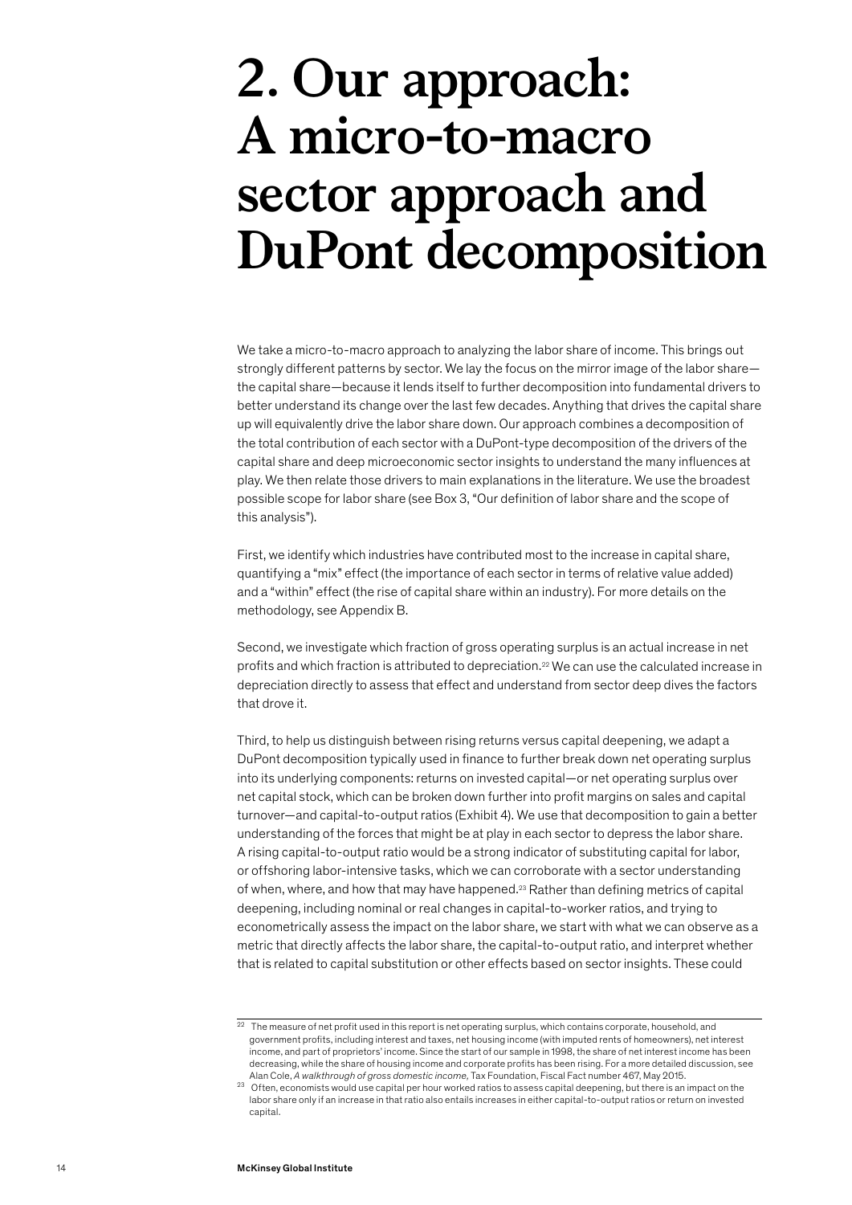# 2. Our approach: A micro-to-macro sector approach and DuPont decomposition

We take a micro-to-macro approach to analyzing the labor share of income. This brings out strongly different patterns by sector. We lay the focus on the mirror image of the labor share—the capital share—because it lends itself to further decomposition into fundamental drivers to better understand its change over the last few decades. Anything that drives the capital share up will equivalently drive the labor share down. Our approach combines a decomposition of the total contribution of each sector with a DuPont-type decomposition of the drivers of the capital share and deep microeconomic sector insights to understand the many influences at play. We then relate those drivers to main explanations in the literature. We use the broadest possible scope for labor share (see Box 3, "Our definition of labor share and the scope of this analysis").

First, we identify which industries have contributed most to the increase in capital share, quantifying a "mix" effect (the importance of each sector in terms of relative value added) and a "within" effect (the rise of capital share within an industry). For more details on the methodology, see Appendix B.

Second, we investigate which fraction of gross operating surplus is an actual increase in net profits and which fraction is attributed to depreciation.[22] We can use the calculated increase in depreciation directly to assess that effect and understand from sector deep dives the factors that drove it.

Third, to help us distinguish between rising returns versus capital deepening, we adapt a DuPont decomposition typically used in finance to further break down net operating surplus into its underlying components: returns on invested capital—or net operating surplus over net capital stock, which can be broken down further into profit margins on sales and capital turnover—and capital-to-output ratios (Exhibit 4). We use that decomposition to gain a better understanding of the forces that might be at play in each sector to depress the labor share. A rising capital-to-output ratio would be a strong indicator of substituting capital for labor, or offshoring labor-intensive tasks, which we can corroborate with a sector understanding of when, where, and how that may have happened.[23] Rather than defining metrics of capital deepening, including nominal or real changes in capital-to-worker ratios, and trying to econometrically assess the impact on the labor share, we start with what we can observe as a metric that directly affects the labor share, the capital-to-output ratio, and interpret whether that is related to capital substitution or other effects based on sector insights. These could

---

[22] The measure of net profit used in this report is net operating surplus, which contains corporate, household, and government profits, including interest and taxes, net housing income (with imputed rents of homeowners), net interest income, and part of proprietors' income. Since the start of our sample in 1998, the share of net interest income has been decreasing, while the share of housing income and corporate profits has been rising. For a more detailed discussion, see Alan Cole, *A walkthrough of gross domestic income,* Tax Foundation, Fiscal Fact number 467, May 2015.

[23] Often, economists would use capital per hour worked ratios to assess capital deepening, but there is an impact on the labor share only if an increase in that ratio also entails increases in either capital-to-output ratios or return on invested capital.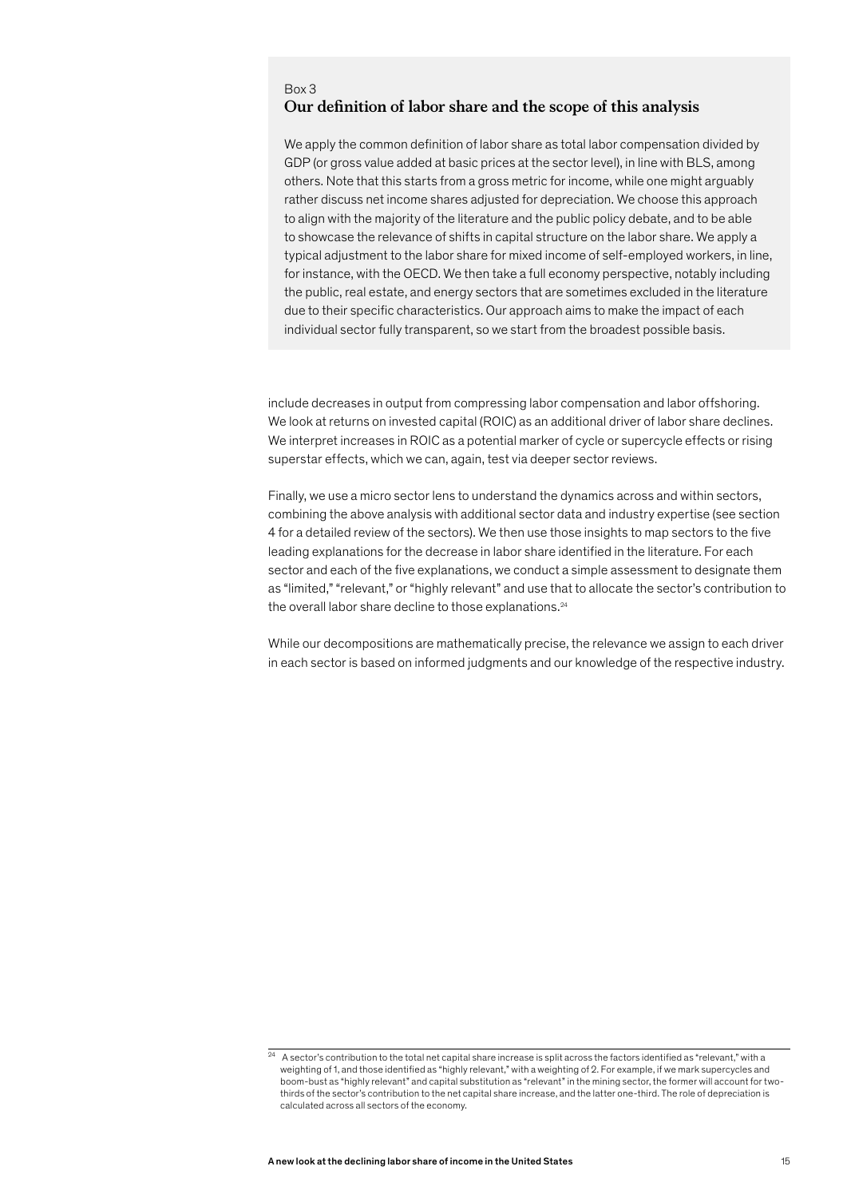Box 3

### Our definition of labor share and the scope of this analysis

We apply the common definition of labor share as total labor compensation divided by GDP (or gross value added at basic prices at the sector level), in line with BLS, among others. Note that this starts from a gross metric for income, while one might arguably rather discuss net income shares adjusted for depreciation. We choose this approach to align with the majority of the literature and the public policy debate, and to be able to showcase the relevance of shifts in capital structure on the labor share. We apply a typical adjustment to the labor share for mixed income of self-employed workers, in line, for instance, with the OECD. We then take a full economy perspective, notably including the public, real estate, and energy sectors that are sometimes excluded in the literature due to their specific characteristics. Our approach aims to make the impact of each individual sector fully transparent, so we start from the broadest possible basis.

include decreases in output from compressing labor compensation and labor offshoring. We look at returns on invested capital (ROIC) as an additional driver of labor share declines. We interpret increases in ROIC as a potential marker of cycle or supercycle effects or rising superstar effects, which we can, again, test via deeper sector reviews.

Finally, we use a micro sector lens to understand the dynamics across and within sectors, combining the above analysis with additional sector data and industry expertise (see section 4 for a detailed review of the sectors). We then use those insights to map sectors to the five leading explanations for the decrease in labor share identified in the literature. For each sector and each of the five explanations, we conduct a simple assessment to designate them as "limited," "relevant," or "highly relevant" and use that to allocate the sector's contribution to the overall labor share decline to those explanations.[24]

While our decompositions are mathematically precise, the relevance we assign to each driver in each sector is based on informed judgments and our knowledge of the respective industry.

[24] A sector's contribution to the total net capital share increase is split across the factors identified as "relevant," with a weighting of 1, and those identified as "highly relevant," with a weighting of 2. For example, if we mark supercycles and boom-bust as "highly relevant" and capital substitution as "relevant" in the mining sector, the former will account for two-thirds of the sector's contribution to the net capital share increase, and the latter one-third. The role of depreciation is calculated across all sectors of the economy.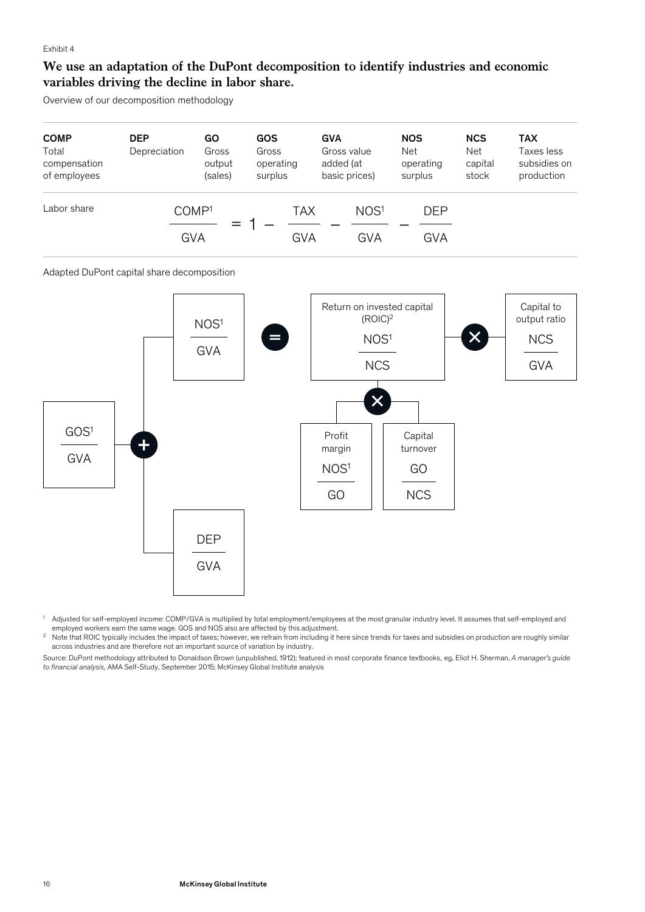Exhibit 4

## We use an adaptation of the DuPont decomposition to identify industries and economic variables driving the decline in labor share.

Overview of our decomposition methodology

| COMP | DEP | GO | GOS | GVA | NOS | NCS | TAX |
|---|---|---|---|---|---|---|---|
| Total compensation of employees | Depreciation | Gross output (sales) | Gross operating surplus | Gross value added (at basic prices) | Net operating surplus | Net capital stock | Taxes less subsidies on production |

Labor share

$$\frac{COMP^1}{GVA} = 1 - \frac{TAX}{GVA} - \frac{NOS^1}{GVA} - \frac{DEP}{GVA}$$

Adapted DuPont capital share decomposition

$$\frac{GOS^1}{GVA} = \frac{NOS^1}{GVA} + \frac{DEP}{GVA}$$

$$\frac{NOS^1}{GVA} = \underbrace{\frac{NOS^1}{NCS}}_{\text{Return on invested capital (ROIC)}^2} \times \underbrace{\frac{NCS}{GVA}}_{\text{Capital to output ratio}}$$

$$\frac{NOS^1}{NCS} = \underbrace{\frac{NOS^1}{GO}}_{\text{Profit margin}} \times \underbrace{\frac{GO}{NCS}}_{\text{Capital turnover}}$$

1 Adjusted for self-employed income: COMP/GVA is multiplied by total employment/employees at the most granular industry level. It assumes that self-employed and employed workers earn the same wage. GOS and NOS also are affected by this adjustment.

2 Note that ROIC typically includes the impact of taxes; however, we refrain from including it here since trends for taxes and subsidies on production are roughly similar across industries and are therefore not an important source of variation by industry.

Source: DuPont methodology attributed to Donaldson Brown (unpublished, 1912); featured in most corporate finance textbooks, eg, Eliot H. Sherman, *A manager's guide to financial analysis*, AMA Self-Study, September 2015; McKinsey Global Institute analysis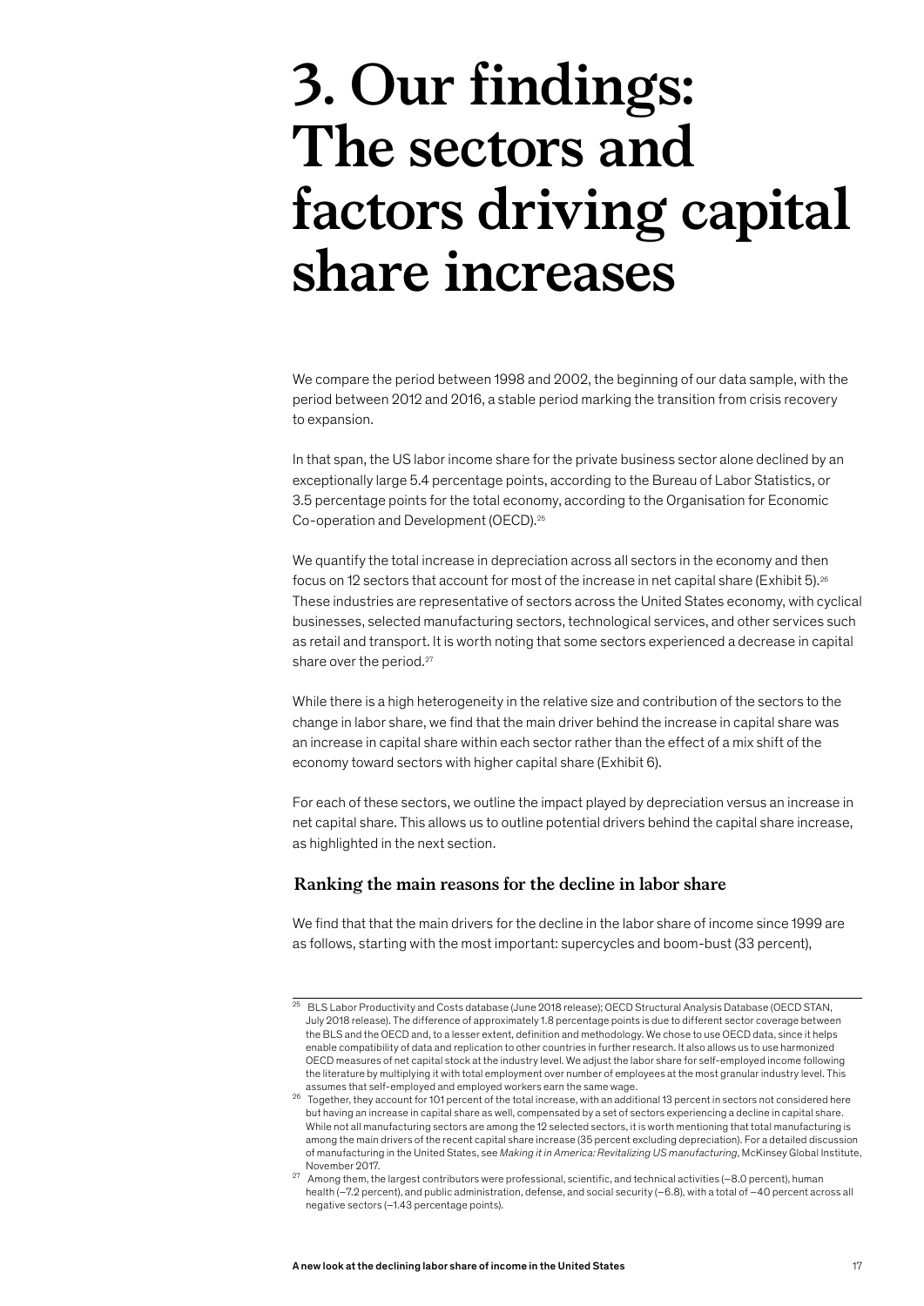# 3. Our findings: The sectors and factors driving capital share increases

We compare the period between 1998 and 2002, the beginning of our data sample, with the period between 2012 and 2016, a stable period marking the transition from crisis recovery to expansion.

In that span, the US labor income share for the private business sector alone declined by an exceptionally large 5.4 percentage points, according to the Bureau of Labor Statistics, or 3.5 percentage points for the total economy, according to the Organisation for Economic Co-operation and Development (OECD).[25]

We quantify the total increase in depreciation across all sectors in the economy and then focus on 12 sectors that account for most of the increase in net capital share (Exhibit 5).[26] These industries are representative of sectors across the United States economy, with cyclical businesses, selected manufacturing sectors, technological services, and other services such as retail and transport. It is worth noting that some sectors experienced a decrease in capital share over the period.[27]

While there is a high heterogeneity in the relative size and contribution of the sectors to the change in labor share, we find that the main driver behind the increase in capital share was an increase in capital share within each sector rather than the effect of a mix shift of the economy toward sectors with higher capital share (Exhibit 6).

For each of these sectors, we outline the impact played by depreciation versus an increase in net capital share. This allows us to outline potential drivers behind the capital share increase, as highlighted in the next section.

### Ranking the main reasons for the decline in labor share

We find that that the main drivers for the decline in the labor share of income since 1999 are as follows, starting with the most important: supercycles and boom-bust (33 percent),

---

[25] BLS Labor Productivity and Costs database (June 2018 release); OECD Structural Analysis Database (OECD STAN, July 2018 release). The difference of approximately 1.8 percentage points is due to different sector coverage between the BLS and the OECD and, to a lesser extent, definition and methodology. We chose to use OECD data, since it helps enable compatibility of data and replication to other countries in further research. It also allows us to use harmonized OECD measures of net capital stock at the industry level. We adjust the labor share for self-employed income following the literature by multiplying it with total employment over number of employees at the most granular industry level. This assumes that self-employed and employed workers earn the same wage.

[26] Together, they account for 101 percent of the total increase, with an additional 13 percent in sectors not considered here but having an increase in capital share as well, compensated by a set of sectors experiencing a decline in capital share. While not all manufacturing sectors are among the 12 selected sectors, it is worth mentioning that total manufacturing is among the main drivers of the recent capital share increase (35 percent excluding depreciation). For a detailed discussion of manufacturing in the United States, see *Making it in America: Revitalizing US manufacturing*, McKinsey Global Institute, November 2017.

[27] Among them, the largest contributors were professional, scientific, and technical activities (–8.0 percent), human health (–7.2 percent), and public administration, defense, and social security (–6.8), with a total of –40 percent across all negative sectors (–1.43 percentage points).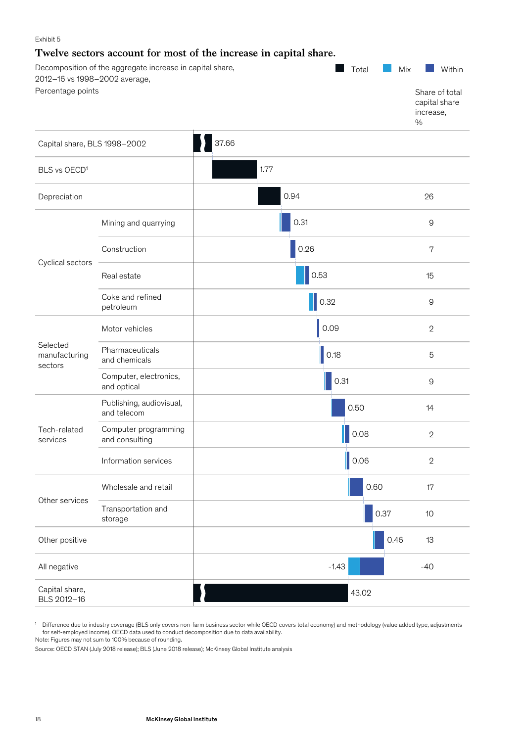Exhibit 5

## Twelve sectors account for most of the increase in capital share.

Decomposition of the aggregate increase in capital share, 2012–16 vs 1998–2002 average,
Percentage points

Legend: Total, Mix, Within

| Category | Sector | Value | Share of total capital share increase, % |
|---|---|---|---|
| Capital share, BLS 1998–2002 | | 37.66 | |
| BLS vs OECD[1] | | 1.77 | |
| Depreciation | | 0.94 | 26 |
| Cyclical sectors | Mining and quarrying | 0.31 | 9 |
| | Construction | 0.26 | 7 |
| | Real estate | 0.53 | 15 |
| | Coke and refined petroleum | 0.32 | 9 |
| Selected manufacturing sectors | Motor vehicles | 0.09 | 2 |
| | Pharmaceuticals and chemicals | 0.18 | 5 |
| | Computer, electronics, and optical | 0.31 | 9 |
| Tech-related services | Publishing, audiovisual, and telecom | 0.50 | 14 |
| | Computer programming and consulting | 0.08 | 2 |
| | Information services | 0.06 | 2 |
| Other services | Wholesale and retail | 0.60 | 17 |
| | Transportation and storage | 0.37 | 10 |
| Other positive | | 0.46 | 13 |
| All negative | | -1.43 | -40 |
| Capital share, BLS 2012–16 | | 43.02 | |

1 Difference due to industry coverage (BLS only covers non-farm business sector while OECD covers total economy) and methodology (value added type, adjustments for self-employed income). OECD data used to conduct decomposition due to data availability.

Note: Figures may not sum to 100% because of rounding.

Source: OECD STAN (July 2018 release); BLS (June 2018 release); McKinsey Global Institute analysis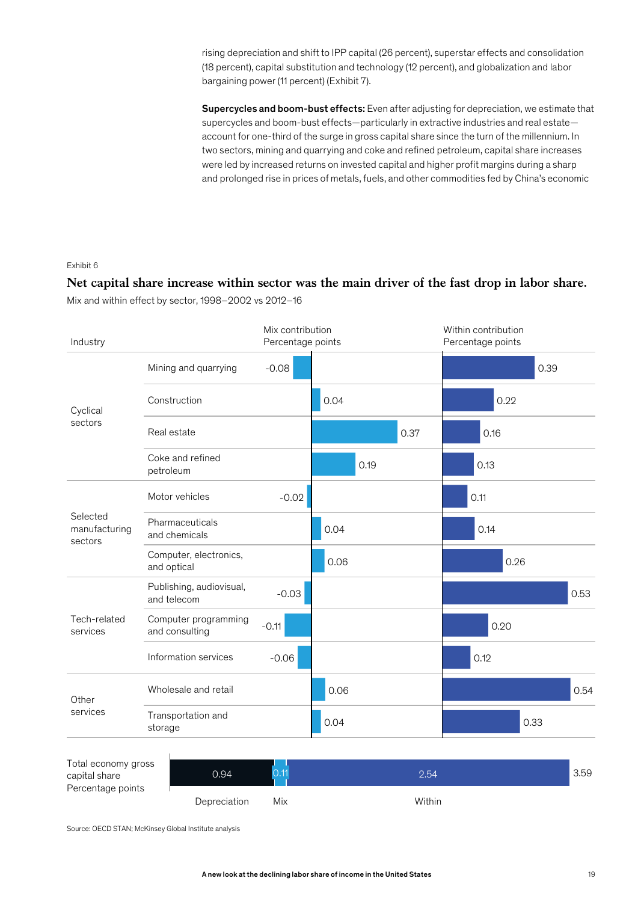rising depreciation and shift to IPP capital (26 percent), superstar effects and consolidation (18 percent), capital substitution and technology (12 percent), and globalization and labor bargaining power (11 percent) (Exhibit 7).

**Supercycles and boom-bust effects:** Even after adjusting for depreciation, we estimate that supercycles and boom-bust effects—particularly in extractive industries and real estate—account for one-third of the surge in gross capital share since the turn of the millennium. In two sectors, mining and quarrying and coke and refined petroleum, capital share increases were led by increased returns on invested capital and higher profit margins during a sharp and prolonged rise in prices of metals, fuels, and other commodities fed by China's economic

Exhibit 6

## Net capital share increase within sector was the main driver of the fast drop in labor share.

Mix and within effect by sector, 1998–2002 vs 2012–16

| Industry | | Mix contribution Percentage points | Within contribution Percentage points |
|---|---|---|---|
| Cyclical sectors | Mining and quarrying | -0.08 | 0.39 |
| | Construction | 0.04 | 0.22 |
| | Real estate | 0.37 | 0.16 |
| | Coke and refined petroleum | 0.19 | 0.13 |
| Selected manufacturing sectors | Motor vehicles | -0.02 | 0.11 |
| | Pharmaceuticals and chemicals | 0.04 | 0.14 |
| | Computer, electronics, and optical | 0.06 | 0.26 |
| Tech-related services | Publishing, audiovisual, and telecom | -0.03 | 0.53 |
| | Computer programming and consulting | -0.11 | 0.20 |
| | Information services | -0.06 | 0.12 |
| Other services | Wholesale and retail | 0.06 | 0.54 |
| | Transportation and storage | 0.04 | 0.33 |

| Total economy gross capital share Percentage points | Depreciation | Mix | Within | Total |
|---|---|---|---|---|
| | 0.94 | 0.11 | 2.54 | 3.59 |

Source: OECD STAN; McKinsey Global Institute analysis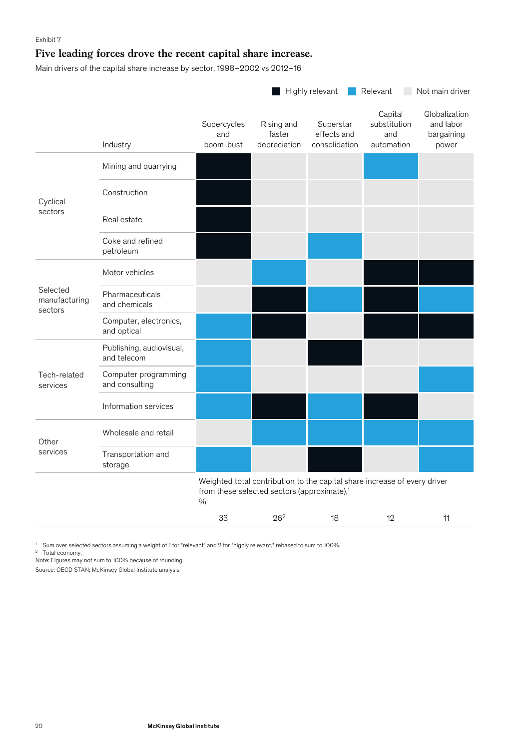Exhibit 7

## Five leading forces drove the recent capital share increase.

Main drivers of the capital share increase by sector, 1998–2002 vs 2012–16

Legend: ■ Highly relevant ■ Relevant ■ Not main driver

| | Industry | Supercycles and boom-bust | Rising and faster depreciation | Superstar effects and consolidation | Capital substitution and automation | Globalization and labor bargaining power |
|---|---|---|---|---|---|---|
| Cyclical sectors | Mining and quarrying | Highly relevant | Not main driver | Not main driver | Relevant | Not main driver |
| | Construction | Highly relevant | Not main driver | Not main driver | Not main driver | Not main driver |
| | Real estate | Highly relevant | Not main driver | Not main driver | Not main driver | Not main driver |
| | Coke and refined petroleum | Highly relevant | Not main driver | Relevant | Not main driver | Not main driver |
| Selected manufacturing sectors | Motor vehicles | Not main driver | Relevant | Not main driver | Highly relevant | Highly relevant |
| | Pharmaceuticals and chemicals | Not main driver | Highly relevant | Relevant | Highly relevant | Relevant |
| | Computer, electronics, and optical | Relevant | Highly relevant | Not main driver | Highly relevant | Highly relevant |
| Tech-related services | Publishing, audiovisual, and telecom | Relevant | Not main driver | Highly relevant | Not main driver | Not main driver |
| | Computer programming and consulting | Relevant | Not main driver | Not main driver | Not main driver | Relevant |
| | Information services | Relevant | Highly relevant | Relevant | Highly relevant | Not main driver |
| Other services | Wholesale and retail | Not main driver | Relevant | Relevant | Relevant | Relevant |
| | Transportation and storage | Relevant | Not main driver | Highly relevant | Not main driver | Relevant |
| | Weighted total contribution to the capital share increase of every driver from these selected sectors (approximate),[1] % | 33 | 26[2] | 18 | 12 | 11 |

[1] Sum over selected sectors assuming a weight of 1 for "relevant" and 2 for "highly relevant," rebased to sum to 100%.
[2] Total economy.
Note: Figures may not sum to 100% because of rounding.
Source: OECD STAN; McKinsey Global Institute analysis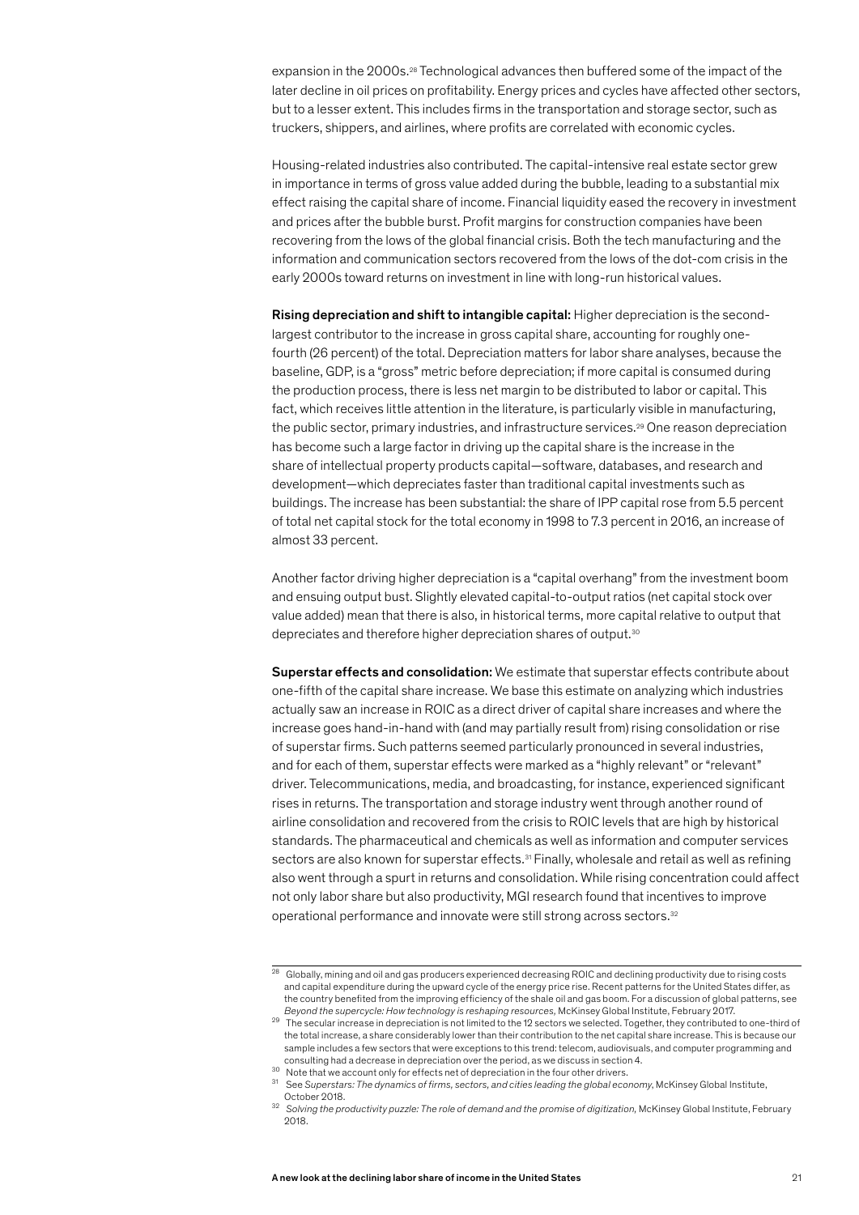expansion in the 2000s.[28] Technological advances then buffered some of the impact of the later decline in oil prices on profitability. Energy prices and cycles have affected other sectors, but to a lesser extent. This includes firms in the transportation and storage sector, such as truckers, shippers, and airlines, where profits are correlated with economic cycles.

Housing-related industries also contributed. The capital-intensive real estate sector grew in importance in terms of gross value added during the bubble, leading to a substantial mix effect raising the capital share of income. Financial liquidity eased the recovery in investment and prices after the bubble burst. Profit margins for construction companies have been recovering from the lows of the global financial crisis. Both the tech manufacturing and the information and communication sectors recovered from the lows of the dot-com crisis in the early 2000s toward returns on investment in line with long-run historical values.

**Rising depreciation and shift to intangible capital:** Higher depreciation is the second-largest contributor to the increase in gross capital share, accounting for roughly one-fourth (26 percent) of the total. Depreciation matters for labor share analyses, because the baseline, GDP, is a "gross" metric before depreciation; if more capital is consumed during the production process, there is less net margin to be distributed to labor or capital. This fact, which receives little attention in the literature, is particularly visible in manufacturing, the public sector, primary industries, and infrastructure services.[29] One reason depreciation has become such a large factor in driving up the capital share is the increase in the share of intellectual property products capital—software, databases, and research and development—which depreciates faster than traditional capital investments such as buildings. The increase has been substantial: the share of IPP capital rose from 5.5 percent of total net capital stock for the total economy in 1998 to 7.3 percent in 2016, an increase of almost 33 percent.

Another factor driving higher depreciation is a "capital overhang" from the investment boom and ensuing output bust. Slightly elevated capital-to-output ratios (net capital stock over value added) mean that there is also, in historical terms, more capital relative to output that depreciates and therefore higher depreciation shares of output.[30]

**Superstar effects and consolidation:** We estimate that superstar effects contribute about one-fifth of the capital share increase. We base this estimate on analyzing which industries actually saw an increase in ROIC as a direct driver of capital share increases and where the increase goes hand-in-hand with (and may partially result from) rising consolidation or rise of superstar firms. Such patterns seemed particularly pronounced in several industries, and for each of them, superstar effects were marked as a "highly relevant" or "relevant" driver. Telecommunications, media, and broadcasting, for instance, experienced significant rises in returns. The transportation and storage industry went through another round of airline consolidation and recovered from the crisis to ROIC levels that are high by historical standards. The pharmaceutical and chemicals as well as information and computer services sectors are also known for superstar effects.[31] Finally, wholesale and retail as well as refining also went through a spurt in returns and consolidation. While rising concentration could affect not only labor share but also productivity, MGI research found that incentives to improve operational performance and innovate were still strong across sectors.[32]

---

[28] Globally, mining and oil and gas producers experienced decreasing ROIC and declining productivity due to rising costs and capital expenditure during the upward cycle of the energy price rise. Recent patterns for the United States differ, as the country benefited from the improving efficiency of the shale oil and gas boom. For a discussion of global patterns, see *Beyond the supercycle: How technology is reshaping resources*, McKinsey Global Institute, February 2017.

[29] The secular increase in depreciation is not limited to the 12 sectors we selected. Together, they contributed to one-third of the total increase, a share considerably lower than their contribution to the net capital share increase. This is because our sample includes a few sectors that were exceptions to this trend: telecom, audiovisuals, and computer programming and consulting had a decrease in depreciation over the period, as we discuss in section 4.

[30] Note that we account only for effects net of depreciation in the four other drivers.

[31] See *Superstars: The dynamics of firms, sectors, and cities leading the global economy*, McKinsey Global Institute, October 2018.

[32] *Solving the productivity puzzle: The role of demand and the promise of digitization*, McKinsey Global Institute, February 2018.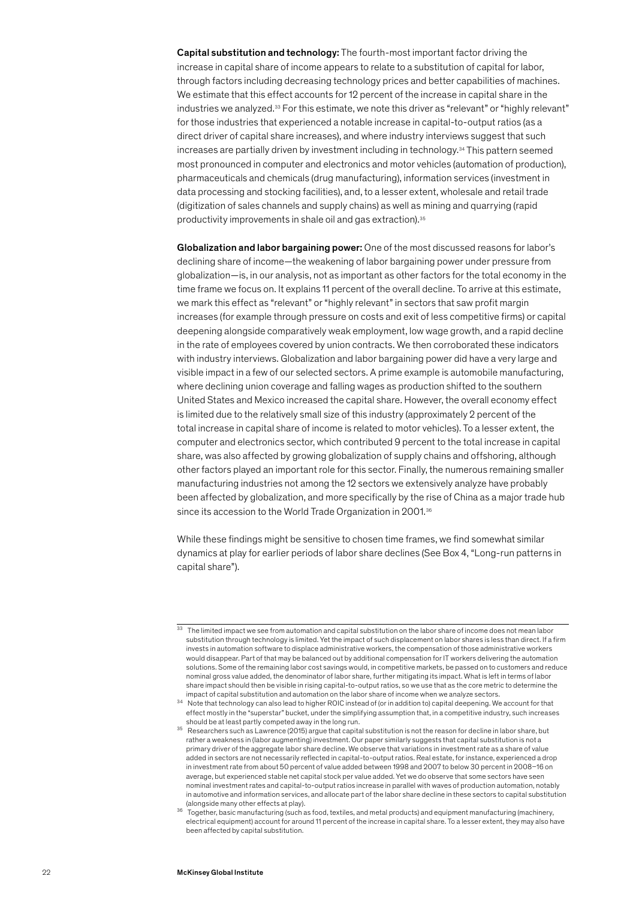**Capital substitution and technology:** The fourth-most important factor driving the increase in capital share of income appears to relate to a substitution of capital for labor, through factors including decreasing technology prices and better capabilities of machines. We estimate that this effect accounts for 12 percent of the increase in capital share in the industries we analyzed.[33] For this estimate, we note this driver as "relevant" or "highly relevant" for those industries that experienced a notable increase in capital-to-output ratios (as a direct driver of capital share increases), and where industry interviews suggest that such increases are partially driven by investment including in technology.[34] This pattern seemed most pronounced in computer and electronics and motor vehicles (automation of production), pharmaceuticals and chemicals (drug manufacturing), information services (investment in data processing and stocking facilities), and, to a lesser extent, wholesale and retail trade (digitization of sales channels and supply chains) as well as mining and quarrying (rapid productivity improvements in shale oil and gas extraction).[35]

**Globalization and labor bargaining power:** One of the most discussed reasons for labor's declining share of income—the weakening of labor bargaining power under pressure from globalization—is, in our analysis, not as important as other factors for the total economy in the time frame we focus on. It explains 11 percent of the overall decline. To arrive at this estimate, we mark this effect as "relevant" or "highly relevant" in sectors that saw profit margin increases (for example through pressure on costs and exit of less competitive firms) or capital deepening alongside comparatively weak employment, low wage growth, and a rapid decline in the rate of employees covered by union contracts. We then corroborated these indicators with industry interviews. Globalization and labor bargaining power did have a very large and visible impact in a few of our selected sectors. A prime example is automobile manufacturing, where declining union coverage and falling wages as production shifted to the southern United States and Mexico increased the capital share. However, the overall economy effect is limited due to the relatively small size of this industry (approximately 2 percent of the total increase in capital share of income is related to motor vehicles). To a lesser extent, the computer and electronics sector, which contributed 9 percent to the total increase in capital share, was also affected by growing globalization of supply chains and offshoring, although other factors played an important role for this sector. Finally, the numerous remaining smaller manufacturing industries not among the 12 sectors we extensively analyze have probably been affected by globalization, and more specifically by the rise of China as a major trade hub since its accession to the World Trade Organization in 2001.[36]

While these findings might be sensitive to chosen time frames, we find somewhat similar dynamics at play for earlier periods of labor share declines (See Box 4, "Long-run patterns in capital share").

---

[33] The limited impact we see from automation and capital substitution on the labor share of income does not mean labor substitution through technology is limited. Yet the impact of such displacement on labor shares is less than direct. If a firm invests in automation software to displace administrative workers, the compensation of those administrative workers would disappear. Part of that may be balanced out by additional compensation for IT workers delivering the automation solutions. Some of the remaining labor cost savings would, in competitive markets, be passed on to customers and reduce nominal gross value added, the denominator of labor share, further mitigating its impact. What is left in terms of labor share impact should then be visible in rising capital-to-output ratios, so we use that as the core metric to determine the impact of capital substitution and automation on the labor share of income when we analyze sectors.

[34] Note that technology can also lead to higher ROIC instead of (or in addition to) capital deepening. We account for that effect mostly in the "superstar" bucket, under the simplifying assumption that, in a competitive industry, such increases should be at least partly competed away in the long run.

[35] Researchers such as Lawrence (2015) argue that capital substitution is not the reason for decline in labor share, but rather a weakness in (labor augmenting) investment. Our paper similarly suggests that capital substitution is not a primary driver of the aggregate labor share decline. We observe that variations in investment rate as a share of value added in sectors are not necessarily reflected in capital-to-output ratios. Real estate, for instance, experienced a drop in investment rate from about 50 percent of value added between 1998 and 2007 to below 30 percent in 2008–16 on average, but experienced stable net capital stock per value added. Yet we do observe that some sectors have seen nominal investment rates and capital-to-output ratios increase in parallel with waves of production automation, notably in automotive and information services, and allocate part of the labor share decline in these sectors to capital substitution (alongside many other effects at play).

[36] Together, basic manufacturing (such as food, textiles, and metal products) and equipment manufacturing (machinery, electrical equipment) account for around 11 percent of the increase in capital share. To a lesser extent, they may also have been affected by capital substitution.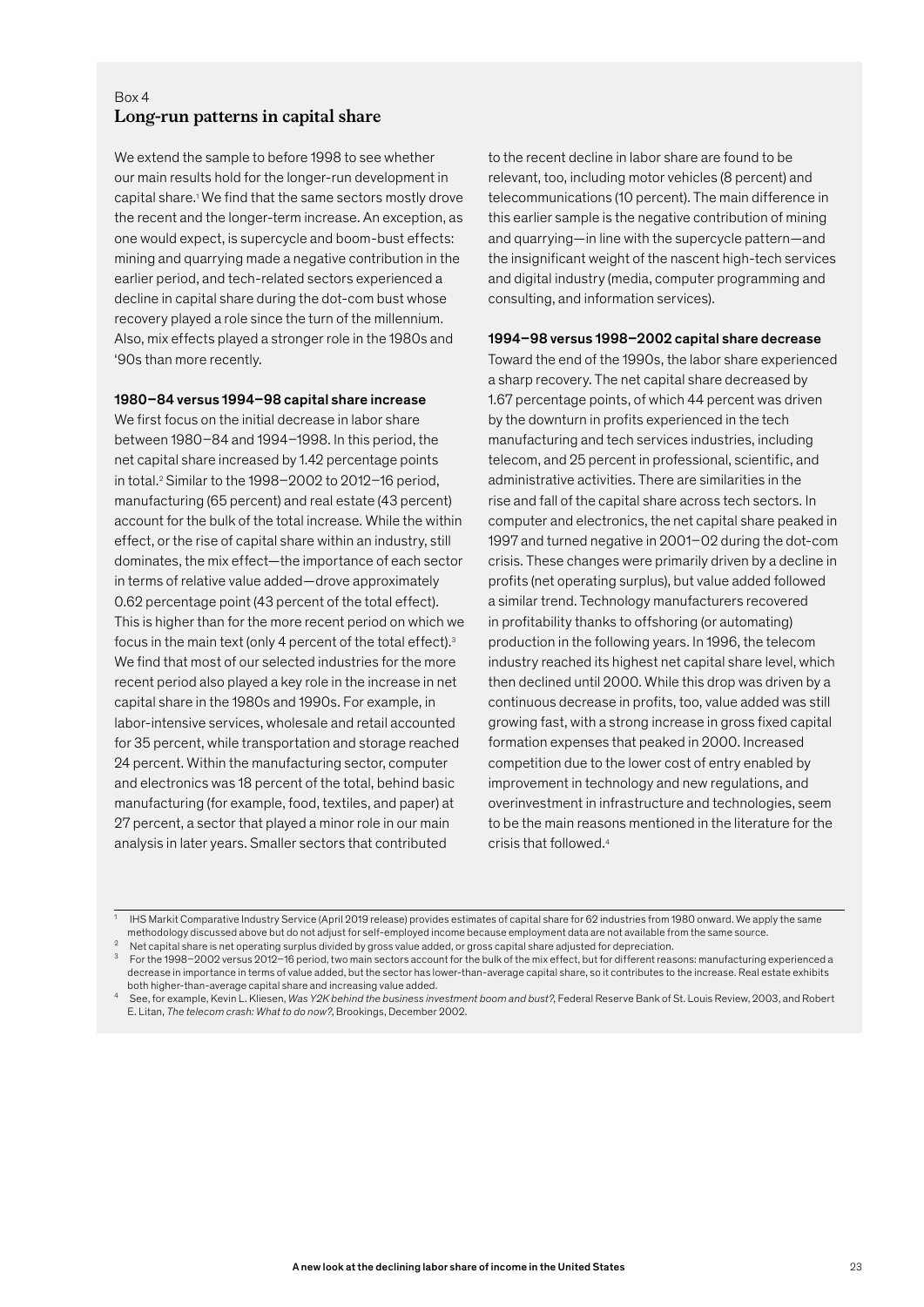Box 4

## Long-run patterns in capital share

We extend the sample to before 1998 to see whether our main results hold for the longer-run development in capital share.[1] We find that the same sectors mostly drove the recent and the longer-term increase. An exception, as one would expect, is supercycle and boom-bust effects: mining and quarrying made a negative contribution in the earlier period, and tech-related sectors experienced a decline in capital share during the dot-com bust whose recovery played a role since the turn of the millennium. Also, mix effects played a stronger role in the 1980s and '90s than more recently.

**1980–84 versus 1994–98 capital share increase**

We first focus on the initial decrease in labor share between 1980–84 and 1994–1998. In this period, the net capital share increased by 1.42 percentage points in total.[2] Similar to the 1998–2002 to 2012–16 period, manufacturing (65 percent) and real estate (43 percent) account for the bulk of the total increase. While the within effect, or the rise of capital share within an industry, still dominates, the mix effect—the importance of each sector in terms of relative value added—drove approximately 0.62 percentage point (43 percent of the total effect). This is higher than for the more recent period on which we focus in the main text (only 4 percent of the total effect).[3] We find that most of our selected industries for the more recent period also played a key role in the increase in net capital share in the 1980s and 1990s. For example, in labor-intensive services, wholesale and retail accounted for 35 percent, while transportation and storage reached 24 percent. Within the manufacturing sector, computer and electronics was 18 percent of the total, behind basic manufacturing (for example, food, textiles, and paper) at 27 percent, a sector that played a minor role in our main analysis in later years. Smaller sectors that contributed to the recent decline in labor share are found to be relevant, too, including motor vehicles (8 percent) and telecommunications (10 percent). The main difference in this earlier sample is the negative contribution of mining and quarrying—in line with the supercycle pattern—and the insignificant weight of the nascent high-tech services and digital industry (media, computer programming and consulting, and information services).

**1994–98 versus 1998–2002 capital share decrease**

Toward the end of the 1990s, the labor share experienced a sharp recovery. The net capital share decreased by 1.67 percentage points, of which 44 percent was driven by the downturn in profits experienced in the tech manufacturing and tech services industries, including telecom, and 25 percent in professional, scientific, and administrative activities. There are similarities in the rise and fall of the capital share across tech sectors. In computer and electronics, the net capital share peaked in 1997 and turned negative in 2001–02 during the dot-com crisis. These changes were primarily driven by a decline in profits (net operating surplus), but value added followed a similar trend. Technology manufacturers recovered in profitability thanks to offshoring (or automating) production in the following years. In 1996, the telecom industry reached its highest net capital share level, which then declined until 2000. While this drop was driven by a continuous decrease in profits, too, value added was still growing fast, with a strong increase in gross fixed capital formation expenses that peaked in 2000. Increased competition due to the lower cost of entry enabled by improvement in technology and new regulations, and overinvestment in infrastructure and technologies, seem to be the main reasons mentioned in the literature for the crisis that followed.[4]

---

[1] IHS Markit Comparative Industry Service (April 2019 release) provides estimates of capital share for 62 industries from 1980 onward. We apply the same methodology discussed above but do not adjust for self-employed income because employment data are not available from the same source.

[2] Net capital share is net operating surplus divided by gross value added, or gross capital share adjusted for depreciation.

[3] For the 1998–2002 versus 2012–16 period, two main sectors account for the bulk of the mix effect, but for different reasons: manufacturing experienced a decrease in importance in terms of value added, but the sector has lower-than-average capital share, so it contributes to the increase. Real estate exhibits both higher-than-average capital share and increasing value added.

[4] See, for example, Kevin L. Kliesen, *Was Y2K behind the business investment boom and bust?*, Federal Reserve Bank of St. Louis Review, 2003, and Robert E. Litan, *The telecom crash: What to do now?*, Brookings, December 2002.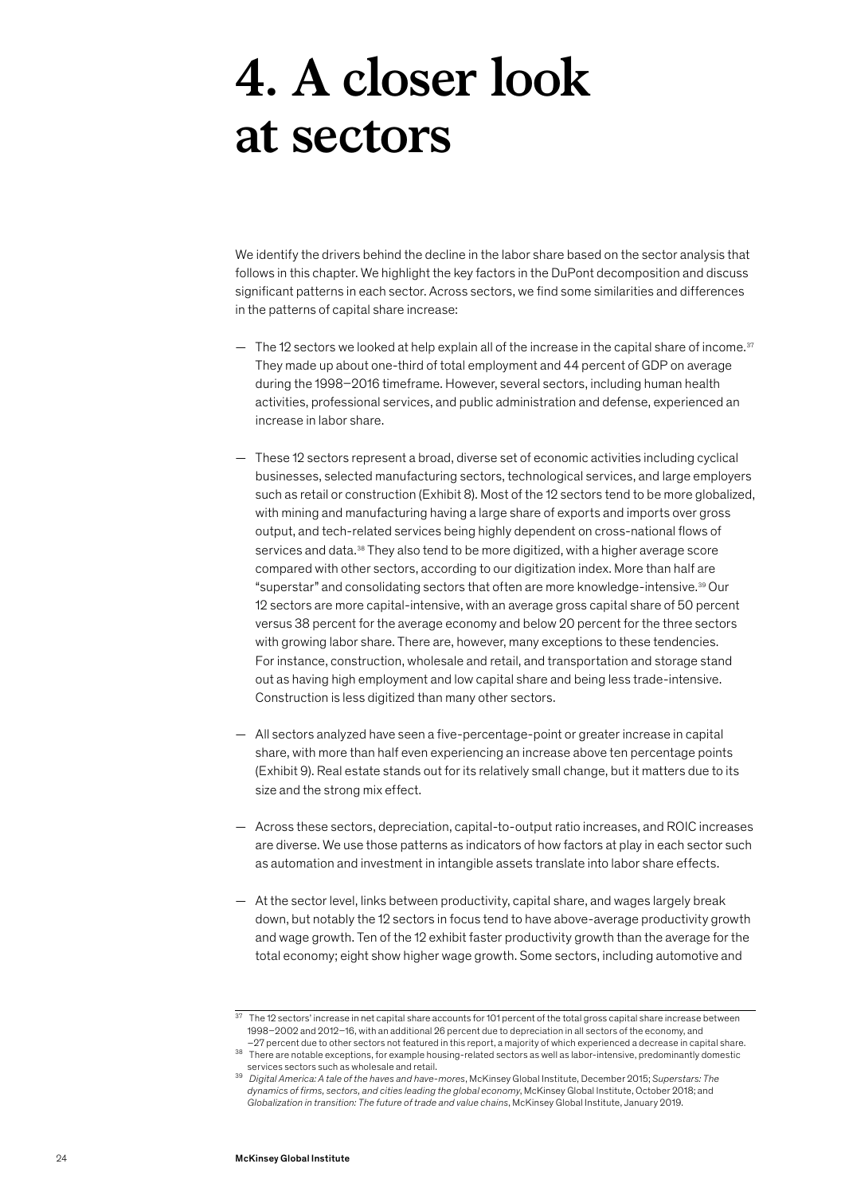# 4. A closer look at sectors

We identify the drivers behind the decline in the labor share based on the sector analysis that follows in this chapter. We highlight the key factors in the DuPont decomposition and discuss significant patterns in each sector. Across sectors, we find some similarities and differences in the patterns of capital share increase:

— The 12 sectors we looked at help explain all of the increase in the capital share of income.[37] They made up about one-third of total employment and 44 percent of GDP on average during the 1998–2016 timeframe. However, several sectors, including human health activities, professional services, and public administration and defense, experienced an increase in labor share.

— These 12 sectors represent a broad, diverse set of economic activities including cyclical businesses, selected manufacturing sectors, technological services, and large employers such as retail or construction (Exhibit 8). Most of the 12 sectors tend to be more globalized, with mining and manufacturing having a large share of exports and imports over gross output, and tech-related services being highly dependent on cross-national flows of services and data.[38] They also tend to be more digitized, with a higher average score compared with other sectors, according to our digitization index. More than half are "superstar" and consolidating sectors that often are more knowledge-intensive.[39] Our 12 sectors are more capital-intensive, with an average gross capital share of 50 percent versus 38 percent for the average economy and below 20 percent for the three sectors with growing labor share. There are, however, many exceptions to these tendencies. For instance, construction, wholesale and retail, and transportation and storage stand out as having high employment and low capital share and being less trade-intensive. Construction is less digitized than many other sectors.

— All sectors analyzed have seen a five-percentage-point or greater increase in capital share, with more than half even experiencing an increase above ten percentage points (Exhibit 9). Real estate stands out for its relatively small change, but it matters due to its size and the strong mix effect.

— Across these sectors, depreciation, capital-to-output ratio increases, and ROIC increases are diverse. We use those patterns as indicators of how factors at play in each sector such as automation and investment in intangible assets translate into labor share effects.

— At the sector level, links between productivity, capital share, and wages largely break down, but notably the 12 sectors in focus tend to have above-average productivity growth and wage growth. Ten of the 12 exhibit faster productivity growth than the average for the total economy; eight show higher wage growth. Some sectors, including automotive and

---

[37] The 12 sectors' increase in net capital share accounts for 101 percent of the total gross capital share increase between 1998–2002 and 2012–16, with an additional 26 percent due to depreciation in all sectors of the economy, and –27 percent due to other sectors not featured in this report, a majority of which experienced a decrease in capital share.

[38] There are notable exceptions, for example housing-related sectors as well as labor-intensive, predominantly domestic services sectors such as wholesale and retail.

[39] *Digital America: A tale of the haves and have-mores*, McKinsey Global Institute, December 2015; *Superstars: The dynamics of firms, sectors, and cities leading the global economy*, McKinsey Global Institute, October 2018; and *Globalization in transition: The future of trade and value chains*, McKinsey Global Institute, January 2019.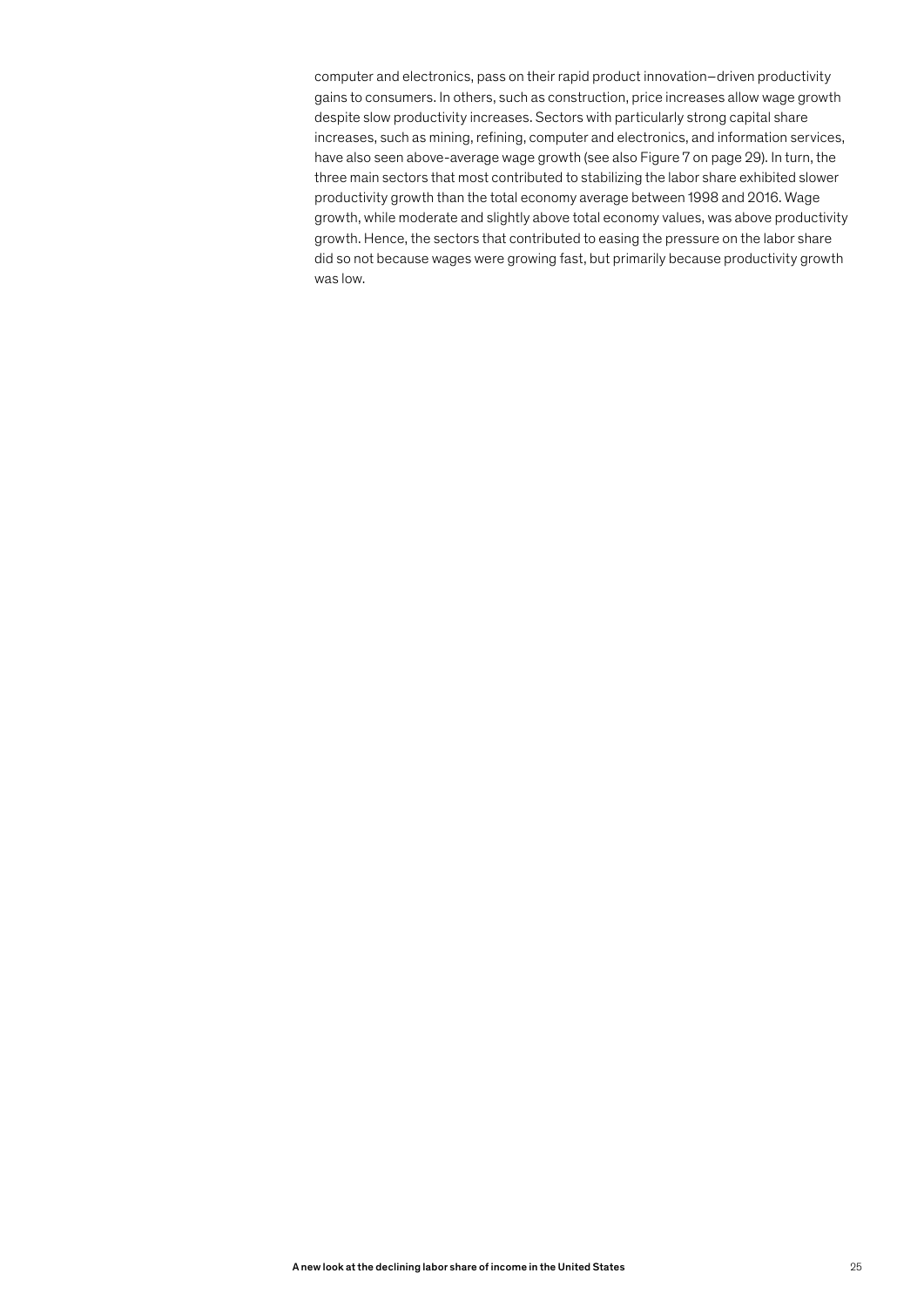computer and electronics, pass on their rapid product innovation–driven productivity gains to consumers. In others, such as construction, price increases allow wage growth despite slow productivity increases. Sectors with particularly strong capital share increases, such as mining, refining, computer and electronics, and information services, have also seen above-average wage growth (see also Figure 7 on page 29). In turn, the three main sectors that most contributed to stabilizing the labor share exhibited slower productivity growth than the total economy average between 1998 and 2016. Wage growth, while moderate and slightly above total economy values, was above productivity growth. Hence, the sectors that contributed to easing the pressure on the labor share did so not because wages were growing fast, but primarily because productivity growth was low.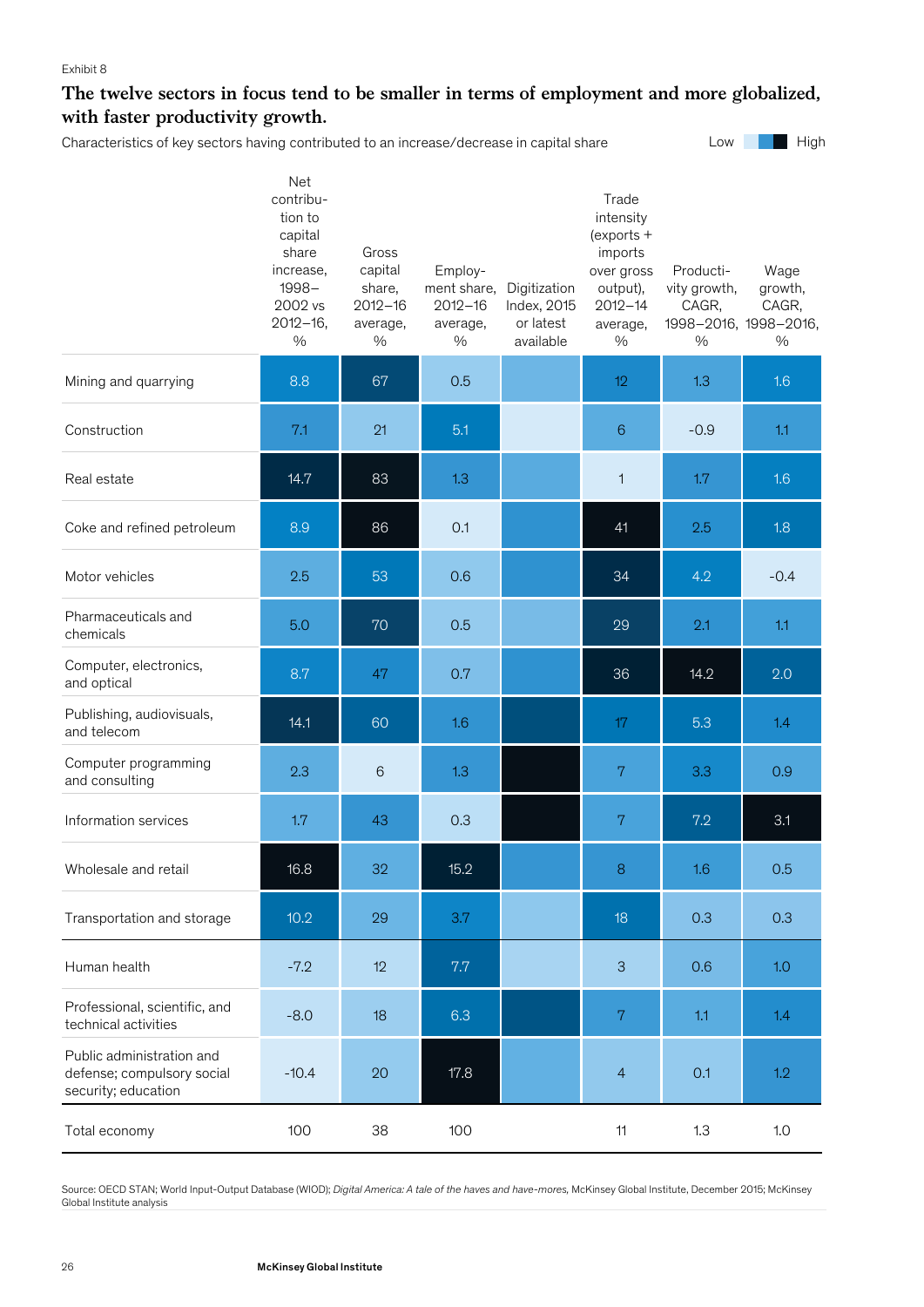Exhibit 8

## The twelve sectors in focus tend to be smaller in terms of employment and more globalized, with faster productivity growth.

Characteristics of key sectors having contributed to an increase/decrease in capital share

Low ▯▯▯ High

| | Net contribution to capital share increase, 1998–2002 vs 2012–16, % | Gross capital share, 2012–16 average, % | Employment share, 2012–16 average, % | Digitization Index, 2015 or latest available | Trade intensity (exports + imports over gross output), 2012–14 average, % | Productivity growth, CAGR, 1998–2016, % | Wage growth, CAGR, 1998–2016, % |
|---|---|---|---|---|---|---|---|
| Mining and quarrying | 8.8 | 67 | 0.5 | | 12 | 1.3 | 1.6 |
| Construction | 7.1 | 21 | 5.1 | | 6 | -0.9 | 1.1 |
| Real estate | 14.7 | 83 | 1.3 | | 1 | 1.7 | 1.6 |
| Coke and refined petroleum | 8.9 | 86 | 0.1 | | 41 | 2.5 | 1.8 |
| Motor vehicles | 2.5 | 53 | 0.6 | | 34 | 4.2 | -0.4 |
| Pharmaceuticals and chemicals | 5.0 | 70 | 0.5 | | 29 | 2.1 | 1.1 |
| Computer, electronics, and optical | 8.7 | 47 | 0.7 | | 36 | 14.2 | 2.0 |
| Publishing, audiovisuals, and telecom | 14.1 | 60 | 1.6 | | 17 | 5.3 | 1.4 |
| Computer programming and consulting | 2.3 | 6 | 1.3 | | 7 | 3.3 | 0.9 |
| Information services | 1.7 | 43 | 0.3 | | 7 | 7.2 | 3.1 |
| Wholesale and retail | 16.8 | 32 | 15.2 | | 8 | 1.6 | 0.5 |
| Transportation and storage | 10.2 | 29 | 3.7 | | 18 | 0.3 | 0.3 |
| Human health | -7.2 | 12 | 7.7 | | 3 | 0.6 | 1.0 |
| Professional, scientific, and technical activities | -8.0 | 18 | 6.3 | | 7 | 1.1 | 1.4 |
| Public administration and defense; compulsory social security; education | -10.4 | 20 | 17.8 | | 4 | 0.1 | 1.2 |
| Total economy | 100 | 38 | 100 | | 11 | 1.3 | 1.0 |

Source: OECD STAN; World Input-Output Database (WIOD); *Digital America: A tale of the haves and have-mores*, McKinsey Global Institute, December 2015; McKinsey Global Institute analysis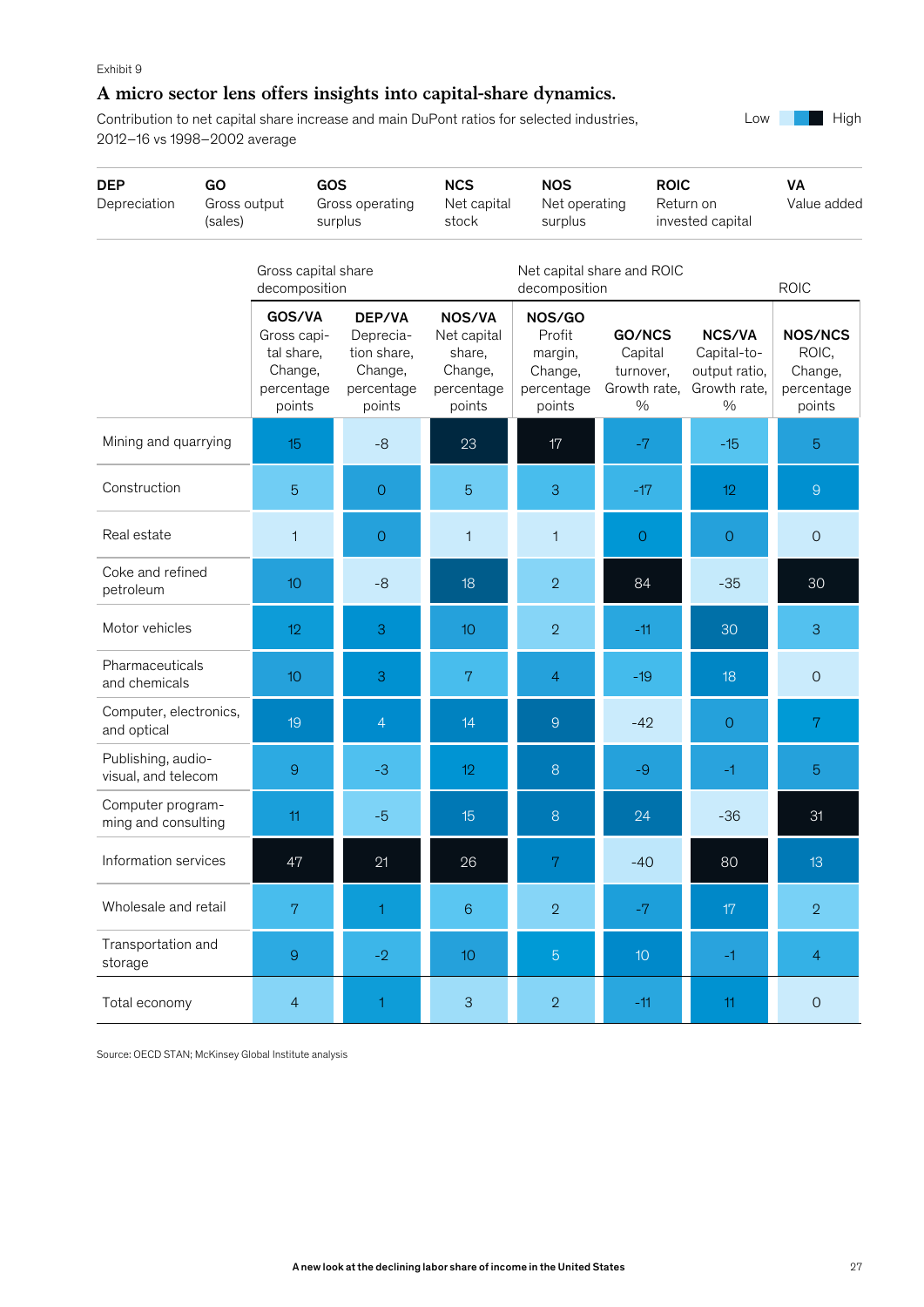Exhibit 9

## A micro sector lens offers insights into capital-share dynamics.

Contribution to net capital share increase and main DuPont ratios for selected industries, 2012–16 vs 1998–2002 average

Low → High

| DEP | GO | GOS | NCS | NOS | ROIC | VA |
|---|---|---|---|---|---|---|
| Depreciation | Gross output (sales) | Gross operating surplus | Net capital stock | Net operating surplus | Return on invested capital | Value added |

| | Gross capital share decomposition | | | Net capital share and ROIC decomposition | | | ROIC |
|---|---|---|---|---|---|---|---|
| | **GOS/VA** Gross capital share, Change, percentage points | **DEP/VA** Depreciation share, Change, percentage points | **NOS/VA** Net capital share, Change, percentage points | **NOS/GO** Profit margin, Change, percentage points | **GO/NCS** Capital turnover, Growth rate, % | **NCS/VA** Capital-to-output ratio, Growth rate, % | **NOS/NCS** ROIC, Change, percentage points |
| Mining and quarrying | 15 | -8 | 23 | 17 | -7 | -15 | 5 |
| Construction | 5 | 0 | 5 | 3 | -17 | 12 | 9 |
| Real estate | 1 | 0 | 1 | 1 | 0 | 0 | 0 |
| Coke and refined petroleum | 10 | -8 | 18 | 2 | 84 | -35 | 30 |
| Motor vehicles | 12 | 3 | 10 | 2 | -11 | 30 | 3 |
| Pharmaceuticals and chemicals | 10 | 3 | 7 | 4 | -19 | 18 | 0 |
| Computer, electronics, and optical | 19 | 4 | 14 | 9 | -42 | 0 | 7 |
| Publishing, audio-visual, and telecom | 9 | -3 | 12 | 8 | -9 | -1 | 5 |
| Computer programming and consulting | 11 | -5 | 15 | 8 | 24 | -36 | 31 |
| Information services | 47 | 21 | 26 | 7 | -40 | 80 | 13 |
| Wholesale and retail | 7 | 1 | 6 | 2 | -7 | 17 | 2 |
| Transportation and storage | 9 | -2 | 10 | 5 | 10 | -1 | 4 |
| Total economy | 4 | 1 | 3 | 2 | -11 | 11 | 0 |

Source: OECD STAN; McKinsey Global Institute analysis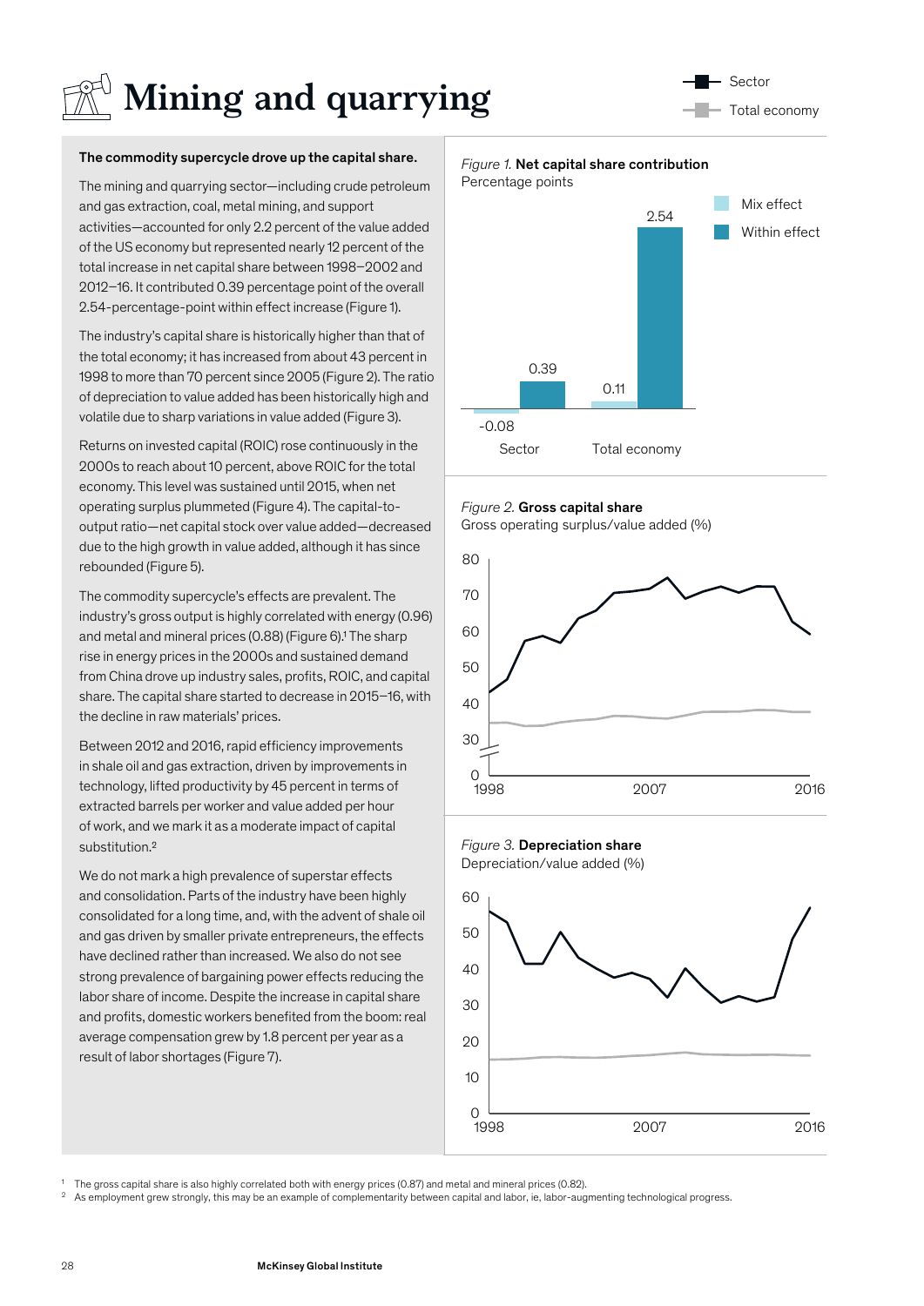# Mining and quarrying

**The commodity supercycle drove up the capital share.**

The mining and quarrying sector—including crude petroleum and gas extraction, coal, metal mining, and support activities—accounted for only 2.2 percent of the value added of the US economy but represented nearly 12 percent of the total increase in net capital share between 1998–2002 and 2012–16. It contributed 0.39 percentage point of the overall 2.54-percentage-point within effect increase (Figure 1).

The industry's capital share is historically higher than that of the total economy; it has increased from about 43 percent in 1998 to more than 70 percent since 2005 (Figure 2). The ratio of depreciation to value added has been historically high and volatile due to sharp variations in value added (Figure 3).

Returns on invested capital (ROIC) rose continuously in the 2000s to reach about 10 percent, above ROIC for the total economy. This level was sustained until 2015, when net operating surplus plummeted (Figure 4). The capital-to-output ratio—net capital stock over value added—decreased due to the high growth in value added, although it has since rebounded (Figure 5).

The commodity supercycle's effects are prevalent. The industry's gross output is highly correlated with energy (0.96) and metal and mineral prices (0.88) (Figure 6).[1] The sharp rise in energy prices in the 2000s and sustained demand from China drove up industry sales, profits, ROIC, and capital share. The capital share started to decrease in 2015–16, with the decline in raw materials' prices.

Between 2012 and 2016, rapid efficiency improvements in shale oil and gas extraction, driven by improvements in technology, lifted productivity by 45 percent in terms of extracted barrels per worker and value added per hour of work, and we mark it as a moderate impact of capital substitution.[2]

We do not mark a high prevalence of superstar effects and consolidation. Parts of the industry have been highly consolidated for a long time, and, with the advent of shale oil and gas driven by smaller private entrepreneurs, the effects have declined rather than increased. We also do not see strong prevalence of bargaining power effects reducing the labor share of income. Despite the increase in capital share and profits, domestic workers benefited from the boom: real average compensation grew by 1.8 percent per year as a result of labor shortages (Figure 7).

Legend: Sector; Total economy

*Figure 1.* **Net capital share contribution**
Percentage points

| | Mix effect | Within effect |
|---|---|---|
| Sector | -0.08 | 0.39 |
| Total economy | 0.11 | 2.54 |

*Figure 2.* **Gross capital share**
Gross operating surplus/value added (%)

*Figure 3.* **Depreciation share**
Depreciation/value added (%)

[1] The gross capital share is also highly correlated both with energy prices (0.87) and metal and mineral prices (0.82).

[2] As employment grew strongly, this may be an example of complementarity between capital and labor, ie, labor-augmenting technological progress.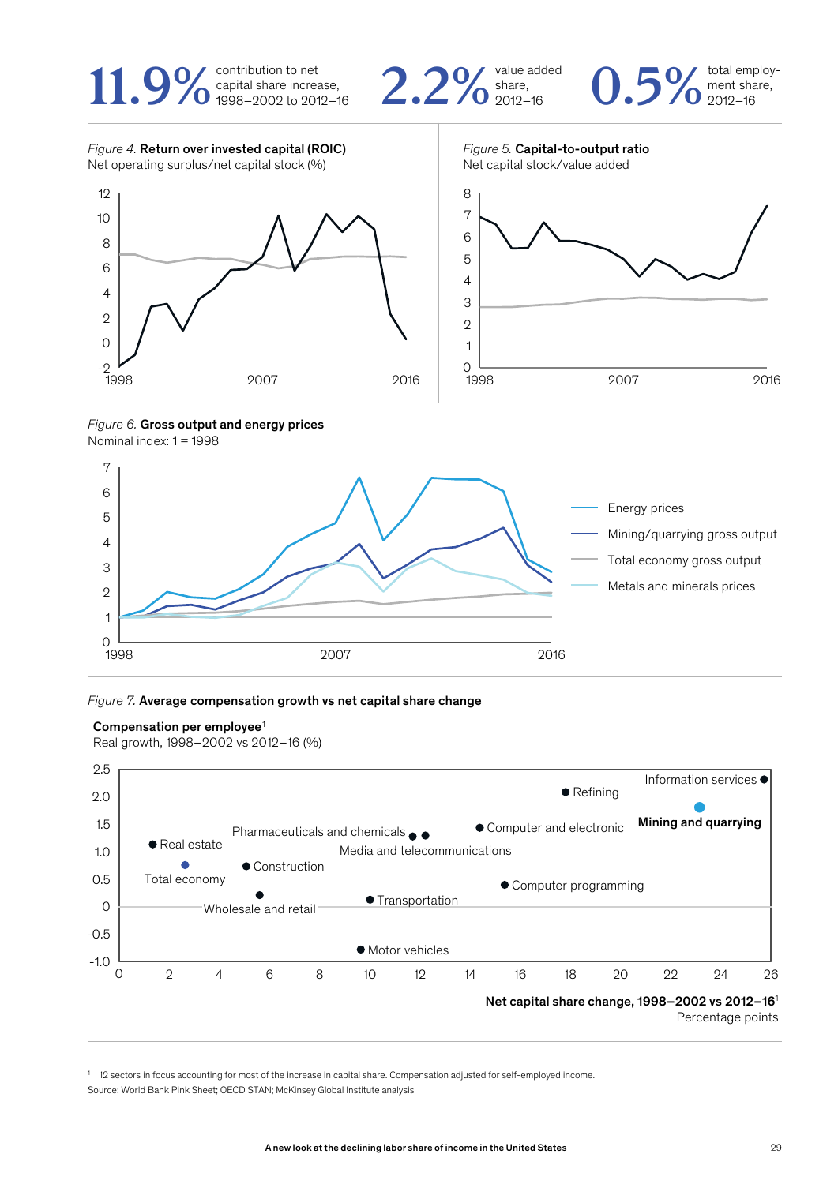**11.9%** contribution to net capital share increase, 1998–2002 to 2012–16

**2.2%** value added share, 2012–16

**0.5%** total employment share, 2012–16

*Figure 4.* **Return over invested capital (ROIC)**
Net operating surplus/net capital stock (%)

*Figure 5.* **Capital-to-output ratio**
Net capital stock/value added

*Figure 6.* **Gross output and energy prices**
Nominal index: 1 = 1998

Energy prices
Mining/quarrying gross output
Total economy gross output
Metals and minerals prices

*Figure 7.* **Average compensation growth vs net capital share change**

**Compensation per employee**[1]
Real growth, 1998–2002 vs 2012–16 (%)

**Net capital share change, 1998–2002 vs 2012–16**[1]
Percentage points

Real estate; Total economy; Pharmaceuticals and chemicals; Media and telecommunications; Construction; Wholesale and retail; Transportation; Motor vehicles; Computer and electronic; Computer programming; Refining; Information services; **Mining and quarrying**

[1] 12 sectors in focus accounting for most of the increase in capital share. Compensation adjusted for self-employed income.

Source: World Bank Pink Sheet; OECD STAN; McKinsey Global Institute analysis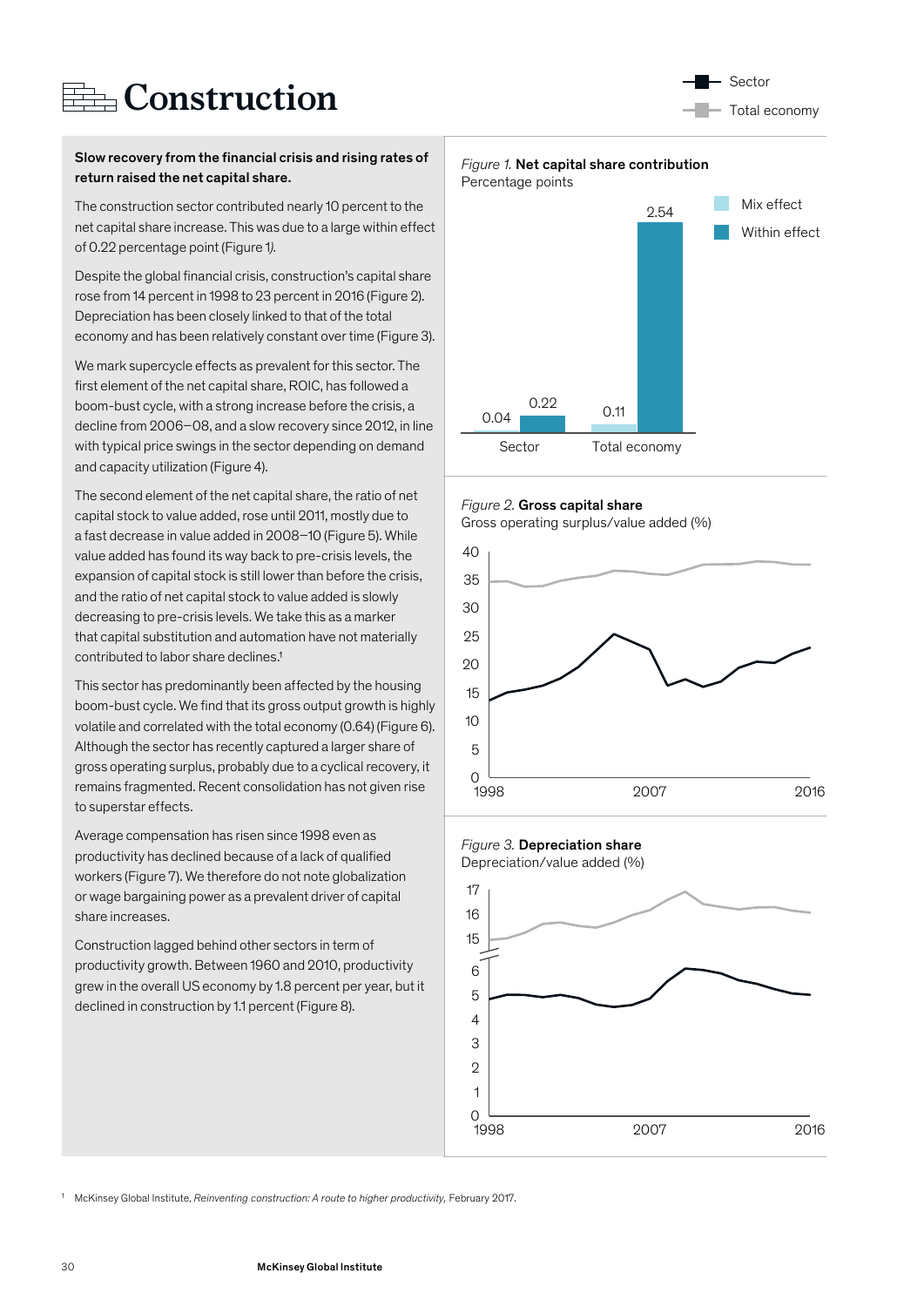# Construction

Sector
Total economy

**Slow recovery from the financial crisis and rising rates of return raised the net capital share.**

The construction sector contributed nearly 10 percent to the net capital share increase. This was due to a large within effect of 0.22 percentage point (Figure 1).

Despite the global financial crisis, construction's capital share rose from 14 percent in 1998 to 23 percent in 2016 (Figure 2). Depreciation has been closely linked to that of the total economy and has been relatively constant over time (Figure 3).

We mark supercycle effects as prevalent for this sector. The first element of the net capital share, ROIC, has followed a boom-bust cycle, with a strong increase before the crisis, a decline from 2006–08, and a slow recovery since 2012, in line with typical price swings in the sector depending on demand and capacity utilization (Figure 4).

The second element of the net capital share, the ratio of net capital stock to value added, rose until 2011, mostly due to a fast decrease in value added in 2008–10 (Figure 5). While value added has found its way back to pre-crisis levels, the expansion of capital stock is still lower than before the crisis, and the ratio of net capital stock to value added is slowly decreasing to pre-crisis levels. We take this as a marker that capital substitution and automation have not materially contributed to labor share declines.[1]

This sector has predominantly been affected by the housing boom-bust cycle. We find that its gross output growth is highly volatile and correlated with the total economy (0.64) (Figure 6). Although the sector has recently captured a larger share of gross operating surplus, probably due to a cyclical recovery, it remains fragmented. Recent consolidation has not given rise to superstar effects.

Average compensation has risen since 1998 even as productivity has declined because of a lack of qualified workers (Figure 7). We therefore do not note globalization or wage bargaining power as a prevalent driver of capital share increases.

Construction lagged behind other sectors in term of productivity growth. Between 1960 and 2010, productivity grew in the overall US economy by 1.8 percent per year, but it declined in construction by 1.1 percent (Figure 8).

*Figure 1.* **Net capital share contribution**
Percentage points

| | Mix effect | Within effect |
|---|---|---|
| Sector | 0.04 | 0.22 |
| Total economy | 0.11 | 2.54 |

*Figure 2.* **Gross capital share**
Gross operating surplus/value added (%)

*Figure 3.* **Depreciation share**
Depreciation/value added (%)

[1] McKinsey Global Institute, *Reinventing construction: A route to higher productivity*, February 2017.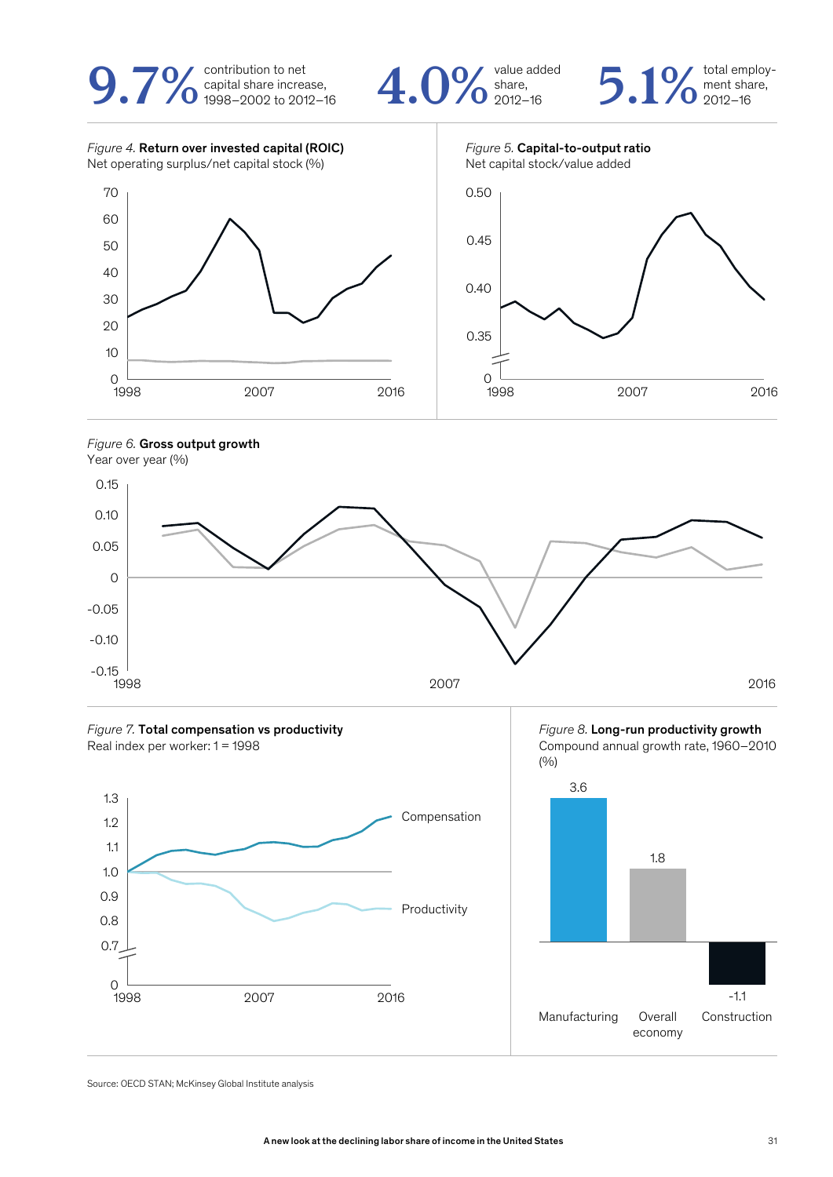**9.7%** contribution to net capital share increase, 1998–2002 to 2012–16

**4.0%** value added share, 2012–16

**5.1%** total employment share, 2012–16

*Figure 4.* **Return over invested capital (ROIC)**
Net operating surplus/net capital stock (%)

*Figure 5.* **Capital-to-output ratio**
Net capital stock/value added

*Figure 6.* **Gross output growth**
Year over year (%)

*Figure 7.* **Total compensation vs productivity**
Real index per worker: 1 = 1998

Compensation

Productivity

*Figure 8.* **Long-run productivity growth**
Compound annual growth rate, 1960–2010 (%)

| Manufacturing | Overall economy | Construction |
|---|---|---|
| 3.6 | 1.8 | -1.1 |

Source: OECD STAN; McKinsey Global Institute analysis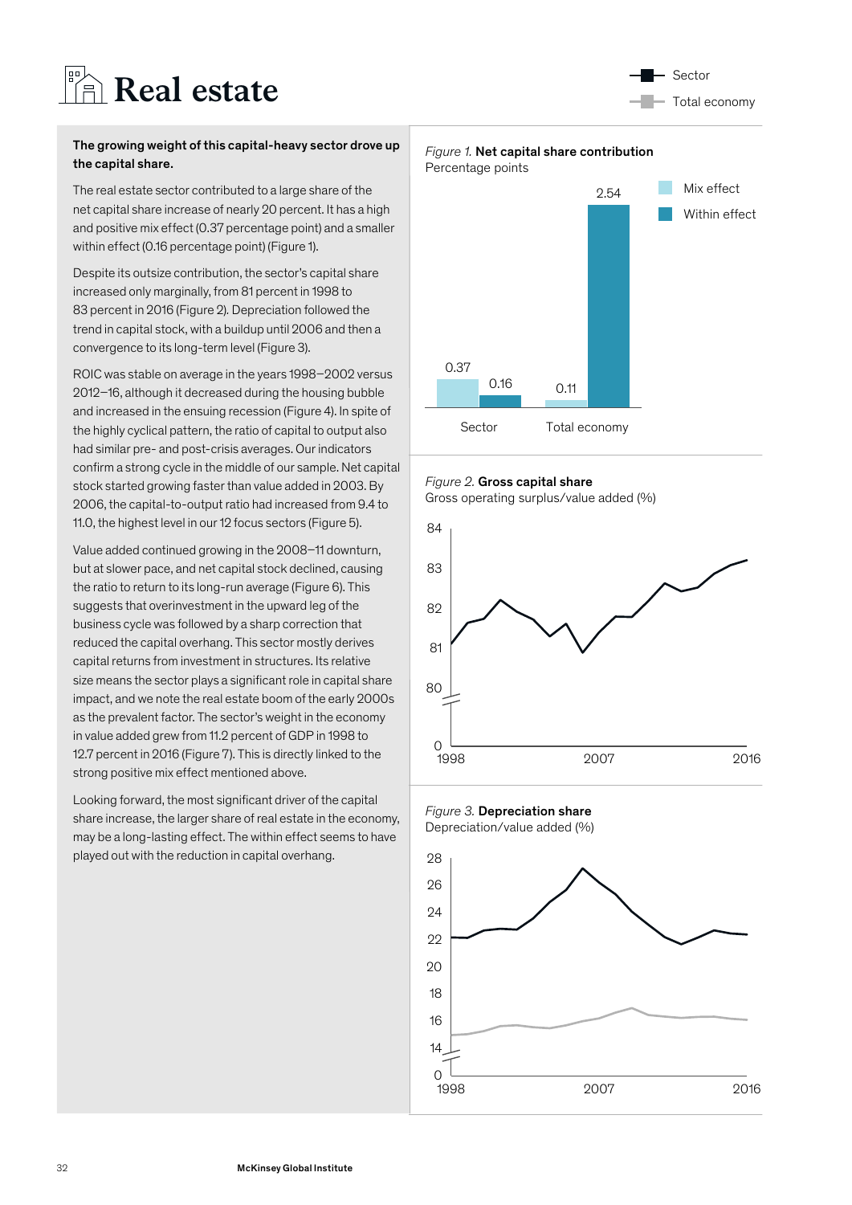# Real estate

**The growing weight of this capital-heavy sector drove up the capital share.**

The real estate sector contributed to a large share of the net capital share increase of nearly 20 percent. It has a high and positive mix effect (0.37 percentage point) and a smaller within effect (0.16 percentage point) (Figure 1).

Despite its outsize contribution, the sector's capital share increased only marginally, from 81 percent in 1998 to 83 percent in 2016 (Figure 2). Depreciation followed the trend in capital stock, with a buildup until 2006 and then a convergence to its long-term level (Figure 3).

ROIC was stable on average in the years 1998–2002 versus 2012–16, although it decreased during the housing bubble and increased in the ensuing recession (Figure 4). In spite of the highly cyclical pattern, the ratio of capital to output also had similar pre- and post-crisis averages. Our indicators confirm a strong cycle in the middle of our sample. Net capital stock started growing faster than value added in 2003. By 2006, the capital-to-output ratio had increased from 9.4 to 11.0, the highest level in our 12 focus sectors (Figure 5).

Value added continued growing in the 2008–11 downturn, but at slower pace, and net capital stock declined, causing the ratio to return to its long-run average (Figure 6). This suggests that overinvestment in the upward leg of the business cycle was followed by a sharp correction that reduced the capital overhang. This sector mostly derives capital returns from investment in structures. Its relative size means the sector plays a significant role in capital share impact, and we note the real estate boom of the early 2000s as the prevalent factor. The sector's weight in the economy in value added grew from 11.2 percent of GDP in 1998 to 12.7 percent in 2016 (Figure 7). This is directly linked to the strong positive mix effect mentioned above.

Looking forward, the most significant driver of the capital share increase, the larger share of real estate in the economy, may be a long-lasting effect. The within effect seems to have played out with the reduction in capital overhang.

Legend: Sector; Total economy

*Figure 1.* **Net capital share contribution**
Percentage points

| | Mix effect | Within effect |
|---|---|---|
| Sector | 0.37 | 0.16 |
| Total economy | 0.11 | 2.54 |

*Figure 2.* **Gross capital share**
Gross operating surplus/value added (%)

*Figure 3.* **Depreciation share**
Depreciation/value added (%)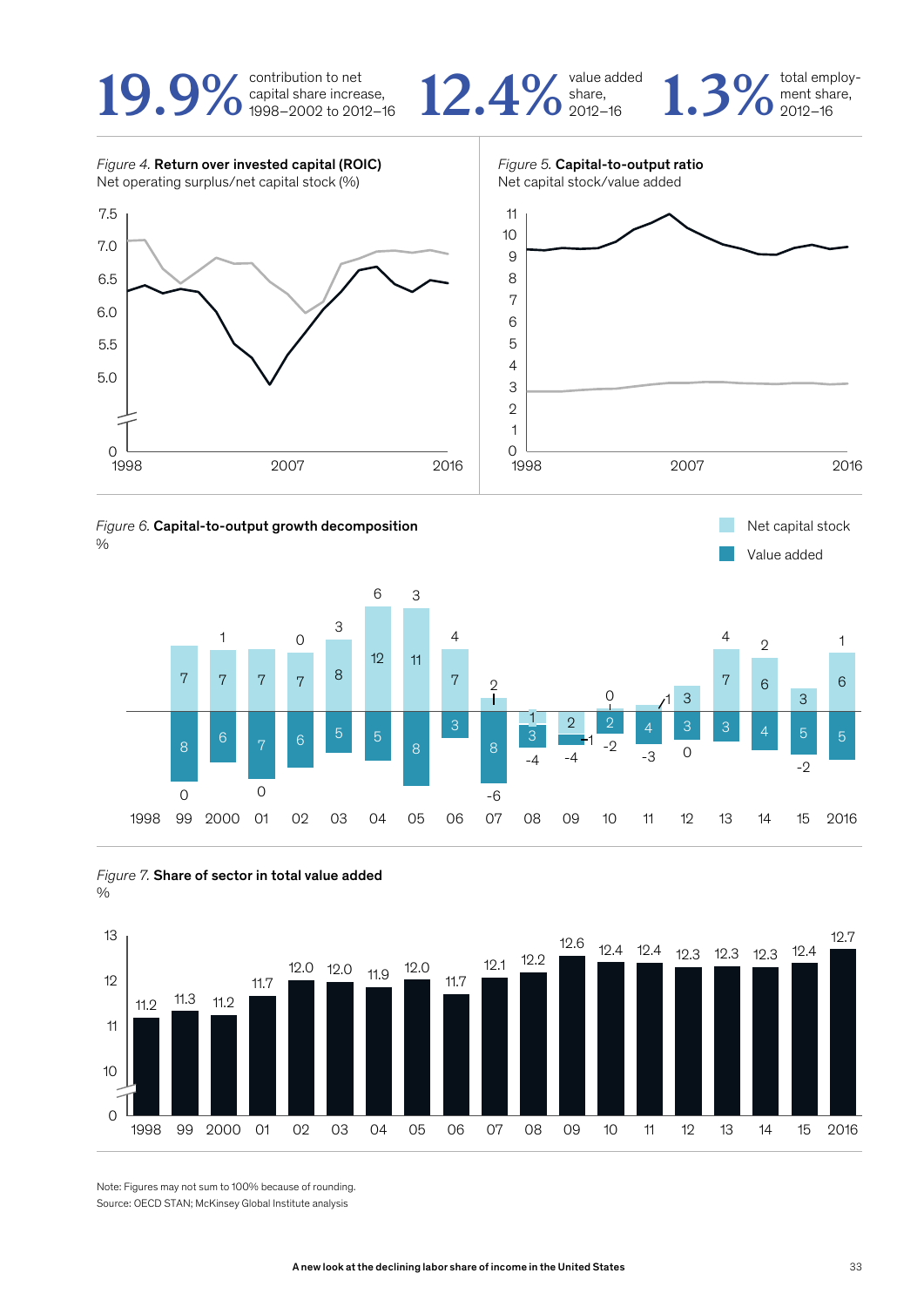**19.9%** contribution to net capital share increase, 1998–2002 to 2012–16

**12.4%** value added share, 2012–16

**1.3%** total employment share, 2012–16

*Figure 4.* **Return over invested capital (ROIC)**
Net operating surplus/net capital stock (%)

*Figure 5.* **Capital-to-output ratio**
Net capital stock/value added

*Figure 6.* **Capital-to-output growth decomposition**
%

Net capital stock
Value added

| Year | Net capital stock | Value added | Total |
|---|---|---|---|
| 99 | 7 | 8 | 0 |
| 2000 | 7 | 6 | 1 |
| 01 | 7 | 7 | 0 |
| 02 | 7 | 6 | 0 |
| 03 | 8 | 5 | 3 |
| 04 | 12 | 5 | 6 |
| 05 | 11 | 8 | 3 |
| 06 | 7 | 3 | 4 |
| 07 | 2 | 8 | -6 |
| 08 | 1 | 3 | -4 |
| 09 | 2 | 1 | -4 |
| 10 | 2 | 2 | -2 |
| 11 | 1 | 4 | -3 |
| 12 | 3 | 3 | 0 |
| 13 | 7 | 3 | 4 |
| 14 | 6 | 4 | 2 |
| 15 | 3 | 5 | -2 |
| 2016 | 6 | 5 | 1 |

*Figure 7.* **Share of sector in total value added**
%

| Year | 1998 | 99 | 2000 | 01 | 02 | 03 | 04 | 05 | 06 | 07 | 08 | 09 | 10 | 11 | 12 | 13 | 14 | 15 | 2016 |
|---|---|---|---|---|---|---|---|---|---|---|---|---|---|---|---|---|---|---|---|
| % | 11.2 | 11.3 | 11.2 | 11.7 | 12.0 | 12.0 | 11.9 | 12.0 | 11.7 | 12.1 | 12.2 | 12.6 | 12.4 | 12.4 | 12.3 | 12.3 | 12.3 | 12.4 | 12.7 |

Note: Figures may not sum to 100% because of rounding.
Source: OECD STAN; McKinsey Global Institute analysis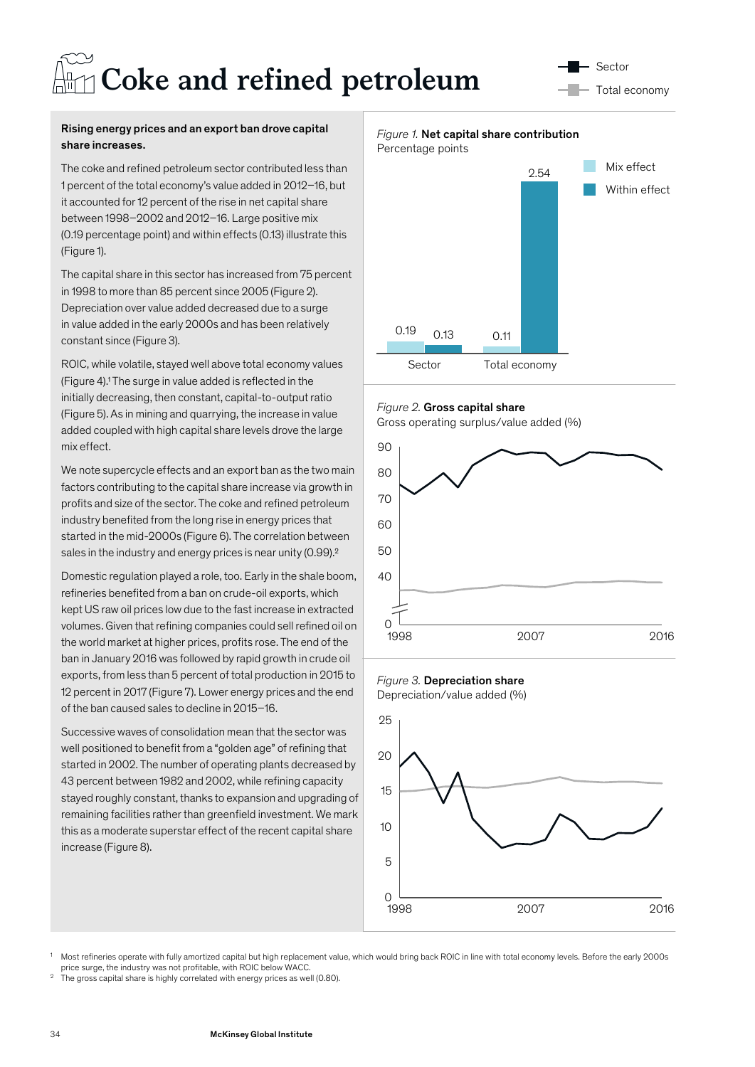# Coke and refined petroleum

Sector
Total economy

**Rising energy prices and an export ban drove capital share increases.**

The coke and refined petroleum sector contributed less than 1 percent of the total economy's value added in 2012–16, but it accounted for 12 percent of the rise in net capital share between 1998–2002 and 2012–16. Large positive mix (0.19 percentage point) and within effects (0.13) illustrate this (Figure 1).

The capital share in this sector has increased from 75 percent in 1998 to more than 85 percent since 2005 (Figure 2). Depreciation over value added decreased due to a surge in value added in the early 2000s and has been relatively constant since (Figure 3).

ROIC, while volatile, stayed well above total economy values (Figure 4).[1] The surge in value added is reflected in the initially decreasing, then constant, capital-to-output ratio (Figure 5). As in mining and quarrying, the increase in value added coupled with high capital share levels drove the large mix effect.

We note supercycle effects and an export ban as the two main factors contributing to the capital share increase via growth in profits and size of the sector. The coke and refined petroleum industry benefited from the long rise in energy prices that started in the mid-2000s (Figure 6). The correlation between sales in the industry and energy prices is near unity (0.99).[2]

Domestic regulation played a role, too. Early in the shale boom, refineries benefited from a ban on crude-oil exports, which kept US raw oil prices low due to the fast increase in extracted volumes. Given that refining companies could sell refined oil on the world market at higher prices, profits rose. The end of the ban in January 2016 was followed by rapid growth in crude oil exports, from less than 5 percent of total production in 2015 to 12 percent in 2017 (Figure 7). Lower energy prices and the end of the ban caused sales to decline in 2015–16.

Successive waves of consolidation mean that the sector was well positioned to benefit from a "golden age" of refining that started in 2002. The number of operating plants decreased by 43 percent between 1982 and 2002, while refining capacity stayed roughly constant, thanks to expansion and upgrading of remaining facilities rather than greenfield investment. We mark this as a moderate superstar effect of the recent capital share increase (Figure 8).

*Figure 1.* **Net capital share contribution**
Percentage points

| | Mix effect | Within effect |
|---|---|---|
| Sector | 0.19 | 0.13 |
| Total economy | 0.11 | 2.54 |

*Figure 2.* **Gross capital share**
Gross operating surplus/value added (%)

*Figure 3.* **Depreciation share**
Depreciation/value added (%)

1 Most refineries operate with fully amortized capital but high replacement value, which would bring back ROIC in line with total economy levels. Before the early 2000s price surge, the industry was not profitable, with ROIC below WACC.

2 The gross capital share is highly correlated with energy prices as well (0.80).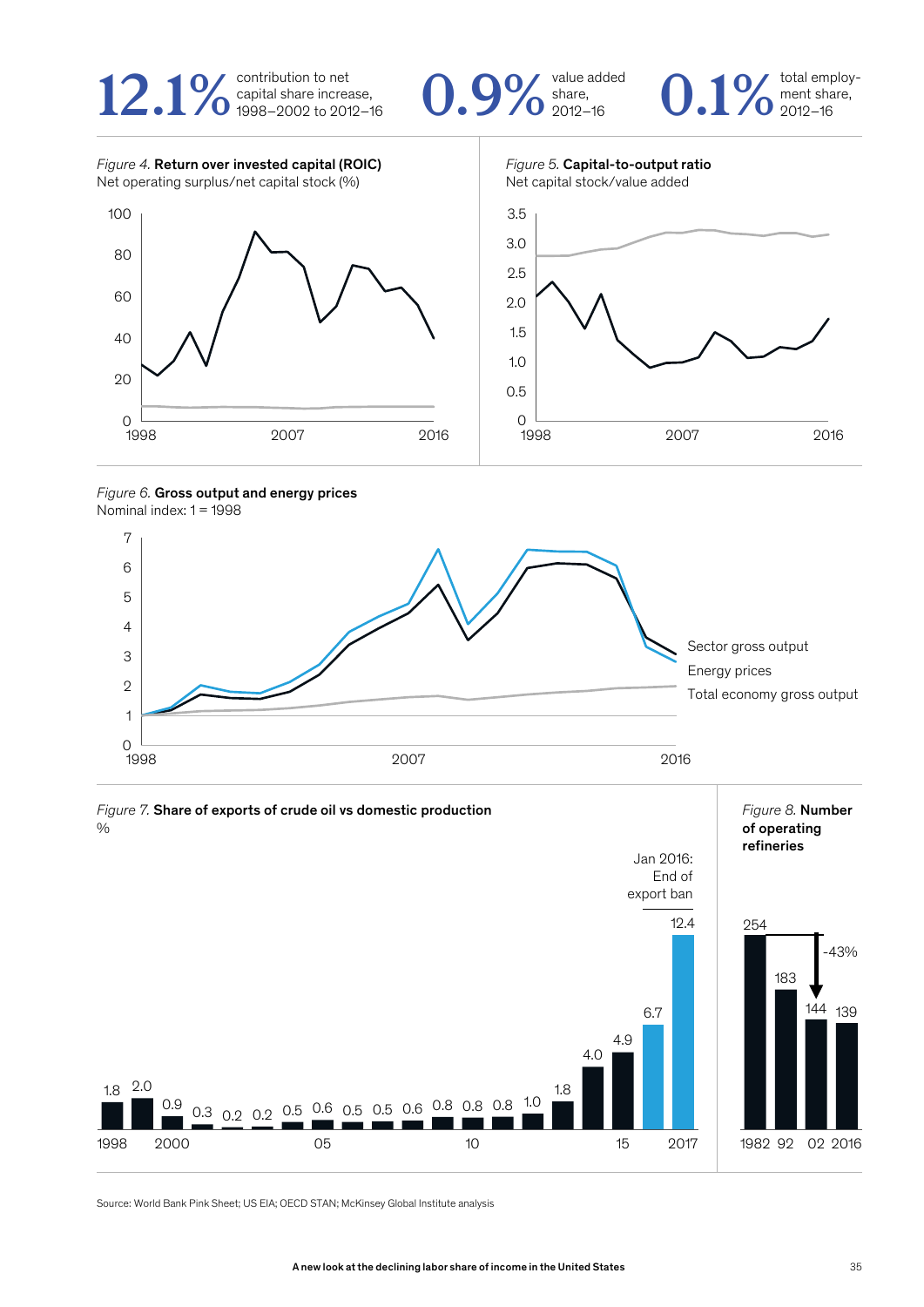**12.1%** contribution to net capital share increase, 1998–2002 to 2012–16

**0.9%** value added share, 2012–16

**0.1%** total employment share, 2012–16

*Figure 4.* **Return over invested capital (ROIC)**
Net operating surplus/net capital stock (%)

*Figure 5.* **Capital-to-output ratio**
Net capital stock/value added

*Figure 6.* **Gross output and energy prices**
Nominal index: 1 = 1998

Sector gross output
Energy prices
Total economy gross output

*Figure 7.* **Share of exports of crude oil vs domestic production**
%

Jan 2016: End of export ban

| Year | 1998 | 1999 | 2000 | 2001 | 2002 | 2003 | 2004 | 2005 | 2006 | 2007 | 2008 | 2009 | 2010 | 2011 | 2012 | 2013 | 2014 | 2015 | 2016 | 2017 |
|---|---|---|---|---|---|---|---|---|---|---|---|---|---|---|---|---|---|---|---|---|
| % | 1.8 | 2.0 | 0.9 | 0.3 | 0.2 | 0.2 | 0.5 | 0.6 | 0.5 | 0.5 | 0.6 | 0.8 | 0.8 | 0.8 | 1.0 | 1.8 | 4.0 | 4.9 | 6.7 | 12.4 |

*Figure 8.* **Number of operating refineries**

| Year | 1982 | 92 | 02 | 2016 |
|---|---|---|---|---|
| Number | 254 | 183 | 144 | 139 |

-43%

Source: World Bank Pink Sheet; US EIA; OECD STAN; McKinsey Global Institute analysis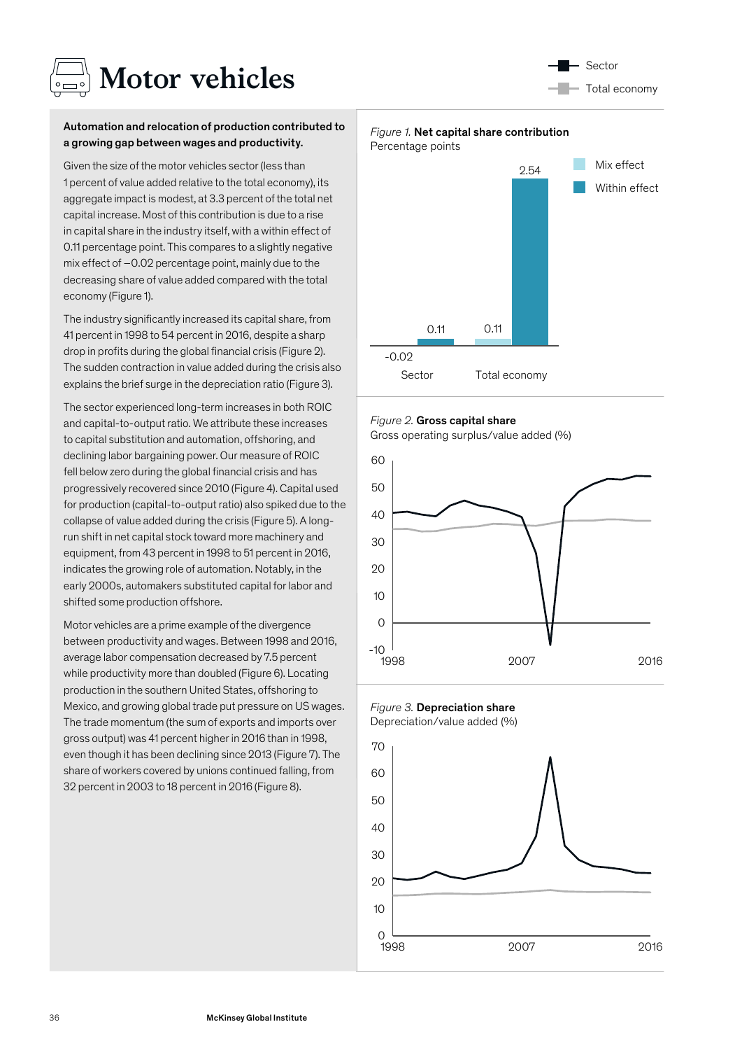# Motor vehicles

Sector

Total economy

**Automation and relocation of production contributed to a growing gap between wages and productivity.**

Given the size of the motor vehicles sector (less than 1 percent of value added relative to the total economy), its aggregate impact is modest, at 3.3 percent of the total net capital increase. Most of this contribution is due to a rise in capital share in the industry itself, with a within effect of 0.11 percentage point. This compares to a slightly negative mix effect of –0.02 percentage point, mainly due to the decreasing share of value added compared with the total economy (Figure 1).

The industry significantly increased its capital share, from 41 percent in 1998 to 54 percent in 2016, despite a sharp drop in profits during the global financial crisis (Figure 2). The sudden contraction in value added during the crisis also explains the brief surge in the depreciation ratio (Figure 3).

The sector experienced long-term increases in both ROIC and capital-to-output ratio. We attribute these increases to capital substitution and automation, offshoring, and declining labor bargaining power. Our measure of ROIC fell below zero during the global financial crisis and has progressively recovered since 2010 (Figure 4). Capital used for production (capital-to-output ratio) also spiked due to the collapse of value added during the crisis (Figure 5). A long-run shift in net capital stock toward more machinery and equipment, from 43 percent in 1998 to 51 percent in 2016, indicates the growing role of automation. Notably, in the early 2000s, automakers substituted capital for labor and shifted some production offshore.

Motor vehicles are a prime example of the divergence between productivity and wages. Between 1998 and 2016, average labor compensation decreased by 7.5 percent while productivity more than doubled (Figure 6). Locating production in the southern United States, offshoring to Mexico, and growing global trade put pressure on US wages. The trade momentum (the sum of exports and imports over gross output) was 41 percent higher in 2016 than in 1998, even though it has been declining since 2013 (Figure 7). The share of workers covered by unions continued falling, from 32 percent in 2003 to 18 percent in 2016 (Figure 8).

*Figure 1.* **Net capital share contribution**
Percentage points

Mix effect
Within effect

| | Mix effect | Within effect |
|---|---|---|
| Sector | -0.02 | 0.11 |
| Total economy | 0.11 | 2.54 |

*Figure 2.* **Gross capital share**
Gross operating surplus/value added (%)

*Figure 3.* **Depreciation share**
Depreciation/value added (%)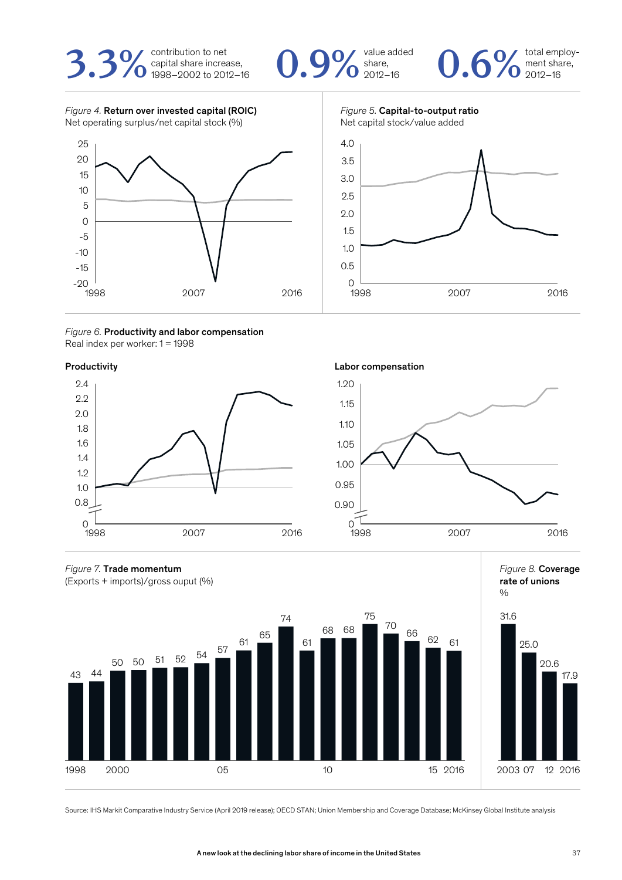**3.3%** contribution to net capital share increase, 1998–2002 to 2012–16

**0.9%** value added share, 2012–16

**0.6%** total employment share, 2012–16

*Figure 4.* **Return over invested capital (ROIC)**
Net operating surplus/net capital stock (%)

*Figure 5.* **Capital-to-output ratio**
Net capital stock/value added

*Figure 6.* **Productivity and labor compensation**
Real index per worker: 1 = 1998

**Productivity**

**Labor compensation**

*Figure 7.* **Trade momentum**
(Exports + imports)/gross ouput (%)

| Year | 1998 | 1999 | 2000 | 2001 | 2002 | 2003 | 2004 | 2005 | 2006 | 2007 | 2008 | 2009 | 2010 | 2011 | 2012 | 2013 | 2014 | 2015 | 2016 |
|---|---|---|---|---|---|---|---|---|---|---|---|---|---|---|---|---|---|---|---|
| % | 43 | 44 | 50 | 50 | 51 | 52 | 54 | 57 | 61 | 65 | 74 | 61 | 68 | 68 | 75 | 70 | 66 | 62 | 61 |

*Figure 8.* **Coverage rate of unions**
%

| Year | 2003 | 2007 | 2012 | 2016 |
|---|---|---|---|---|
| % | 31.6 | 25.0 | 20.6 | 17.9 |

Source: IHS Markit Comparative Industry Service (April 2019 release); OECD STAN; Union Membership and Coverage Database; McKinsey Global Institute analysis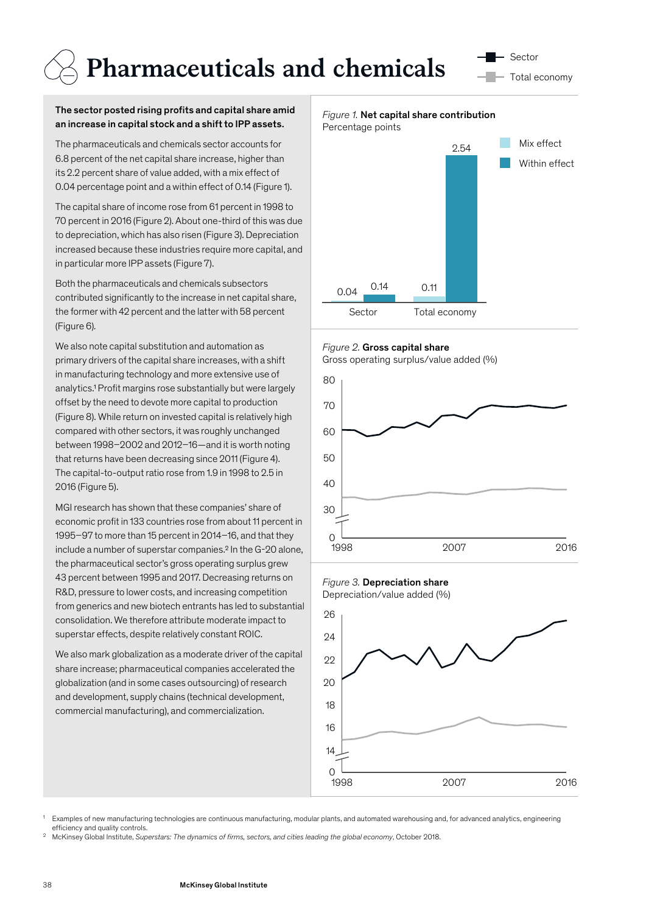# Pharmaceuticals and chemicals

Sector
Total economy

**The sector posted rising profits and capital share amid an increase in capital stock and a shift to IPP assets.**

The pharmaceuticals and chemicals sector accounts for 6.8 percent of the net capital share increase, higher than its 2.2 percent share of value added, with a mix effect of 0.04 percentage point and a within effect of 0.14 (Figure 1).

The capital share of income rose from 61 percent in 1998 to 70 percent in 2016 (Figure 2). About one-third of this was due to depreciation, which has also risen (Figure 3). Depreciation increased because these industries require more capital, and in particular more IPP assets (Figure 7).

Both the pharmaceuticals and chemicals subsectors contributed significantly to the increase in net capital share, the former with 42 percent and the latter with 58 percent (Figure 6).

We also note capital substitution and automation as primary drivers of the capital share increases, with a shift in manufacturing technology and more extensive use of analytics.[1] Profit margins rose substantially but were largely offset by the need to devote more capital to production (Figure 8). While return on invested capital is relatively high compared with other sectors, it was roughly unchanged between 1998–2002 and 2012–16—and it is worth noting that returns have been decreasing since 2011 (Figure 4). The capital-to-output ratio rose from 1.9 in 1998 to 2.5 in 2016 (Figure 5).

MGI research has shown that these companies' share of economic profit in 133 countries rose from about 11 percent in 1995–97 to more than 15 percent in 2014–16, and that they include a number of superstar companies.[2] In the G-20 alone, the pharmaceutical sector's gross operating surplus grew 43 percent between 1995 and 2017. Decreasing returns on R&D, pressure to lower costs, and increasing competition from generics and new biotech entrants has led to substantial consolidation. We therefore attribute moderate impact to superstar effects, despite relatively constant ROIC.

We also mark globalization as a moderate driver of the capital share increase; pharmaceutical companies accelerated the globalization (and in some cases outsourcing) of research and development, supply chains (technical development, commercial manufacturing), and commercialization.

*Figure 1.* **Net capital share contribution**
Percentage points

| | Mix effect | Within effect |
|---|---|---|
| Sector | 0.04 | 0.14 |
| Total economy | 0.11 | 2.54 |

*Figure 2.* **Gross capital share**
Gross operating surplus/value added (%)

*Figure 3.* **Depreciation share**
Depreciation/value added (%)

[1] Examples of new manufacturing technologies are continuous manufacturing, modular plants, and automated warehousing and, for advanced analytics, engineering efficiency and quality controls.

[2] McKinsey Global Institute, *Superstars: The dynamics of firms, sectors, and cities leading the global economy*, October 2018.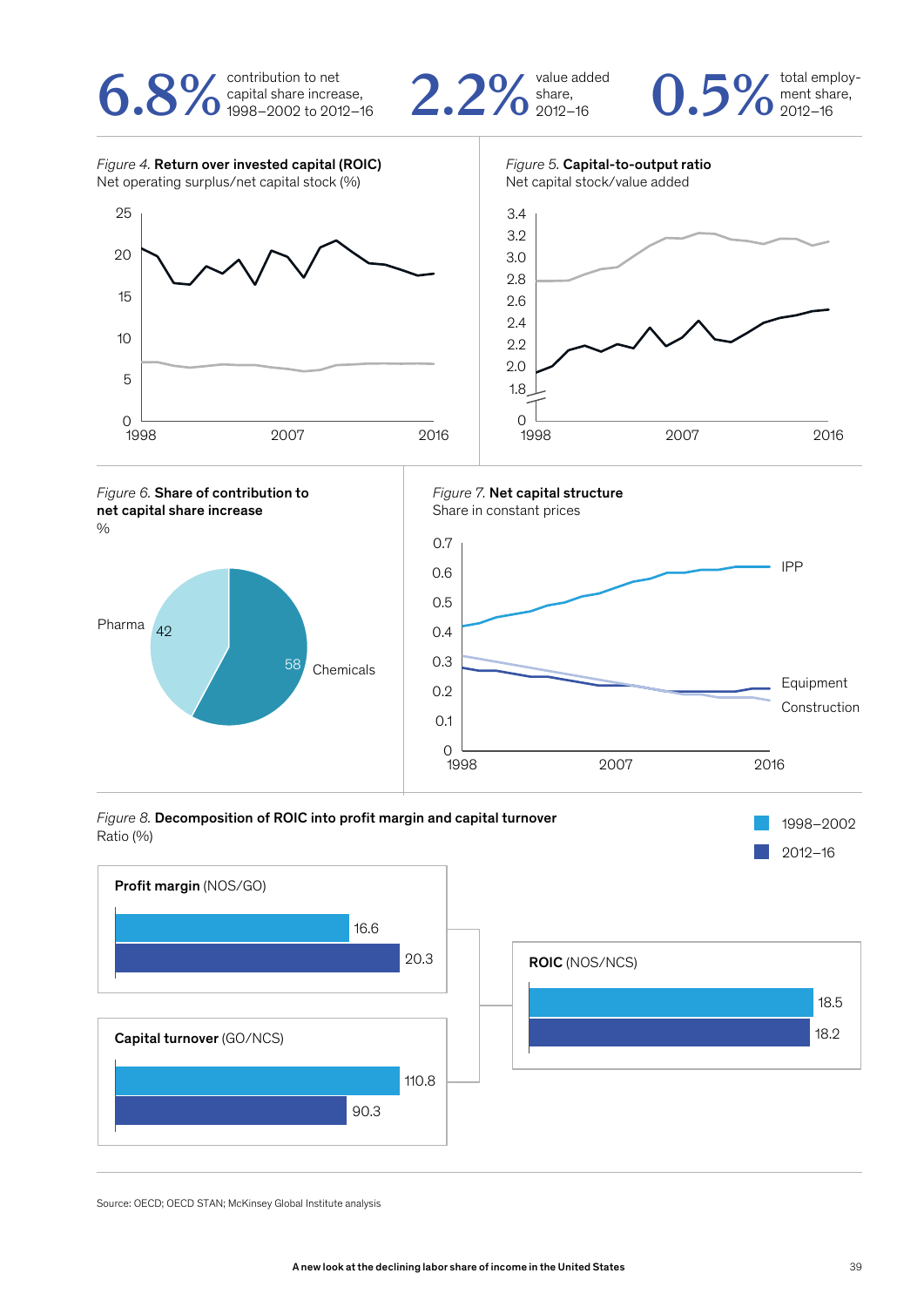**6.8%** contribution to net capital share increase, 1998–2002 to 2012–16

**2.2%** value added share, 2012–16

**0.5%** total employment share, 2012–16

*Figure 4.* **Return over invested capital (ROIC)**
Net operating surplus/net capital stock (%)

*Figure 5.* **Capital-to-output ratio**
Net capital stock/value added

*Figure 6.* **Share of contribution to net capital share increase**
%

Pharma 42; Chemicals 58

*Figure 7.* **Net capital structure**
Share in constant prices

IPP; Equipment; Construction

*Figure 8.* **Decomposition of ROIC into profit margin and capital turnover**
Ratio (%)

| | 1998–2002 | 2012–16 |
|---|---|---|
| **Profit margin** (NOS/GO) | 16.6 | 20.3 |
| **Capital turnover** (GO/NCS) | 110.8 | 90.3 |
| **ROIC** (NOS/NCS) | 18.5 | 18.2 |

Source: OECD; OECD STAN; McKinsey Global Institute analysis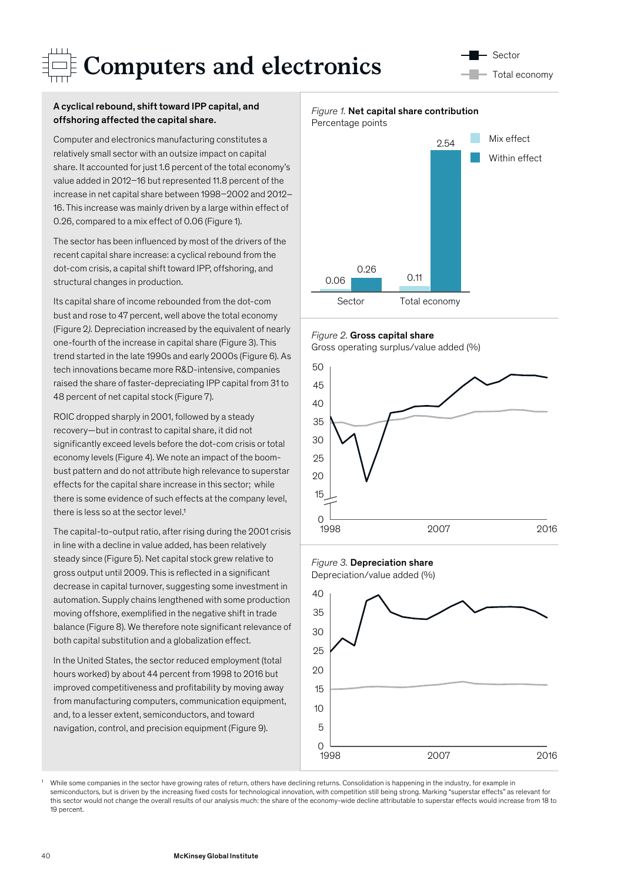# Computers and electronics

Sector

Total economy

**A cyclical rebound, shift toward IPP capital, and offshoring affected the capital share.**

Computer and electronics manufacturing constitutes a relatively small sector with an outsize impact on capital share. It accounted for just 1.6 percent of the total economy's value added in 2012–16 but represented 11.8 percent of the increase in net capital share between 1998–2002 and 2012–16. This increase was mainly driven by a large within effect of 0.26, compared to a mix effect of 0.06 (Figure 1).

The sector has been influenced by most of the drivers of the recent capital share increase: a cyclical rebound from the dot-com crisis, a capital shift toward IPP, offshoring, and structural changes in production.

Its capital share of income rebounded from the dot-com bust and rose to 47 percent, well above the total economy (Figure 2*).* Depreciation increased by the equivalent of nearly one-fourth of the increase in capital share (Figure 3). This trend started in the late 1990s and early 2000s (Figure 6). As tech innovations became more R&D-intensive, companies raised the share of faster-depreciating IPP capital from 31 to 48 percent of net capital stock (Figure 7).

ROIC dropped sharply in 2001, followed by a steady recovery—but in contrast to capital share, it did not significantly exceed levels before the dot-com crisis or total economy levels (Figure 4). We note an impact of the boom-bust pattern and do not attribute high relevance to superstar effects for the capital share increase in this sector; while there is some evidence of such effects at the company level, there is less so at the sector level.[1]

The capital-to-output ratio, after rising during the 2001 crisis in line with a decline in value added, has been relatively steady since (Figure 5). Net capital stock grew relative to gross output until 2009. This is reflected in a significant decrease in capital turnover, suggesting some investment in automation. Supply chains lengthened with some production moving offshore, exemplified in the negative shift in trade balance (Figure 8). We therefore note significant relevance of both capital substitution and a globalization effect.

In the United States, the sector reduced employment (total hours worked) by about 44 percent from 1998 to 2016 but improved competitiveness and profitability by moving away from manufacturing computers, communication equipment, and, to a lesser extent, semiconductors, and toward navigation, control, and precision equipment (Figure 9).

*Figure 1.* **Net capital share contribution**
Percentage points

| | Mix effect | Within effect |
|---|---|---|
| Sector | 0.06 | 0.26 |
| Total economy | 0.11 | 2.54 |

*Figure 2.* **Gross capital share**
Gross operating surplus/value added (%)

*Figure 3.* **Depreciation share**
Depreciation/value added (%)

[1] While some companies in the sector have growing rates of return, others have declining returns. Consolidation is happening in the industry, for example in semiconductors, but is driven by the increasing fixed costs for technological innovation, with competition still being strong. Marking "superstar effects" as relevant for this sector would not change the overall results of our analysis much: the share of the economy-wide decline attributable to superstar effects would increase from 18 to 19 percent.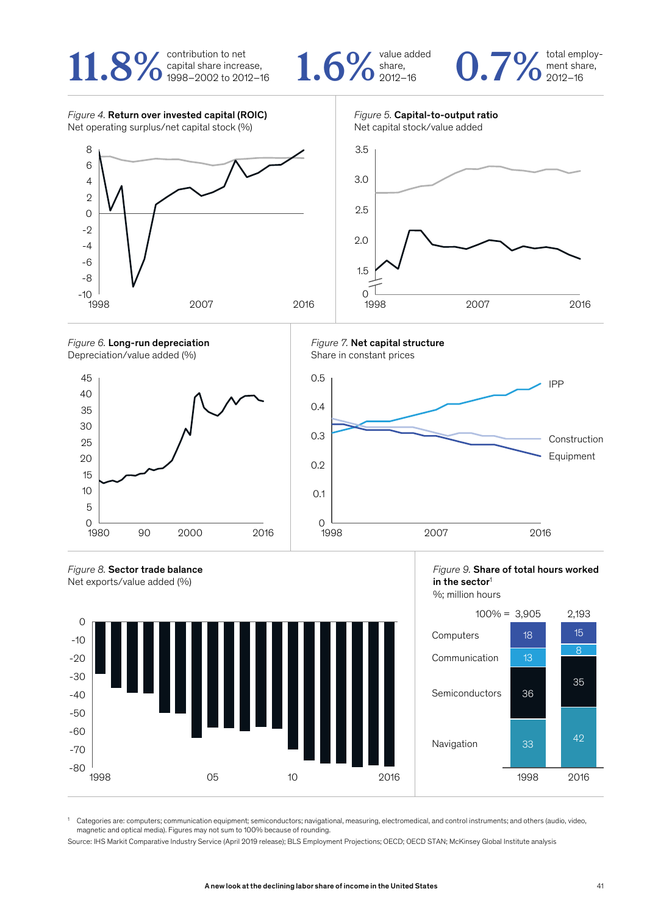**11.8%** contribution to net capital share increase, 1998–2002 to 2012–16

**1.6%** value added share, 2012–16

**0.7%** total employment share, 2012–16

*Figure 4.* **Return over invested capital (ROIC)**
Net operating surplus/net capital stock (%)

*Figure 5.* **Capital-to-output ratio**
Net capital stock/value added

*Figure 6.* **Long-run depreciation**
Depreciation/value added (%)

*Figure 7.* **Net capital structure**
Share in constant prices

*Figure 8.* **Sector trade balance**
Net exports/value added (%)

*Figure 9.* **Share of total hours worked in the sector**[1]
%; million hours

| | 1998 | 2016 |
|---|---|---|
| 100% = | 3,905 | 2,193 |
| Computers | 18 | 15 |
| Communication | 13 | 8 |
| Semiconductors | 36 | 35 |
| Navigation | 33 | 42 |

[1] Categories are: computers; communication equipment; semiconductors; navigational, measuring, electromedical, and control instruments; and others (audio, video, magnetic and optical media). Figures may not sum to 100% because of rounding.

Source: IHS Markit Comparative Industry Service (April 2019 release); BLS Employment Projections; OECD; OECD STAN; McKinsey Global Institute analysis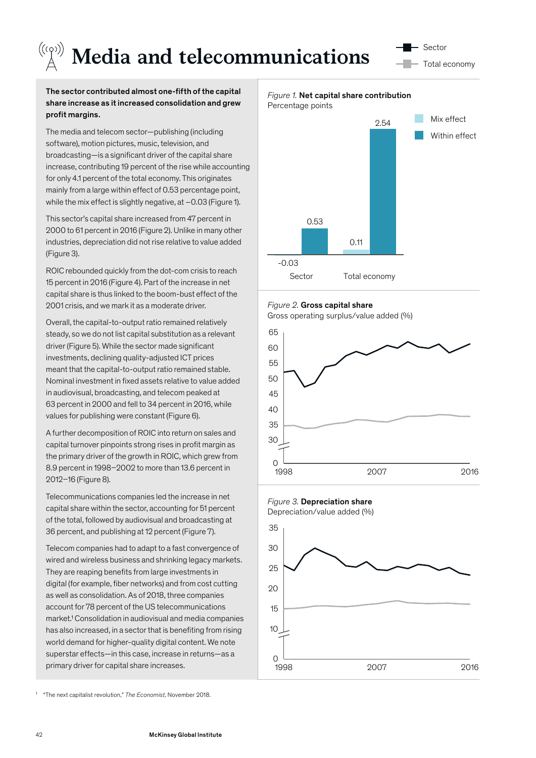# Media and telecommunications

Sector

Total economy

**The sector contributed almost one-fifth of the capital share increase as it increased consolidation and grew profit margins.**

The media and telecom sector—publishing (including software), motion pictures, music, television, and broadcasting—is a significant driver of the capital share increase, contributing 19 percent of the rise while accounting for only 4.1 percent of the total economy. This originates mainly from a large within effect of 0.53 percentage point, while the mix effect is slightly negative, at –0.03 (Figure 1).

This sector's capital share increased from 47 percent in 2000 to 61 percent in 2016 (Figure 2). Unlike in many other industries, depreciation did not rise relative to value added (Figure 3).

ROIC rebounded quickly from the dot-com crisis to reach 15 percent in 2016 (Figure 4). Part of the increase in net capital share is thus linked to the boom-bust effect of the 2001 crisis, and we mark it as a moderate driver.

Overall, the capital-to-output ratio remained relatively steady, so we do not list capital substitution as a relevant driver (Figure 5). While the sector made significant investments, declining quality-adjusted ICT prices meant that the capital-to-output ratio remained stable. Nominal investment in fixed assets relative to value added in audiovisual, broadcasting, and telecom peaked at 63 percent in 2000 and fell to 34 percent in 2016, while values for publishing were constant (Figure 6).

A further decomposition of ROIC into return on sales and capital turnover pinpoints strong rises in profit margin as the primary driver of the growth in ROIC, which grew from 8.9 percent in 1998–2002 to more than 13.6 percent in 2012–16 (Figure 8).

Telecommunications companies led the increase in net capital share within the sector, accounting for 51 percent of the total, followed by audiovisual and broadcasting at 36 percent, and publishing at 12 percent (Figure 7).

Telecom companies had to adapt to a fast convergence of wired and wireless business and shrinking legacy markets. They are reaping benefits from large investments in digital (for example, fiber networks) and from cost cutting as well as consolidation. As of 2018, three companies account for 78 percent of the US telecommunications market.[1] Consolidation in audiovisual and media companies has also increased, in a sector that is benefiting from rising world demand for higher-quality digital content. We note superstar effects—in this case, increase in returns—as a primary driver for capital share increases.

*Figure 1.* **Net capital share contribution**
Percentage points

| | Mix effect | Within effect |
|---|---|---|
| Sector | -0.03 | 0.53 |
| Total economy | 0.11 | 2.54 |

*Figure 2.* **Gross capital share**
Gross operating surplus/value added (%)

*Figure 3.* **Depreciation share**
Depreciation/value added (%)

[1] "The next capitalist revolution," *The Economist*, November 2018.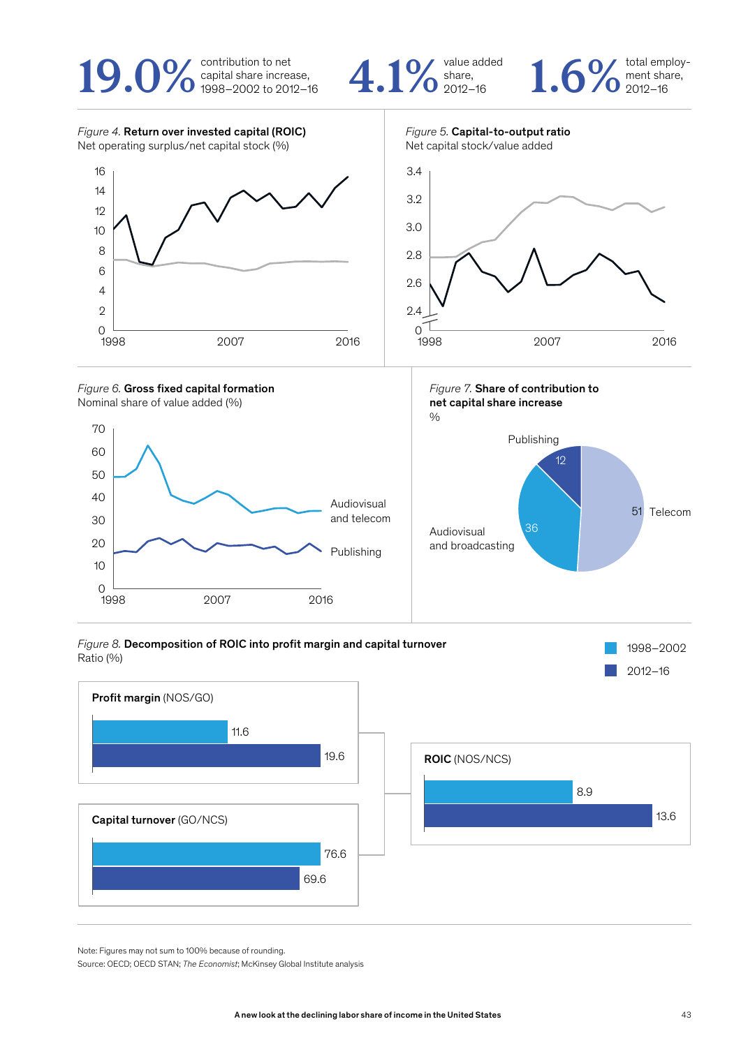**19.0%** contribution to net capital share increase, 1998–2002 to 2012–16

**4.1%** value added share, 2012–16

**1.6%** total employment share, 2012–16

*Figure 4.* **Return over invested capital (ROIC)**
Net operating surplus/net capital stock (%)

*Figure 5.* **Capital-to-output ratio**
Net capital stock/value added

*Figure 6.* **Gross fixed capital formation**
Nominal share of value added (%)

Audiovisual and telecom

Publishing

*Figure 7.* **Share of contribution to net capital share increase**
%

| Sector | % |
|---|---|
| Telecom | 51 |
| Audiovisual and broadcasting | 36 |
| Publishing | 12 |

*Figure 8.* **Decomposition of ROIC into profit margin and capital turnover**
Ratio (%)

| | 1998–2002 | 2012–16 |
|---|---|---|
| **Profit margin** (NOS/GO) | 11.6 | 19.6 |
| **Capital turnover** (GO/NCS) | 76.6 | 69.6 |
| **ROIC** (NOS/NCS) | 8.9 | 13.6 |

Note: Figures may not sum to 100% because of rounding.
Source: OECD; OECD STAN; *The Economist*; McKinsey Global Institute analysis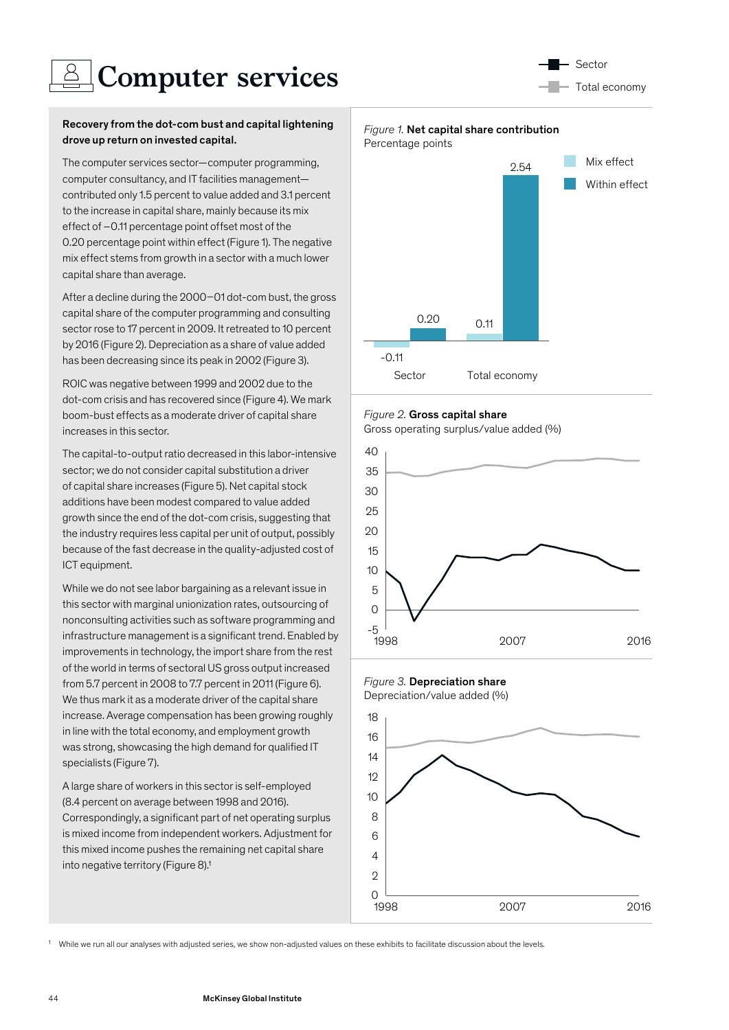# Computer services

Sector
Total economy

**Recovery from the dot-com bust and capital lightening drove up return on invested capital.**

The computer services sector—computer programming, computer consultancy, and IT facilities management—contributed only 1.5 percent to value added and 3.1 percent to the increase in capital share, mainly because its mix effect of –0.11 percentage point offset most of the 0.20 percentage point within effect (Figure 1). The negative mix effect stems from growth in a sector with a much lower capital share than average.

After a decline during the 2000–01 dot-com bust, the gross capital share of the computer programming and consulting sector rose to 17 percent in 2009. It retreated to 10 percent by 2016 (Figure 2). Depreciation as a share of value added has been decreasing since its peak in 2002 (Figure 3).

ROIC was negative between 1999 and 2002 due to the dot-com crisis and has recovered since (Figure 4). We mark boom-bust effects as a moderate driver of capital share increases in this sector.

The capital-to-output ratio decreased in this labor-intensive sector; we do not consider capital substitution a driver of capital share increases (Figure 5). Net capital stock additions have been modest compared to value added growth since the end of the dot-com crisis, suggesting that the industry requires less capital per unit of output, possibly because of the fast decrease in the quality-adjusted cost of ICT equipment.

While we do not see labor bargaining as a relevant issue in this sector with marginal unionization rates, outsourcing of nonconsulting activities such as software programming and infrastructure management is a significant trend. Enabled by improvements in technology, the import share from the rest of the world in terms of sectoral US gross output increased from 5.7 percent in 2008 to 7.7 percent in 2011 (Figure 6). We thus mark it as a moderate driver of the capital share increase. Average compensation has been growing roughly in line with the total economy, and employment growth was strong, showcasing the high demand for qualified IT specialists (Figure 7).

A large share of workers in this sector is self-employed (8.4 percent on average between 1998 and 2016). Correspondingly, a significant part of net operating surplus is mixed income from independent workers. Adjustment for this mixed income pushes the remaining net capital share into negative territory (Figure 8).[1]

*Figure 1.* **Net capital share contribution**
Percentage points

| | Mix effect | Within effect |
|---|---|---|
| Sector | -0.11 | 0.20 |
| Total economy | 0.11 | 2.54 |

*Figure 2.* **Gross capital share**
Gross operating surplus/value added (%)

*Figure 3.* **Depreciation share**
Depreciation/value added (%)

[1] While we run all our analyses with adjusted series, we show non-adjusted values on these exhibits to facilitate discussion about the levels.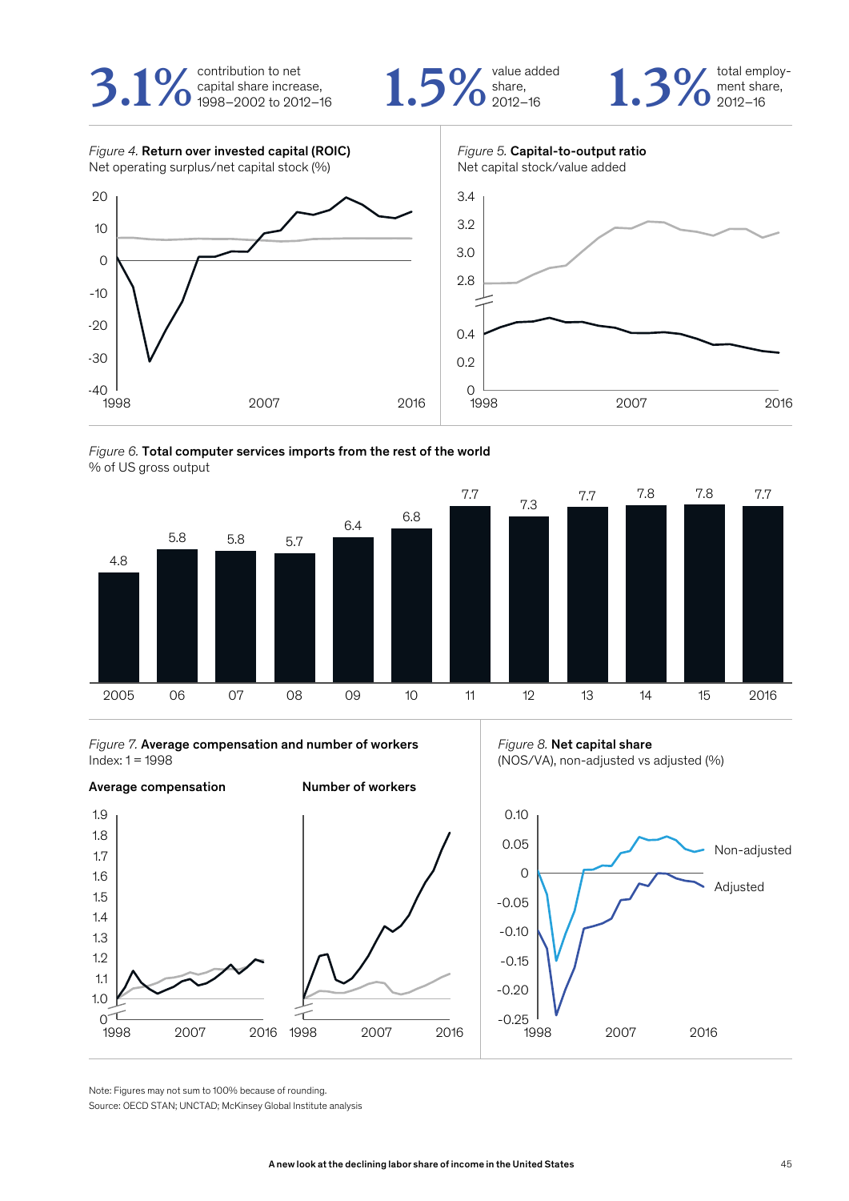**3.1%** contribution to net capital share increase, 1998–2002 to 2012–16

**1.5%** value added share, 2012–16

**1.3%** total employment share, 2012–16

*Figure 4.* **Return over invested capital (ROIC)**
Net operating surplus/net capital stock (%)

*Figure 5.* **Capital-to-output ratio**
Net capital stock/value added

*Figure 6.* **Total computer services imports from the rest of the world**
% of US gross output

| 2005 | 06 | 07 | 08 | 09 | 10 | 11 | 12 | 13 | 14 | 15 | 2016 |
|---|---|---|---|---|---|---|---|---|---|---|---|
| 4.8 | 5.8 | 5.8 | 5.7 | 6.4 | 6.8 | 7.7 | 7.3 | 7.7 | 7.8 | 7.8 | 7.7 |

*Figure 7.* **Average compensation and number of workers**
Index: 1 = 1998

**Average compensation**

**Number of workers**

*Figure 8.* **Net capital share**
(NOS/VA), non-adjusted vs adjusted (%)

Non-adjusted

Adjusted

Note: Figures may not sum to 100% because of rounding.
Source: OECD STAN; UNCTAD; McKinsey Global Institute analysis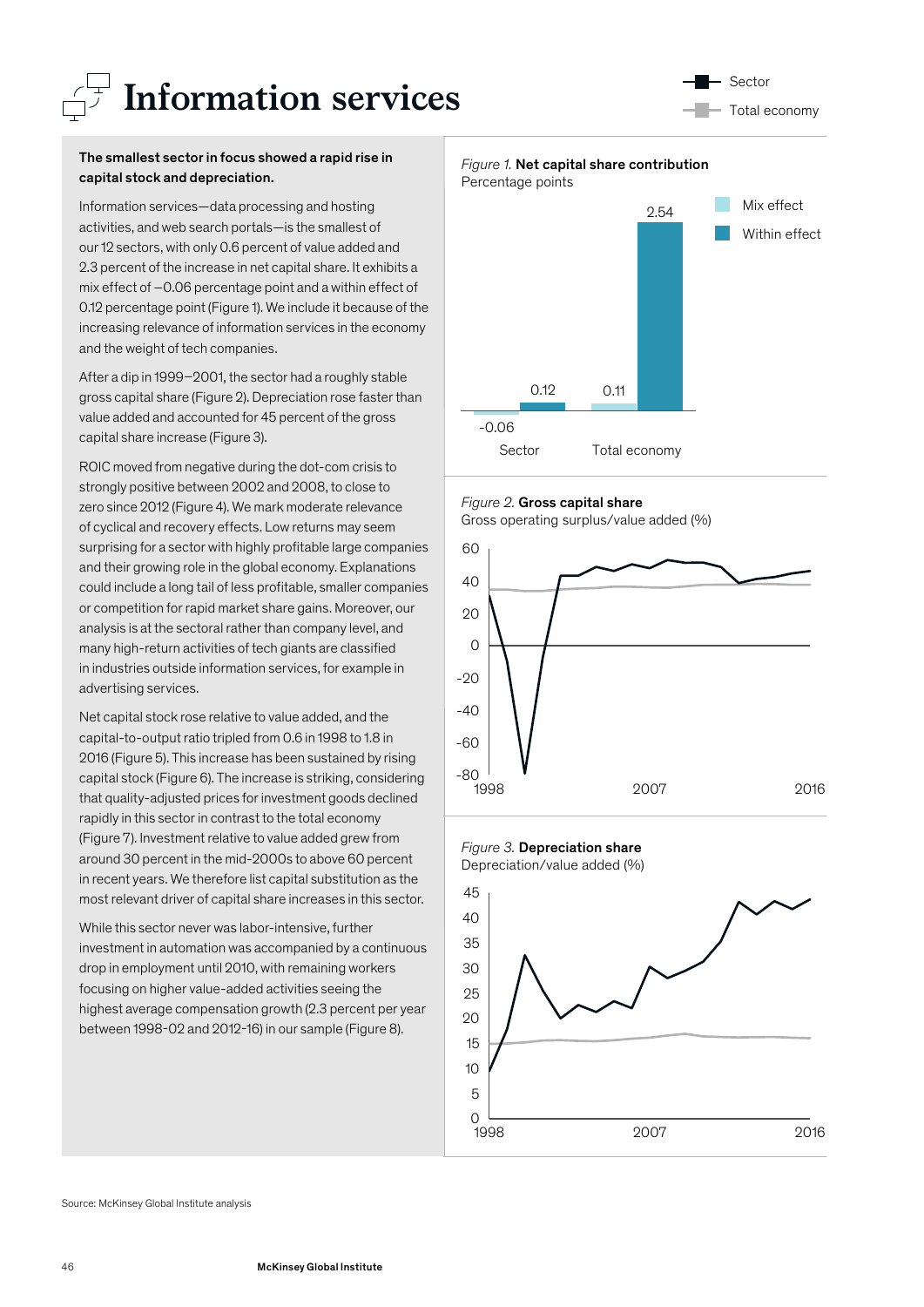# Information services

Sector

Total economy

**The smallest sector in focus showed a rapid rise in capital stock and depreciation.**

Information services—data processing and hosting activities, and web search portals—is the smallest of our 12 sectors, with only 0.6 percent of value added and 2.3 percent of the increase in net capital share. It exhibits a mix effect of –0.06 percentage point and a within effect of 0.12 percentage point (Figure 1). We include it because of the increasing relevance of information services in the economy and the weight of tech companies.

After a dip in 1999–2001, the sector had a roughly stable gross capital share (Figure 2). Depreciation rose faster than value added and accounted for 45 percent of the gross capital share increase (Figure 3).

ROIC moved from negative during the dot-com crisis to strongly positive between 2002 and 2008, to close to zero since 2012 (Figure 4). We mark moderate relevance of cyclical and recovery effects. Low returns may seem surprising for a sector with highly profitable large companies and their growing role in the global economy. Explanations could include a long tail of less profitable, smaller companies or competition for rapid market share gains. Moreover, our analysis is at the sectoral rather than company level, and many high-return activities of tech giants are classified in industries outside information services, for example in advertising services.

Net capital stock rose relative to value added, and the capital-to-output ratio tripled from 0.6 in 1998 to 1.8 in 2016 (Figure 5). This increase has been sustained by rising capital stock (Figure 6). The increase is striking, considering that quality-adjusted prices for investment goods declined rapidly in this sector in contrast to the total economy (Figure 7). Investment relative to value added grew from around 30 percent in the mid-2000s to above 60 percent in recent years. We therefore list capital substitution as the most relevant driver of capital share increases in this sector.

While this sector never was labor-intensive, further investment in automation was accompanied by a continuous drop in employment until 2010, with remaining workers focusing on higher value-added activities seeing the highest average compensation growth (2.3 percent per year between 1998-02 and 2012-16) in our sample (Figure 8).

*Figure 1.* **Net capital share contribution**
Percentage points

| | Mix effect | Within effect |
|---|---|---|
| Sector | -0.06 | 0.12 |
| Total economy | 0.11 | 2.54 |

*Figure 2.* **Gross capital share**
Gross operating surplus/value added (%)

*Figure 3.* **Depreciation share**
Depreciation/value added (%)

Source: McKinsey Global Institute analysis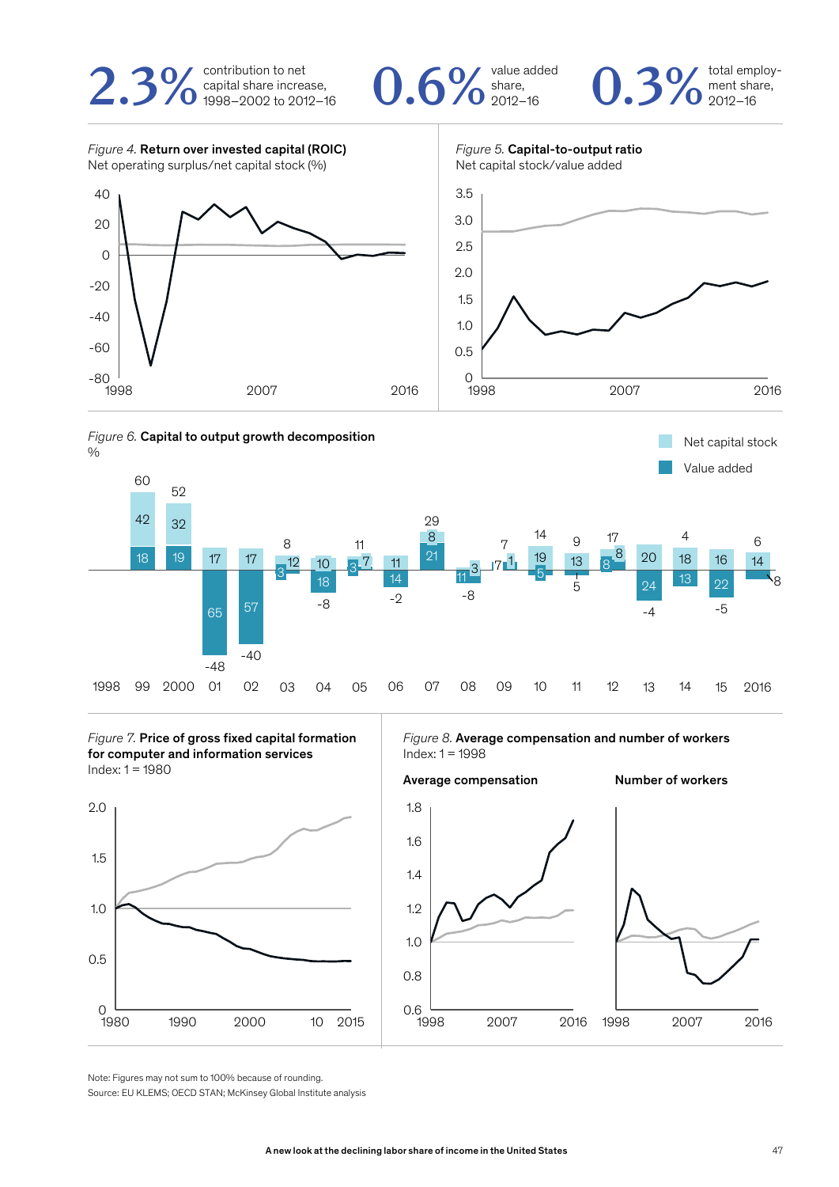**2.3%** contribution to net capital share increase, 1998–2002 to 2012–16

**0.6%** value added share, 2012–16

**0.3%** total employment share, 2012–16

*Figure 4.* **Return over invested capital (ROIC)**
Net operating surplus/net capital stock (%)

*Figure 5.* **Capital-to-output ratio**
Net capital stock/value added

*Figure 6.* **Capital to output growth decomposition**
%

| Year | Net capital stock | Value added | Total |
|---|---|---|---|
| 1999 | 42 | 18 | 60 |
| 2000 | 32 | 19 | 52 |
| 01 | 17 | 65 | -48 |
| 02 | 17 | 57 | -40 |
| 03 | 12 | 3 | 8 |
| 04 | 10 | 18 | -8 |
| 05 | 7 | 3 | 11 |
| 06 | 11 | 14 | -2 |
| 07 | 8 | 21 | 29 |
| 08 | 3 | 11 | -8 |
| 09 | 7 | 1 | 7 |
| 10 | 19 | 5 | 14 |
| 11 | 13 | 5 | 9 |
| 12 | 8 | 8 | 17 |
| 13 | 20 | 24 | -4 |
| 14 | 18 | 13 | 4 |
| 15 | 16 | 22 | -5 |
| 2016 | 14 | 8 | 6 |

*Figure 7.* **Price of gross fixed capital formation for computer and information services**
Index: 1 = 1980

*Figure 8.* **Average compensation and number of workers**
Index: 1 = 1998

Note: Figures may not sum to 100% because of rounding.
Source: EU KLEMS; OECD STAN; McKinsey Global Institute analysis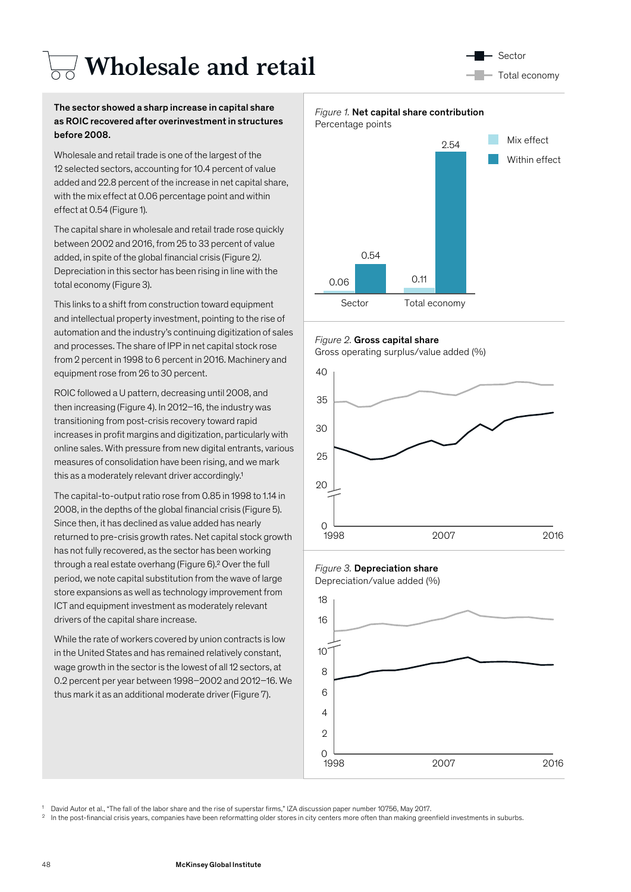# Wholesale and retail

**The sector showed a sharp increase in capital share as ROIC recovered after overinvestment in structures before 2008.**

Wholesale and retail trade is one of the largest of the 12 selected sectors, accounting for 10.4 percent of value added and 22.8 percent of the increase in net capital share, with the mix effect at 0.06 percentage point and within effect at 0.54 (Figure 1).

The capital share in wholesale and retail trade rose quickly between 2002 and 2016, from 25 to 33 percent of value added, in spite of the global financial crisis (Figure 2). Depreciation in this sector has been rising in line with the total economy (Figure 3).

This links to a shift from construction toward equipment and intellectual property investment, pointing to the rise of automation and the industry's continuing digitization of sales and processes. The share of IPP in net capital stock rose from 2 percent in 1998 to 6 percent in 2016. Machinery and equipment rose from 26 to 30 percent.

ROIC followed a U pattern, decreasing until 2008, and then increasing (Figure 4). In 2012–16, the industry was transitioning from post-crisis recovery toward rapid increases in profit margins and digitization, particularly with online sales. With pressure from new digital entrants, various measures of consolidation have been rising, and we mark this as a moderately relevant driver accordingly.[1]

The capital-to-output ratio rose from 0.85 in 1998 to 1.14 in 2008, in the depths of the global financial crisis (Figure 5). Since then, it has declined as value added has nearly returned to pre-crisis growth rates. Net capital stock growth has not fully recovered, as the sector has been working through a real estate overhang (Figure 6).[2] Over the full period, we note capital substitution from the wave of large store expansions as well as technology improvement from ICT and equipment investment as moderately relevant drivers of the capital share increase.

While the rate of workers covered by union contracts is low in the United States and has remained relatively constant, wage growth in the sector is the lowest of all 12 sectors, at 0.2 percent per year between 1998–2002 and 2012–16. We thus mark it as an additional moderate driver (Figure 7).

Legend: Sector; Total economy

*Figure 1.* **Net capital share contribution**
Percentage points

| | Mix effect | Within effect |
|---|---|---|
| Sector | 0.06 | 0.54 |
| Total economy | 0.11 | 2.54 |

*Figure 2.* **Gross capital share**
Gross operating surplus/value added (%)

(Line chart, 1998–2016; y-axis 0, 20–40)

*Figure 3.* **Depreciation share**
Depreciation/value added (%)

(Line chart, 1998–2016; y-axis 0–10, 16–18)

[1] David Autor et al., "The fall of the labor share and the rise of superstar firms," IZA discussion paper number 10756, May 2017.

[2] In the post-financial crisis years, companies have been reformatting older stores in city centers more often than making greenfield investments in suburbs.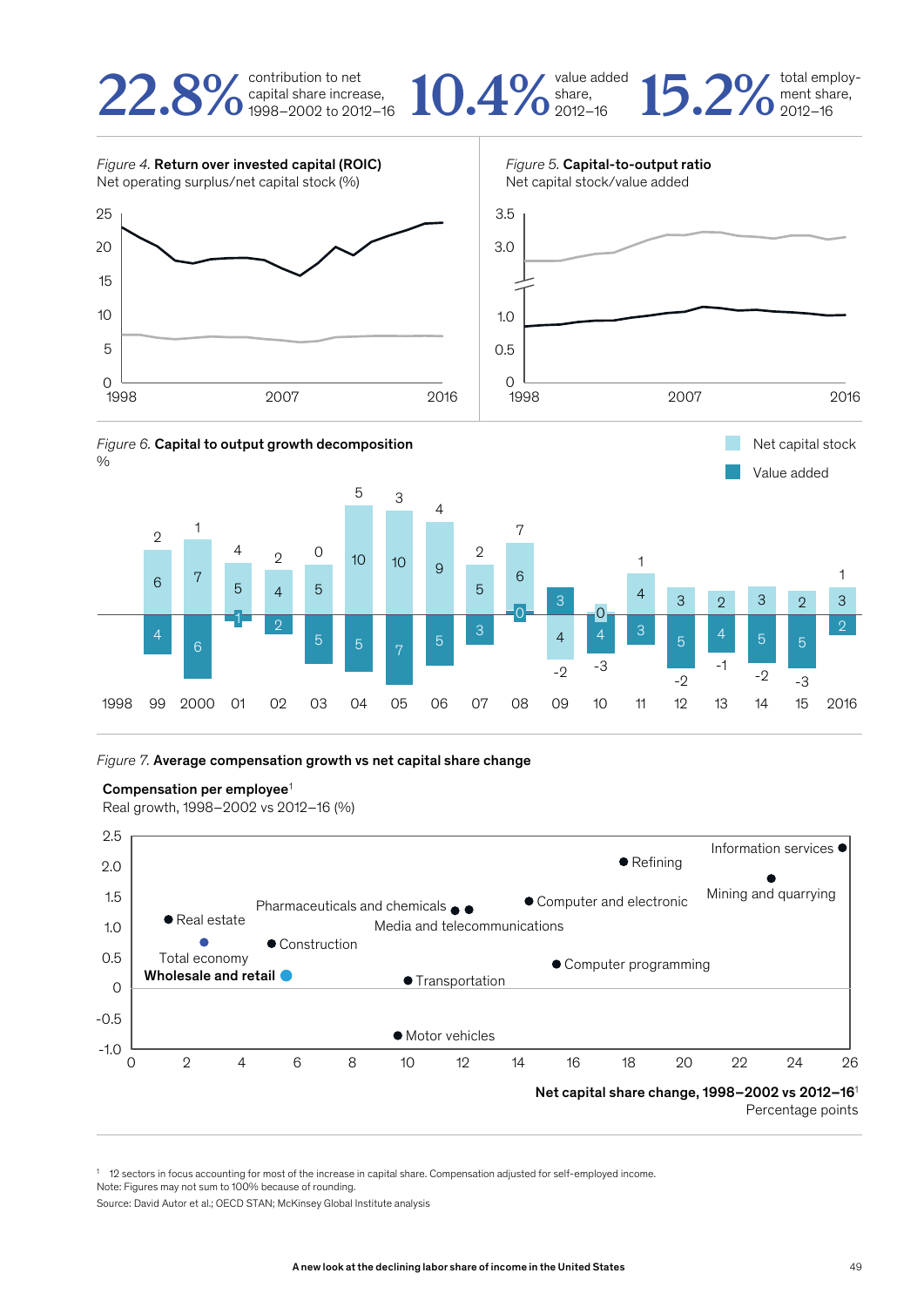**22.8%** contribution to net capital share increase, 1998–2002 to 2012–16

**10.4%** value added share, 2012–16

**15.2%** total employment share, 2012–16

*Figure 4.* **Return over invested capital (ROIC)**
Net operating surplus/net capital stock (%)

*Figure 5.* **Capital-to-output ratio**
Net capital stock/value added

*Figure 6.* **Capital to output growth decomposition**
%

| Year | Net capital stock | Value added | Total |
|---|---|---|---|
| 99 | 6 | 4 | 2 |
| 2000 | 7 | 6 | 1 |
| 01 | 5 | 1 | 4 |
| 02 | 4 | 2 | 2 |
| 03 | 5 | 5 | 0 |
| 04 | 10 | 5 | 5 |
| 05 | 10 | 7 | 3 |
| 06 | 9 | 5 | 4 |
| 07 | 5 | 3 | 2 |
| 08 | 6 | 0 | 7 |
| 09 | 4 | 3 | -2 |
| 10 | 0 | 4 | -3 |
| 11 | 4 | 3 | 1 |
| 12 | 3 | 5 | -2 |
| 13 | 2 | 4 | -1 |
| 14 | 3 | 5 | -2 |
| 15 | 2 | 5 | -3 |
| 2016 | 3 | 2 | 1 |

*Figure 7.* **Average compensation growth vs net capital share change**

**Compensation per employee**[1]
Real growth, 1998–2002 vs 2012–16 (%)

**Net capital share change, 1998–2002 vs 2012–16**[1]
Percentage points

| Sector | Net capital share change (pp) | Compensation growth (%) |
|---|---|---|
| Real estate | ~1.3 | ~1.1 |
| Total economy | ~2.6 | ~0.8 |
| **Wholesale and retail** | ~5.6 | ~0.2 |
| Construction | ~5.1 | ~0.7 |
| Pharmaceuticals and chemicals | ~11.7 | ~1.3 |
| Media and telecommunications | ~12.2 | ~1.3 |
| Transportation | ~10 | ~0.1 |
| Motor vehicles | ~9.6 | ~-0.8 |
| Computer and electronic | ~14.4 | ~1.4 |
| Computer programming | ~15.4 | ~0.4 |
| Refining | ~17.8 | ~2.1 |
| Mining and quarrying | ~23.1 | ~1.8 |
| Information services | ~25.7 | ~2.3 |

[1] 12 sectors in focus accounting for most of the increase in capital share. Compensation adjusted for self-employed income.
Note: Figures may not sum to 100% because of rounding.
Source: David Autor et al.; OECD STAN; McKinsey Global Institute analysis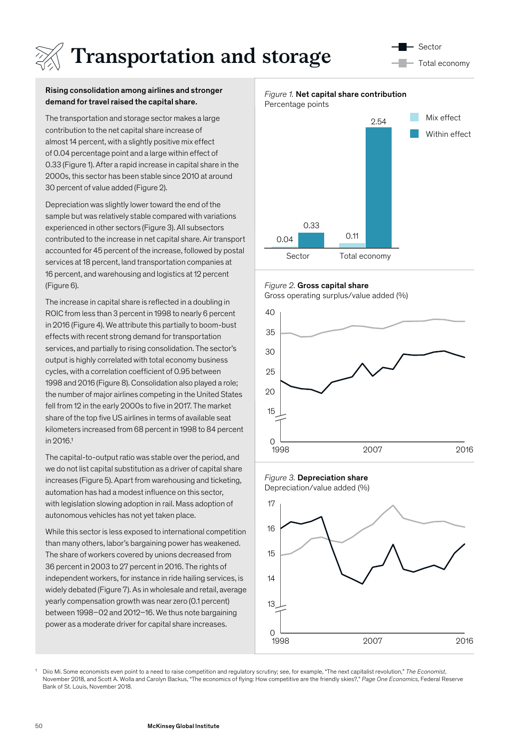# Transportation and storage

Sector
Total economy

**Rising consolidation among airlines and stronger demand for travel raised the capital share.**

The transportation and storage sector makes a large contribution to the net capital share increase of almost 14 percent, with a slightly positive mix effect of 0.04 percentage point and a large within effect of 0.33 (Figure 1). After a rapid increase in capital share in the 2000s, this sector has been stable since 2010 at around 30 percent of value added (Figure 2).

Depreciation was slightly lower toward the end of the sample but was relatively stable compared with variations experienced in other sectors (Figure 3). All subsectors contributed to the increase in net capital share. Air transport accounted for 45 percent of the increase, followed by postal services at 18 percent, land transportation companies at 16 percent, and warehousing and logistics at 12 percent (Figure 6).

The increase in capital share is reflected in a doubling in ROIC from less than 3 percent in 1998 to nearly 6 percent in 2016 (Figure 4). We attribute this partially to boom-bust effects with recent strong demand for transportation services, and partially to rising consolidation. The sector's output is highly correlated with total economy business cycles, with a correlation coefficient of 0.95 between 1998 and 2016 (Figure 8). Consolidation also played a role; the number of major airlines competing in the United States fell from 12 in the early 2000s to five in 2017. The market share of the top five US airlines in terms of available seat kilometers increased from 68 percent in 1998 to 84 percent in 2016.[1]

The capital-to-output ratio was stable over the period, and we do not list capital substitution as a driver of capital share increases (Figure 5). Apart from warehousing and ticketing, automation has had a modest influence on this sector, with legislation slowing adoption in rail. Mass adoption of autonomous vehicles has not yet taken place.

While this sector is less exposed to international competition than many others, labor's bargaining power has weakened. The share of workers covered by unions decreased from 36 percent in 2003 to 27 percent in 2016. The rights of independent workers, for instance in ride hailing services, is widely debated (Figure 7). As in wholesale and retail, average yearly compensation growth was near zero (0.1 percent) between 1998–02 and 2012–16. We thus note bargaining power as a moderate driver for capital share increases.

*Figure 1.* **Net capital share contribution**
Percentage points

| | Mix effect | Within effect |
|---|---|---|
| Sector | 0.04 | 0.33 |
| Total economy | 0.11 | 2.54 |

*Figure 2.* **Gross capital share**
Gross operating surplus/value added (%)

*Figure 3.* **Depreciation share**
Depreciation/value added (%)

[1] Diio Mi. Some economists even point to a need to raise competition and regulatory scrutiny; see, for example, "The next capitalist revolution," *The Economist*, November 2018, and Scott A. Wolla and Carolyn Backus, "The economics of flying: How competitive are the friendly skies?," *Page One Economics*, Federal Reserve Bank of St. Louis, November 2018.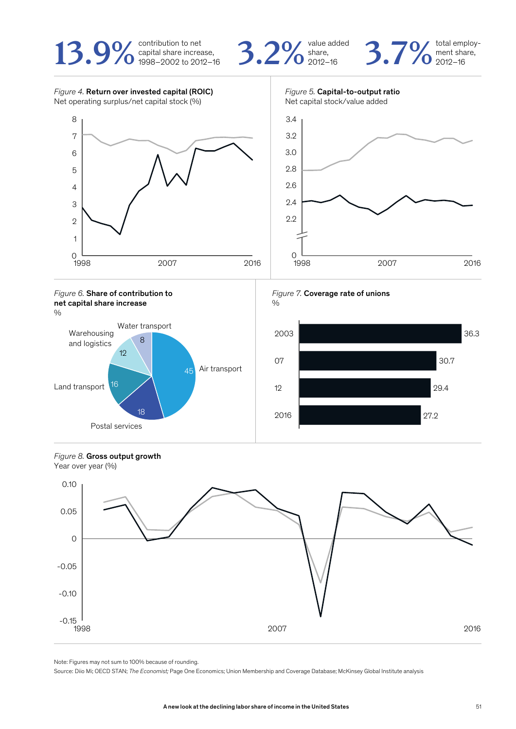**13.9%** contribution to net capital share increase, 1998–2002 to 2012–16

**3.2%** value added share, 2012–16

**3.7%** total employment share, 2012–16

*Figure 4.* **Return over invested capital (ROIC)**
Net operating surplus/net capital stock (%)

*Figure 5.* **Capital-to-output ratio**
Net capital stock/value added

*Figure 6.* **Share of contribution to net capital share increase**
%

| Sector | % |
|---|---|
| Air transport | 45 |
| Postal services | 18 |
| Land transport | 16 |
| Warehousing and logistics | 12 |
| Water transport | 8 |

*Figure 7.* **Coverage rate of unions**
%

| Year | % |
|---|---|
| 2003 | 36.3 |
| 07 | 30.7 |
| 12 | 29.4 |
| 2016 | 27.2 |

*Figure 8.* **Gross output growth**
Year over year (%)

Note: Figures may not sum to 100% because of rounding.
Source: Diio Mi; OECD STAN; *The Economist;* Page One Economics; Union Membership and Coverage Database; McKinsey Global Institute analysis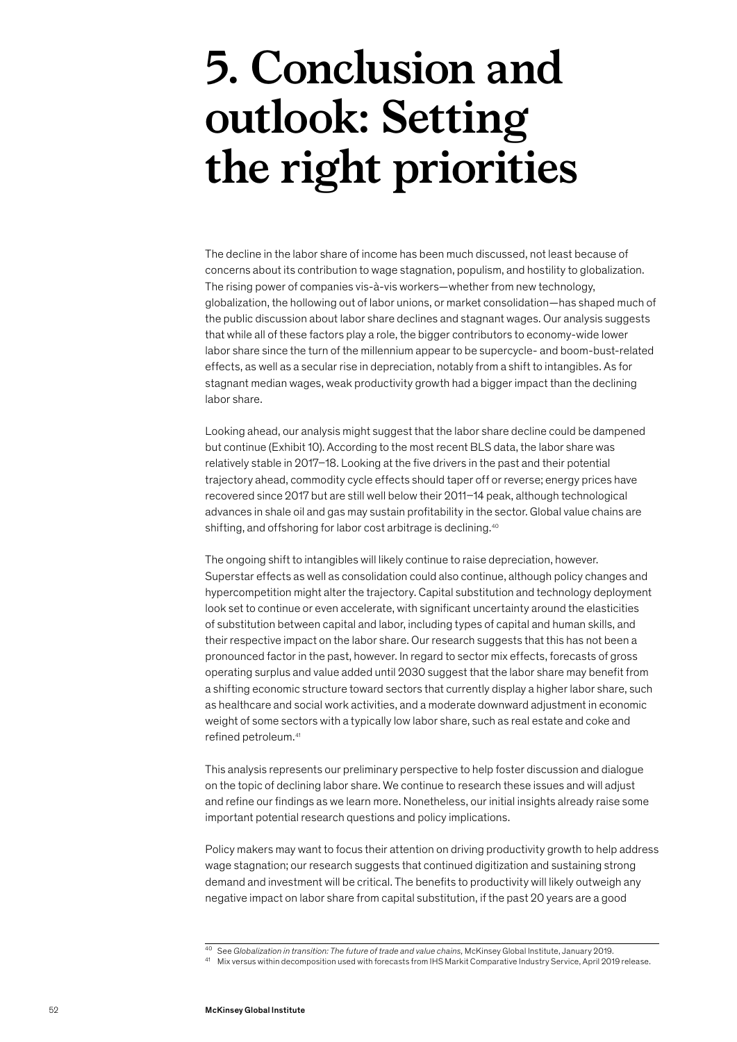# 5. Conclusion and outlook: Setting the right priorities

The decline in the labor share of income has been much discussed, not least because of concerns about its contribution to wage stagnation, populism, and hostility to globalization. The rising power of companies vis-à-vis workers—whether from new technology, globalization, the hollowing out of labor unions, or market consolidation—has shaped much of the public discussion about labor share declines and stagnant wages. Our analysis suggests that while all of these factors play a role, the bigger contributors to economy-wide lower labor share since the turn of the millennium appear to be supercycle- and boom-bust-related effects, as well as a secular rise in depreciation, notably from a shift to intangibles. As for stagnant median wages, weak productivity growth had a bigger impact than the declining labor share.

Looking ahead, our analysis might suggest that the labor share decline could be dampened but continue (Exhibit 10). According to the most recent BLS data, the labor share was relatively stable in 2017–18. Looking at the five drivers in the past and their potential trajectory ahead, commodity cycle effects should taper off or reverse; energy prices have recovered since 2017 but are still well below their 2011–14 peak, although technological advances in shale oil and gas may sustain profitability in the sector. Global value chains are shifting, and offshoring for labor cost arbitrage is declining.[40]

The ongoing shift to intangibles will likely continue to raise depreciation, however. Superstar effects as well as consolidation could also continue, although policy changes and hypercompetition might alter the trajectory. Capital substitution and technology deployment look set to continue or even accelerate, with significant uncertainty around the elasticities of substitution between capital and labor, including types of capital and human skills, and their respective impact on the labor share. Our research suggests that this has not been a pronounced factor in the past, however. In regard to sector mix effects, forecasts of gross operating surplus and value added until 2030 suggest that the labor share may benefit from a shifting economic structure toward sectors that currently display a higher labor share, such as healthcare and social work activities, and a moderate downward adjustment in economic weight of some sectors with a typically low labor share, such as real estate and coke and refined petroleum.[41]

This analysis represents our preliminary perspective to help foster discussion and dialogue on the topic of declining labor share. We continue to research these issues and will adjust and refine our findings as we learn more. Nonetheless, our initial insights already raise some important potential research questions and policy implications.

Policy makers may want to focus their attention on driving productivity growth to help address wage stagnation; our research suggests that continued digitization and sustaining strong demand and investment will be critical. The benefits to productivity will likely outweigh any negative impact on labor share from capital substitution, if the past 20 years are a good

---

[40] See *Globalization in transition: The future of trade and value chains*, McKinsey Global Institute, January 2019.

[41] Mix versus within decomposition used with forecasts from IHS Markit Comparative Industry Service, April 2019 release.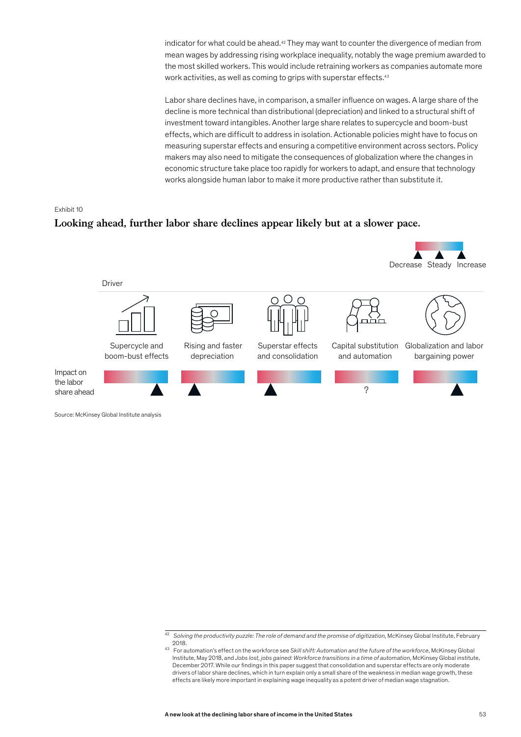indicator for what could be ahead.[42] They may want to counter the divergence of median from mean wages by addressing rising workplace inequality, notably the wage premium awarded to the most skilled workers. This would include retraining workers as companies automate more work activities, as well as coming to grips with superstar effects.[43]

Labor share declines have, in comparison, a smaller influence on wages. A large share of the decline is more technical than distributional (depreciation) and linked to a structural shift of investment toward intangibles. Another large share relates to supercycle and boom-bust effects, which are difficult to address in isolation. Actionable policies might have to focus on measuring superstar effects and ensuring a competitive environment across sectors. Policy makers may also need to mitigate the consequences of globalization where the changes in economic structure take place too rapidly for workers to adapt, and ensure that technology works alongside human labor to make it more productive rather than substitute it.

Exhibit 10

**Looking ahead, further labor share declines appear likely but at a slower pace.**

Scale: Decrease – Steady – Increase

| Driver | Supercycle and boom-bust effects | Rising and faster depreciation | Superstar effects and consolidation | Capital substitution and automation | Globalization and labor bargaining power |
|---|---|---|---|---|---|
| Impact on the labor share ahead | Increase | Decrease | Decrease | ? | Increase |

Source: McKinsey Global Institute analysis

---

[42] *Solving the productivity puzzle: The role of demand and the promise of digitization*, McKinsey Global Institute, February 2018.

[43] For automation's effect on the workforce see *Skill shift: Automation and the future of the workforce*, McKinsey Global Institute, May 2018, and *Jobs lost, jobs gained: Workforce transitions in a time of automation*, McKinsey Global institute, December 2017. While our findings in this paper suggest that consolidation and superstar effects are only moderate drivers of labor share declines, which in turn explain only a small share of the weakness in median wage growth, these effects are likely more important in explaining wage inequality as a potent driver of median wage stagnation.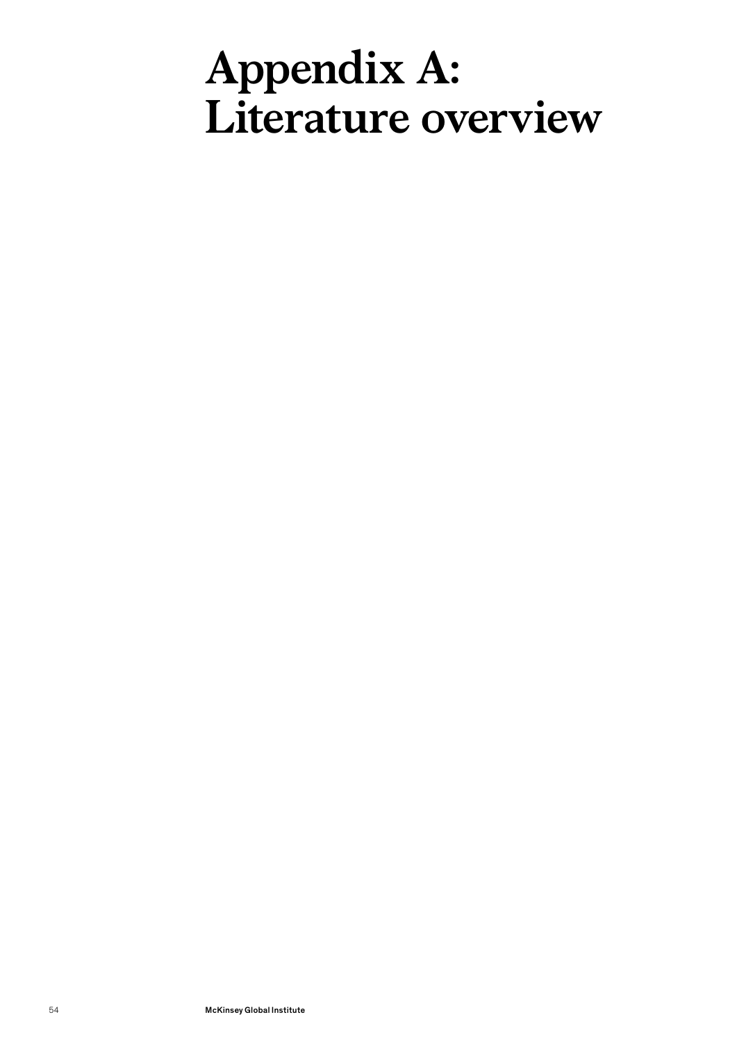# Appendix A: Literature overview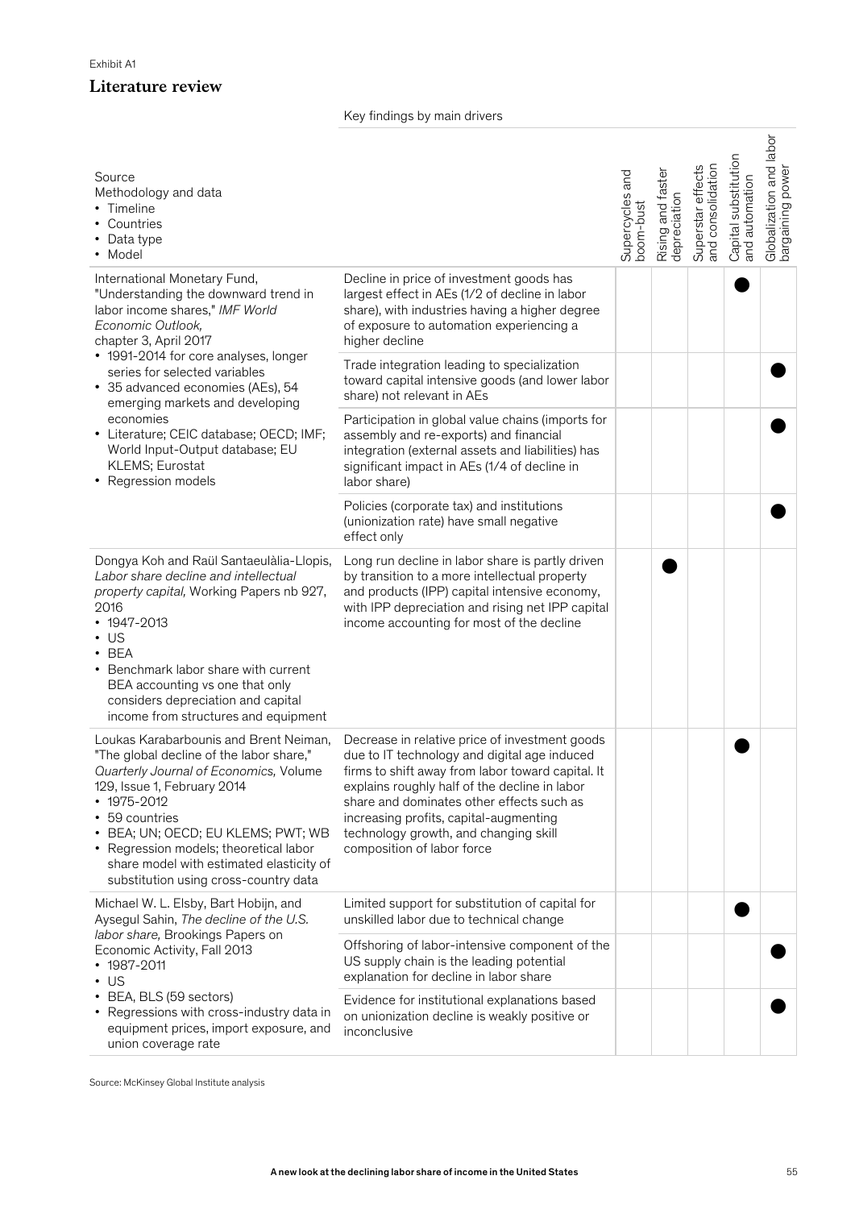Exhibit A1

## Literature review

| Source<br>Methodology and data<br>• Timeline<br>• Countries<br>• Data type<br>• Model | Key findings by main drivers | Supercycles and boom-bust | Rising and faster depreciation | Superstar effects and consolidation | Capital substitution and automation | Globalization and labor bargaining power |
|---|---|---|---|---|---|---|
| International Monetary Fund, "Understanding the downward trend in labor income shares," *IMF World Economic Outlook,* chapter 3, April 2017<br>• 1991-2014 for core analyses, longer series for selected variables<br>• 35 advanced economies (AEs), 54 emerging markets and developing economies<br>• Literature; CEIC database; OECD; IMF; World Input-Output database; EU KLEMS; Eurostat<br>• Regression models | Decline in price of investment goods has largest effect in AEs (1/2 of decline in labor share), with industries having a higher degree of exposure to automation experiencing a higher decline | | | | ● | |
| | Trade integration leading to specialization toward capital intensive goods (and lower labor share) not relevant in AEs | | | | | ● |
| | Participation in global value chains (imports for assembly and re-exports) and financial integration (external assets and liabilities) has significant impact in AEs (1/4 of decline in labor share) | | | | | ● |
| | Policies (corporate tax) and institutions (unionization rate) have small negative effect only | | | | | ● |
| Dongya Koh and Raül Santaeulàlia-Llopis, *Labor share decline and intellectual property capital,* Working Papers nb 927, 2016<br>• 1947-2013<br>• US<br>• BEA<br>• Benchmark labor share with current BEA accounting vs one that only considers depreciation and capital income from structures and equipment | Long run decline in labor share is partly driven by transition to a more intellectual property and products (IPP) capital intensive economy, with IPP depreciation and rising net IPP capital income accounting for most of the decline | | ● | | | |
| Loukas Karabarbounis and Brent Neiman, "The global decline of the labor share," *Quarterly Journal of Economics,* Volume 129, Issue 1, February 2014<br>• 1975-2012<br>• 59 countries<br>• BEA; UN; OECD; EU KLEMS; PWT; WB<br>• Regression models; theoretical labor share model with estimated elasticity of substitution using cross-country data | Decrease in relative price of investment goods due to IT technology and digital age induced firms to shift away from labor toward capital. It explains roughly half of the decline in labor share and dominates other effects such as increasing profits, capital-augmenting technology growth, and changing skill composition of labor force | | | | ● | |
| Michael W. L. Elsby, Bart Hobijn, and Aysegul Sahin, *The decline of the U.S. labor share,* Brookings Papers on Economic Activity, Fall 2013<br>• 1987-2011<br>• US<br>• BEA, BLS (59 sectors)<br>• Regressions with cross-industry data in equipment prices, import exposure, and union coverage rate | Limited support for substitution of capital for unskilled labor due to technical change | | | | ● | |
| | Offshoring of labor-intensive component of the US supply chain is the leading potential explanation for decline in labor share | | | | | ● |
| | Evidence for institutional explanations based on unionization decline is weakly positive or inconclusive | | | | | ● |

Source: McKinsey Global Institute analysis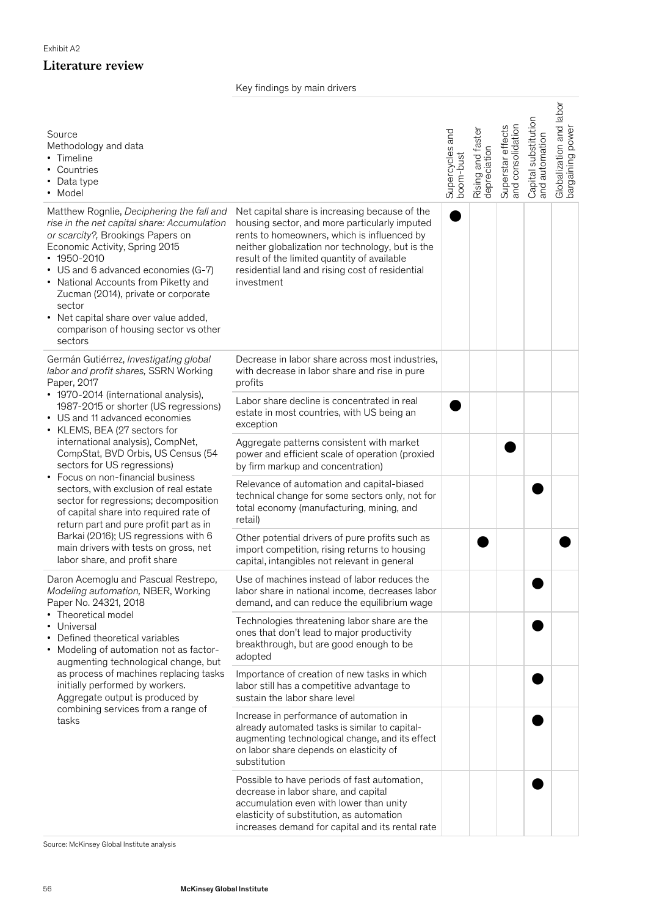Exhibit A2

## Literature review

| Source<br>Methodology and data<br>• Timeline<br>• Countries<br>• Data type<br>• Model | Key findings by main drivers | Supercycles and boom-bust | Rising and faster depreciation | Superstar effects and consolidation | Capital substitution and automation | Globalization and labor bargaining power |
|---|---|---|---|---|---|---|
| Matthew Rognlie, *Deciphering the fall and rise in the net capital share: Accumulation or scarcity?,* Brookings Papers on Economic Activity, Spring 2015<br>• 1950-2010<br>• US and 6 advanced economies (G-7)<br>• National Accounts from Piketty and Zucman (2014), private or corporate sector<br>• Net capital share over value added, comparison of housing sector vs other sectors | Net capital share is increasing because of the housing sector, and more particularly imputed rents to homeowners, which is influenced by neither globalization nor technology, but is the result of the limited quantity of available residential land and rising cost of residential investment | ● | | | | |
| Germán Gutiérrez, *Investigating global labor and profit shares,* SSRN Working Paper, 2017<br>• 1970-2014 (international analysis), 1987-2015 or shorter (US regressions)<br>• US and 11 advanced economies<br>• KLEMS, BEA (27 sectors for international analysis), CompNet, CompStat, BVD Orbis, US Census (54 sectors for US regressions)<br>• Focus on non-financial business sectors, with exclusion of real estate sector for regressions; decomposition of capital share into required rate of return part and pure profit part as in Barkai (2016); US regressions with 6 main drivers with tests on gross, net labor share, and profit share | Decrease in labor share across most industries, with decrease in labor share and rise in pure profits | | | | | |
| | Labor share decline is concentrated in real estate in most countries, with US being an exception | ● | | | | |
| | Aggregate patterns consistent with market power and efficient scale of operation (proxied by firm markup and concentration) | | | ● | | |
| | Relevance of automation and capital-biased technical change for some sectors only, not for total economy (manufacturing, mining, and retail) | | | | ● | |
| | Other potential drivers of pure profits such as import competition, rising returns to housing capital, intangibles not relevant in general | | ● | | | ● |
| Daron Acemoglu and Pascual Restrepo, *Modeling automation,* NBER, Working Paper No. 24321, 2018<br>• Theoretical model<br>• Universal<br>• Defined theoretical variables<br>• Modeling of automation not as factor-augmenting technological change, but as process of machines replacing tasks initially performed by workers. Aggregate output is produced by combining services from a range of tasks | Use of machines instead of labor reduces the labor share in national income, decreases labor demand, and can reduce the equilibrium wage | | | | ● | |
| | Technologies threatening labor share are the ones that don't lead to major productivity breakthrough, but are good enough to be adopted | | | | ● | |
| | Importance of creation of new tasks in which labor still has a competitive advantage to sustain the labor share level | | | | ● | |
| | Increase in performance of automation in already automated tasks is similar to capital-augmenting technological change, and its effect on labor share depends on elasticity of substitution | | | | ● | |
| | Possible to have periods of fast automation, decrease in labor share, and capital accumulation even with lower than unity elasticity of substitution, as automation increases demand for capital and its rental rate | | | | ● | |

Source: McKinsey Global Institute analysis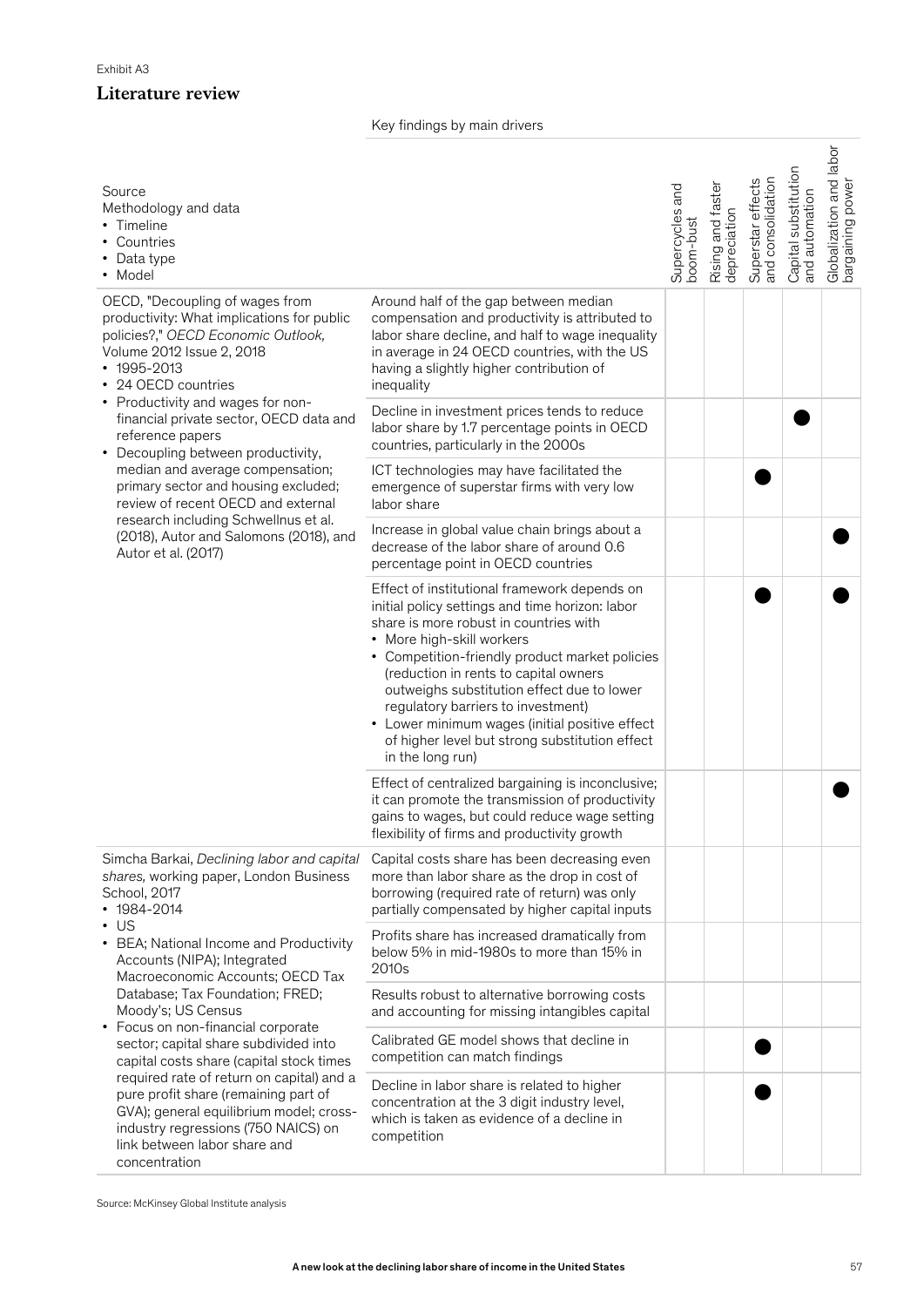Exhibit A3

## Literature review

| Source<br>Methodology and data<br>• Timeline<br>• Countries<br>• Data type<br>• Model | Key findings by main drivers | Supercycles and boom-bust | Rising and faster depreciation | Superstar effects and consolidation | Capital substitution and automation | Globalization and labor bargaining power |
|---|---|---|---|---|---|---|
| OECD, "Decoupling of wages from productivity: What implications for public policies?," *OECD Economic Outlook,* Volume 2012 Issue 2, 2018<br>• 1995-2013<br>• 24 OECD countries<br>• Productivity and wages for non-financial private sector, OECD data and reference papers<br>• Decoupling between productivity, median and average compensation; primary sector and housing excluded; review of recent OECD and external research including Schwellnus et al. (2018), Autor and Salomons (2018), and Autor et al. (2017) | Around half of the gap between median compensation and productivity is attributed to labor share decline, and half to wage inequality in average in 24 OECD countries, with the US having a slightly higher contribution of inequality | | | | | |
| | Decline in investment prices tends to reduce labor share by 1.7 percentage points in OECD countries, particularly in the 2000s | | | | ● | |
| | ICT technologies may have facilitated the emergence of superstar firms with very low labor share | | | ● | | |
| | Increase in global value chain brings about a decrease of the labor share of around 0.6 percentage point in OECD countries | | | | | ● |
| | Effect of institutional framework depends on initial policy settings and time horizon: labor share is more robust in countries with<br>• More high-skill workers<br>• Competition-friendly product market policies (reduction in rents to capital owners outweighs substitution effect due to lower regulatory barriers to investment)<br>• Lower minimum wages (initial positive effect of higher level but strong substitution effect in the long run) | | | ● | | ● |
| | Effect of centralized bargaining is inconclusive; it can promote the transmission of productivity gains to wages, but could reduce wage setting flexibility of firms and productivity growth | | | | | ● |
| Simcha Barkai, *Declining labor and capital shares,* working paper, London Business School, 2017<br>• 1984-2014<br>• US<br>• BEA; National Income and Productivity Accounts (NIPA); Integrated Macroeconomic Accounts; OECD Tax Database; Tax Foundation; FRED; Moody's; US Census<br>• Focus on non-financial corporate sector; capital share subdivided into capital costs share (capital stock times required rate of return on capital) and a pure profit share (remaining part of GVA); general equilibrium model; cross-industry regressions (750 NAICS) on link between labor share and concentration | Capital costs share has been decreasing even more than labor share as the drop in cost of borrowing (required rate of return) was only partially compensated by higher capital inputs | | | | | |
| | Profits share has increased dramatically from below 5% in mid-1980s to more than 15% in 2010s | | | | | |
| | Results robust to alternative borrowing costs and accounting for missing intangibles capital | | | | | |
| | Calibrated GE model shows that decline in competition can match findings | | | ● | | |
| | Decline in labor share is related to higher concentration at the 3 digit industry level, which is taken as evidence of a decline in competition | | | ● | | |

Source: McKinsey Global Institute analysis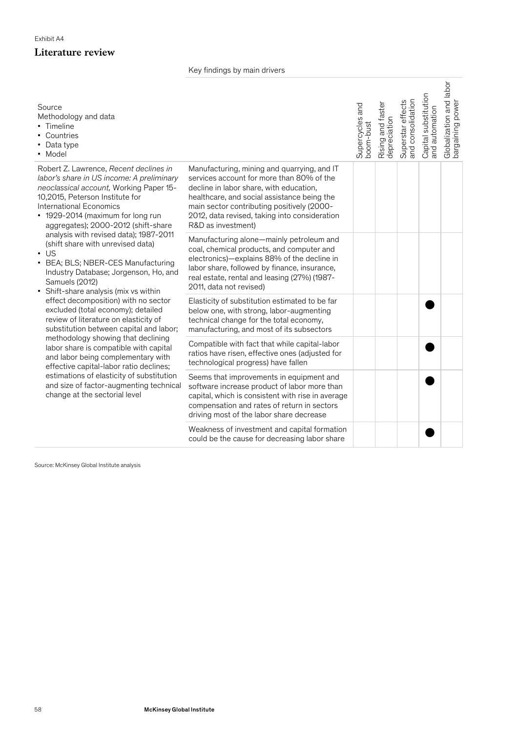Exhibit A4

## Literature review

| Source<br>Methodology and data<br>• Timeline<br>• Countries<br>• Data type<br>• Model | Key findings by main drivers | Supercycles and boom-bust | Rising and faster depreciation | Superstar effects and consolidation | Capital substitution and automation | Globalization and labor bargaining power |
|---|---|---|---|---|---|---|
| Robert Z. Lawrence, *Recent declines in labor's share in US income: A preliminary neoclassical account,* Working Paper 15-10,2015, Peterson Institute for International Economics<br>• 1929-2014 (maximum for long run aggregates); 2000-2012 (shift-share analysis with revised data); 1987-2011 (shift share with unrevised data)<br>• US<br>• BEA; BLS; NBER-CES Manufacturing Industry Database; Jorgenson, Ho, and Samuels (2012)<br>• Shift-share analysis (mix vs within effect decomposition) with no sector excluded (total economy); detailed review of literature on elasticity of substitution between capital and labor; methodology showing that declining labor share is compatible with capital and labor being complementary with effective capital-labor ratio declines; estimations of elasticity of substitution and size of factor-augmenting technical change at the sectorial level | Manufacturing, mining and quarrying, and IT services account for more than 80% of the decline in labor share, with education, healthcare, and social assistance being the main sector contributing positively (2000-2012, data revised, taking into consideration R&D as investment) | | | | | |
| | Manufacturing alone—mainly petroleum and coal, chemical products, and computer and electronics—explains 88% of the decline in labor share, followed by finance, insurance, real estate, rental and leasing (27%) (1987-2011, data not revised) | | | | | |
| | Elasticity of substitution estimated to be far below one, with strong, labor-augmenting technical change for the total economy, manufacturing, and most of its subsectors | | | | ● | |
| | Compatible with fact that while capital-labor ratios have risen, effective ones (adjusted for technological progress) have fallen | | | | ● | |
| | Seems that improvements in equipment and software increase product of labor more than capital, which is consistent with rise in average compensation and rates of return in sectors driving most of the labor share decrease | | | | ● | |
| | Weakness of investment and capital formation could be the cause for decreasing labor share | | | | ● | |

Source: McKinsey Global Institute analysis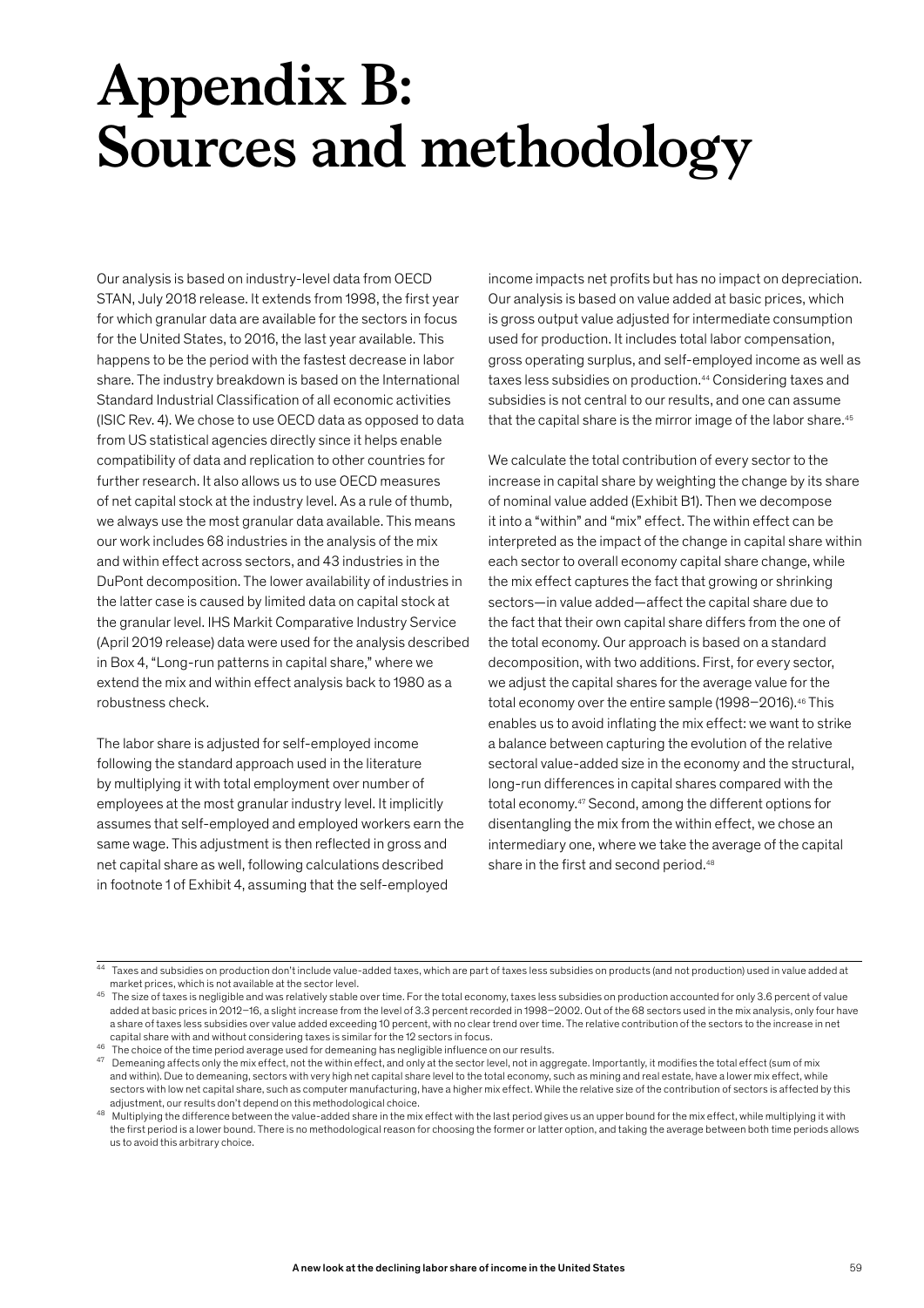# Appendix B: Sources and methodology

Our analysis is based on industry-level data from OECD STAN, July 2018 release. It extends from 1998, the first year for which granular data are available for the sectors in focus for the United States, to 2016, the last year available. This happens to be the period with the fastest decrease in labor share. The industry breakdown is based on the International Standard Industrial Classification of all economic activities (ISIC Rev. 4). We chose to use OECD data as opposed to data from US statistical agencies directly since it helps enable compatibility of data and replication to other countries for further research. It also allows us to use OECD measures of net capital stock at the industry level. As a rule of thumb, we always use the most granular data available. This means our work includes 68 industries in the analysis of the mix and within effect across sectors, and 43 industries in the DuPont decomposition. The lower availability of industries in the latter case is caused by limited data on capital stock at the granular level. IHS Markit Comparative Industry Service (April 2019 release) data were used for the analysis described in Box 4, "Long-run patterns in capital share," where we extend the mix and within effect analysis back to 1980 as a robustness check.

The labor share is adjusted for self-employed income following the standard approach used in the literature by multiplying it with total employment over number of employees at the most granular industry level. It implicitly assumes that self-employed and employed workers earn the same wage. This adjustment is then reflected in gross and net capital share as well, following calculations described in footnote 1 of Exhibit 4, assuming that the self-employed income impacts net profits but has no impact on depreciation. Our analysis is based on value added at basic prices, which is gross output value adjusted for intermediate consumption used for production. It includes total labor compensation, gross operating surplus, and self-employed income as well as taxes less subsidies on production.[44] Considering taxes and subsidies is not central to our results, and one can assume that the capital share is the mirror image of the labor share.[45]

We calculate the total contribution of every sector to the increase in capital share by weighting the change by its share of nominal value added (Exhibit B1). Then we decompose it into a "within" and "mix" effect. The within effect can be interpreted as the impact of the change in capital share within each sector to overall economy capital share change, while the mix effect captures the fact that growing or shrinking sectors—in value added—affect the capital share due to the fact that their own capital share differs from the one of the total economy. Our approach is based on a standard decomposition, with two additions. First, for every sector, we adjust the capital shares for the average value for the total economy over the entire sample (1998–2016).[46] This enables us to avoid inflating the mix effect: we want to strike a balance between capturing the evolution of the relative sectoral value-added size in the economy and the structural, long-run differences in capital shares compared with the total economy.[47] Second, among the different options for disentangling the mix from the within effect, we chose an intermediary one, where we take the average of the capital share in the first and second period.[48]

---

[44] Taxes and subsidies on production don't include value-added taxes, which are part of taxes less subsidies on products (and not production) used in value added at market prices, which is not available at the sector level.

[45] The size of taxes is negligible and was relatively stable over time. For the total economy, taxes less subsidies on production accounted for only 3.6 percent of value added at basic prices in 2012–16, a slight increase from the level of 3.3 percent recorded in 1998–2002. Out of the 68 sectors used in the mix analysis, only four have a share of taxes less subsidies over value added exceeding 10 percent, with no clear trend over time. The relative contribution of the sectors to the increase in net capital share with and without considering taxes is similar for the 12 sectors in focus.

[46] The choice of the time period average used for demeaning has negligible influence on our results.

[47] Demeaning affects only the mix effect, not the within effect, and only at the sector level, not in aggregate. Importantly, it modifies the total effect (sum of mix and within). Due to demeaning, sectors with very high net capital share level to the total economy, such as mining and real estate, have a lower mix effect, while sectors with low net capital share, such as computer manufacturing, have a higher mix effect. While the relative size of the contribution of sectors is affected by this adjustment, our results don't depend on this methodological choice.

[48] Multiplying the difference between the value-added share in the mix effect with the last period gives us an upper bound for the mix effect, while multiplying it with the first period is a lower bound. There is no methodological reason for choosing the former or latter option, and taking the average between both time periods allows us to avoid this arbitrary choice.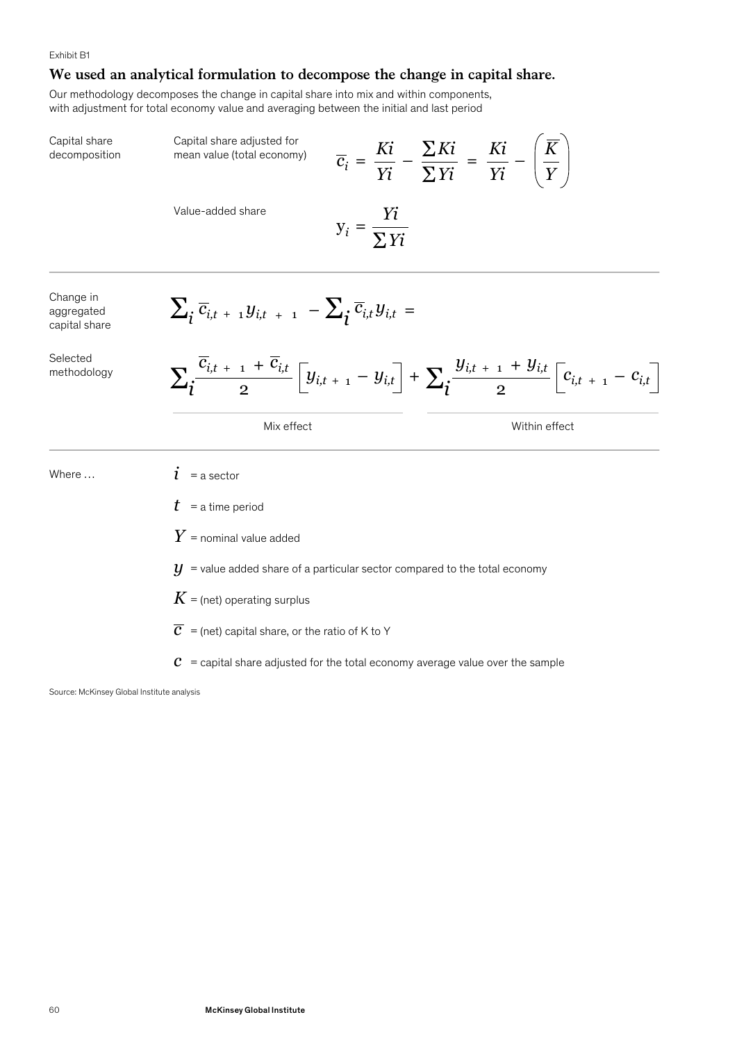Exhibit B1

## We used an analytical formulation to decompose the change in capital share.

Our methodology decomposes the change in capital share into mix and within components, with adjustment for total economy value and averaging between the initial and last period

**Capital share decomposition**

Capital share adjusted for mean value (total economy)

$$\overline{c_i} = \frac{Ki}{Yi} - \frac{\sum Ki}{\sum Yi} = \frac{Ki}{Yi} - \left(\frac{\overline{K}}{Y}\right)$$

Value-added share

$$y_i = \frac{Yi}{\sum Yi}$$

**Change in aggregated capital share**

$$\sum_i \overline{c}_{i,t+1} y_{i,t+1} - \sum_i \overline{c}_{i,t} y_{i,t} =$$

**Selected methodology**

$$\underbrace{\sum_i \frac{\overline{c}_{i,t+1} + \overline{c}_{i,t}}{2} \left[y_{i,t+1} - y_{i,t}\right]}_{\text{Mix effect}} + \underbrace{\sum_i \frac{y_{i,t+1} + y_{i,t}}{2} \left[c_{i,t+1} - c_{i,t}\right]}_{\text{Within effect}}$$

Where …

- $i$ = a sector
- $t$ = a time period
- $Y$ = nominal value added
- $y$ = value added share of a particular sector compared to the total economy
- $K$ = (net) operating surplus
- $\overline{c}$ = (net) capital share, or the ratio of K to Y
- $c$ = capital share adjusted for the total economy average value over the sample

Source: McKinsey Global Institute analysis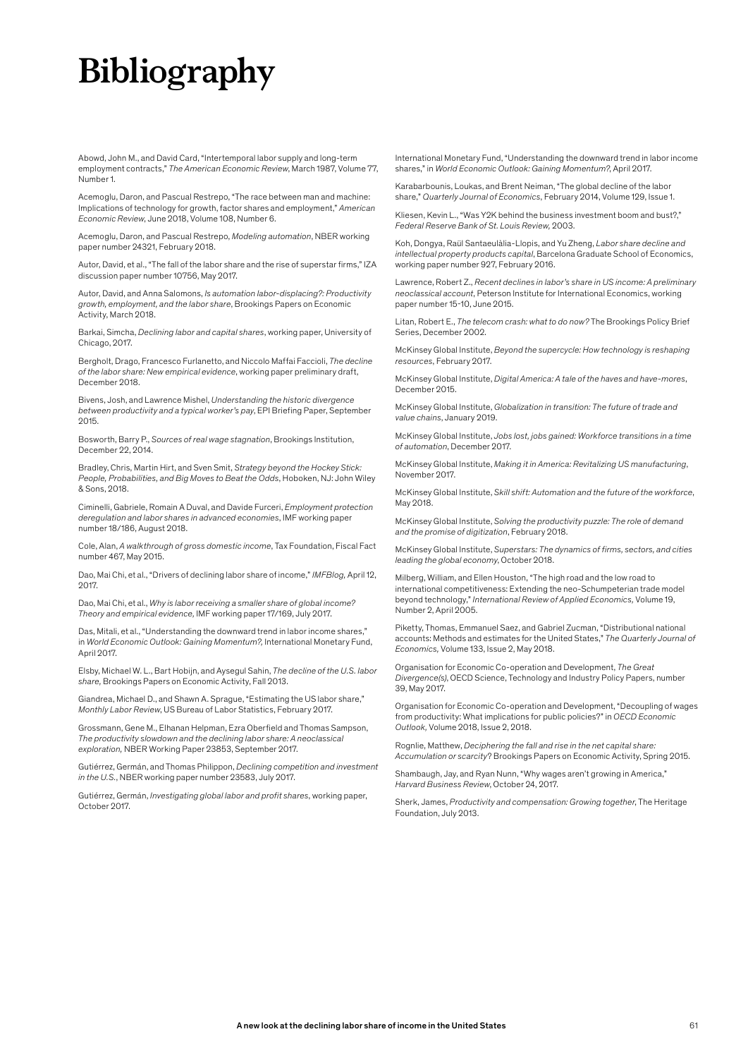# Bibliography

Abowd, John M., and David Card, "Intertemporal labor supply and long-term employment contracts," *The American Economic Review*, March 1987, Volume 77, Number 1.

Acemoglu, Daron, and Pascual Restrepo, "The race between man and machine: Implications of technology for growth, factor shares and employment," *American Economic Review*, June 2018, Volume 108, Number 6.

Acemoglu, Daron, and Pascual Restrepo, *Modeling automation*, NBER working paper number 24321, February 2018.

Autor, David, et al., "The fall of the labor share and the rise of superstar firms," IZA discussion paper number 10756, May 2017.

Autor, David, and Anna Salomons, *Is automation labor-displacing?: Productivity growth, employment, and the labor share*, Brookings Papers on Economic Activity, March 2018.

Barkai, Simcha, *Declining labor and capital shares*, working paper, University of Chicago, 2017.

Bergholt, Drago, Francesco Furlanetto, and Niccolo Maffai Faccioli, *The decline of the labor share: New empirical evidence*, working paper preliminary draft, December 2018.

Bivens, Josh, and Lawrence Mishel, *Understanding the historic divergence between productivity and a typical worker's pay*, EPI Briefing Paper, September 2015.

Bosworth, Barry P., *Sources of real wage stagnation*, Brookings Institution, December 22, 2014.

Bradley, Chris, Martin Hirt, and Sven Smit, *Strategy beyond the Hockey Stick: People, Probabilities, and Big Moves to Beat the Odds*, Hoboken, NJ: John Wiley & Sons, 2018.

Ciminelli, Gabriele, Romain A Duval, and Davide Furceri, *Employment protection deregulation and labor shares in advanced economies*, IMF working paper number 18/186, August 2018.

Cole, Alan, *A walkthrough of gross domestic income*, Tax Foundation, Fiscal Fact number 467, May 2015.

Dao, Mai Chi, et al., "Drivers of declining labor share of income," *IMFBlog*, April 12, 2017.

Dao, Mai Chi, et al., *Why is labor receiving a smaller share of global income? Theory and empirical evidence*, IMF working paper 17/169, July 2017.

Das, Mitali, et al., "Understanding the downward trend in labor income shares," in *World Economic Outlook: Gaining Momentum?*, International Monetary Fund, April 2017.

Elsby, Michael W. L., Bart Hobijn, and Aysegul Sahin, *The decline of the U.S. labor share*, Brookings Papers on Economic Activity, Fall 2013.

Giandrea, Michael D., and Shawn A. Sprague, "Estimating the US labor share," *Monthly Labor Review*, US Bureau of Labor Statistics, February 2017.

Grossmann, Gene M., Elhanan Helpman, Ezra Oberfield and Thomas Sampson, *The productivity slowdown and the declining labor share: A neoclassical exploration*, NBER Working Paper 23853, September 2017.

Gutiérrez, Germán, and Thomas Philippon, *Declining competition and investment in the U.S.*, NBER working paper number 23583, July 2017.

Gutiérrez, Germán, *Investigating global labor and profit shares*, working paper, October 2017.

International Monetary Fund, "Understanding the downward trend in labor income shares," in *World Economic Outlook: Gaining Momentum?*, April 2017.

Karabarbounis, Loukas, and Brent Neiman, "The global decline of the labor share," *Quarterly Journal of Economics*, February 2014, Volume 129, Issue 1.

Kliesen, Kevin L., "Was Y2K behind the business investment boom and bust?," *Federal Reserve Bank of St. Louis Review*, 2003.

Koh, Dongya, Raül Santaeulàlia-Llopis, and Yu Zheng, *Labor share decline and intellectual property products capital*, Barcelona Graduate School of Economics, working paper number 927, February 2016.

Lawrence, Robert Z., *Recent declines in labor's share in US income: A preliminary neoclassical account*, Peterson Institute for International Economics, working paper number 15-10, June 2015.

Litan, Robert E., *The telecom crash: what to do now?* The Brookings Policy Brief Series, December 2002.

McKinsey Global Institute, *Beyond the supercycle: How technology is reshaping resources*, February 2017.

McKinsey Global Institute, *Digital America: A tale of the haves and have-mores*, December 2015.

McKinsey Global Institute, *Globalization in transition: The future of trade and value chains*, January 2019.

McKinsey Global Institute, *Jobs lost, jobs gained: Workforce transitions in a time of automation*, December 2017.

McKinsey Global Institute, *Making it in America: Revitalizing US manufacturing*, November 2017.

McKinsey Global Institute, *Skill shift: Automation and the future of the workforce*, May 2018.

McKinsey Global Institute, *Solving the productivity puzzle: The role of demand and the promise of digitization*, February 2018.

McKinsey Global Institute, *Superstars: The dynamics of firms, sectors, and cities leading the global economy*, October 2018.

Milberg, William, and Ellen Houston, "The high road and the low road to international competitiveness: Extending the neo-Schumpeterian trade model beyond technology," *International Review of Applied Economics*, Volume 19, Number 2, April 2005.

Piketty, Thomas, Emmanuel Saez, and Gabriel Zucman, "Distributional national accounts: Methods and estimates for the United States," *The Quarterly Journal of Economics*, Volume 133, Issue 2, May 2018.

Organisation for Economic Co-operation and Development, *The Great Divergence(s)*, OECD Science, Technology and Industry Policy Papers, number 39, May 2017.

Organisation for Economic Co-operation and Development, "Decoupling of wages from productivity: What implications for public policies?" in *OECD Economic Outlook*, Volume 2018, Issue 2, 2018.

Rognlie, Matthew, *Deciphering the fall and rise in the net capital share: Accumulation or scarcity?* Brookings Papers on Economic Activity, Spring 2015.

Shambaugh, Jay, and Ryan Nunn, "Why wages aren't growing in America," *Harvard Business Review*, October 24, 2017.

Sherk, James, *Productivity and compensation: Growing together*, The Heritage Foundation, July 2013.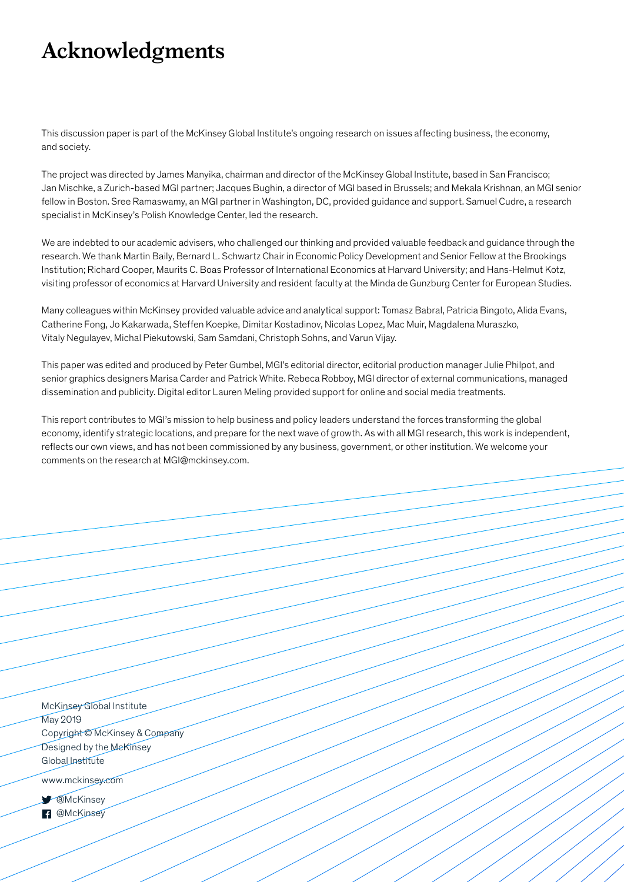# Acknowledgments

This discussion paper is part of the McKinsey Global Institute's ongoing research on issues affecting business, the economy, and society.

The project was directed by James Manyika, chairman and director of the McKinsey Global Institute, based in San Francisco; Jan Mischke, a Zurich-based MGI partner; Jacques Bughin, a director of MGI based in Brussels; and Mekala Krishnan, an MGI senior fellow in Boston. Sree Ramaswamy, an MGI partner in Washington, DC, provided guidance and support. Samuel Cudre, a research specialist in McKinsey's Polish Knowledge Center, led the research.

We are indebted to our academic advisers, who challenged our thinking and provided valuable feedback and guidance through the research. We thank Martin Baily, Bernard L. Schwartz Chair in Economic Policy Development and Senior Fellow at the Brookings Institution; Richard Cooper, Maurits C. Boas Professor of International Economics at Harvard University; and Hans-Helmut Kotz, visiting professor of economics at Harvard University and resident faculty at the Minda de Gunzburg Center for European Studies.

Many colleagues within McKinsey provided valuable advice and analytical support: Tomasz Babral, Patricia Bingoto, Alida Evans, Catherine Fong, Jo Kakarwada, Steffen Koepke, Dimitar Kostadinov, Nicolas Lopez, Mac Muir, Magdalena Muraszko, Vitaly Negulayev, Michal Piekutowski, Sam Samdani, Christoph Sohns, and Varun Vijay.

This paper was edited and produced by Peter Gumbel, MGI's editorial director, editorial production manager Julie Philpot, and senior graphics designers Marisa Carder and Patrick White. Rebeca Robboy, MGI director of external communications, managed dissemination and publicity. Digital editor Lauren Meling provided support for online and social media treatments.

This report contributes to MGI's mission to help business and policy leaders understand the forces transforming the global economy, identify strategic locations, and prepare for the next wave of growth. As with all MGI research, this work is independent, reflects our own views, and has not been commissioned by any business, government, or other institution. We welcome your comments on the research at MGI@mckinsey.com.

McKinsey Global Institute
May 2019
Copyright © McKinsey & Company
Designed by the McKinsey Global Institute

www.mckinsey.com

@McKinsey
@McKinsey